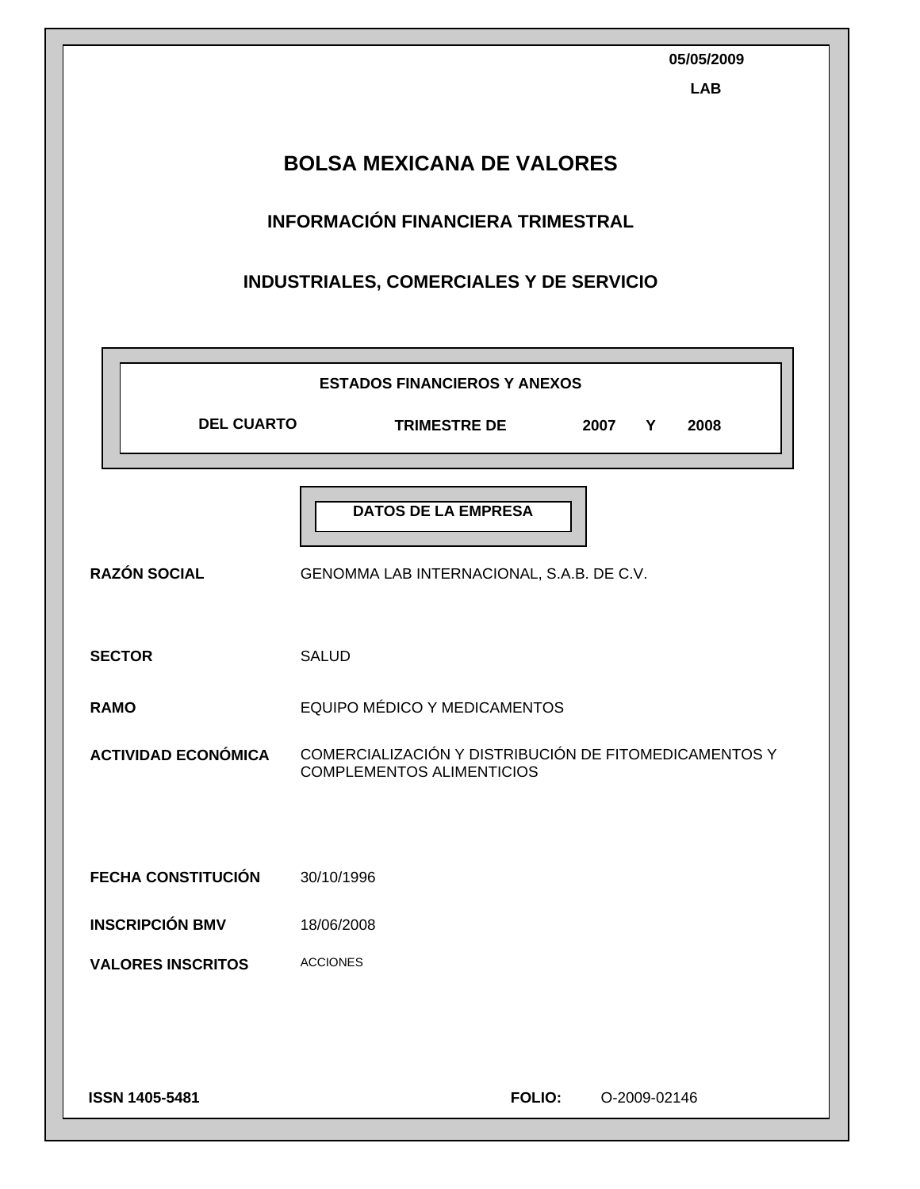05/05/2009

**LAB**

# BOLSA MEXICANA DE VALORES

## INFORMACIÓN FINANCIERA TRIMESTRAL

## INDUSTRIALES, COMERCIALES Y DE SERVICIO

**ESTADOS FINANCIEROS Y ANEXOS**

**DEL CUARTO TRIMESTRE DE 2007 Y 2008**

**DATOS DE LA EMPRESA**

| | |
|---|---|
| **RAZÓN SOCIAL** | GENOMMA LAB INTERNACIONAL, S.A.B. DE C.V. |
| **SECTOR** | SALUD |
| **RAMO** | EQUIPO MÉDICO Y MEDICAMENTOS |
| **ACTIVIDAD ECONÓMICA** | COMERCIALIZACIÓN Y DISTRIBUCIÓN DE FITOMEDICAMENTOS Y COMPLEMENTOS ALIMENTICIOS |
| **FECHA CONSTITUCIÓN** | 30/10/1996 |
| **INSCRIPCIÓN BMV** | 18/06/2008 |
| **VALORES INSCRITOS** | ACCIONES |

**ISSN 1405-5481** **FOLIO:** O-2009-02146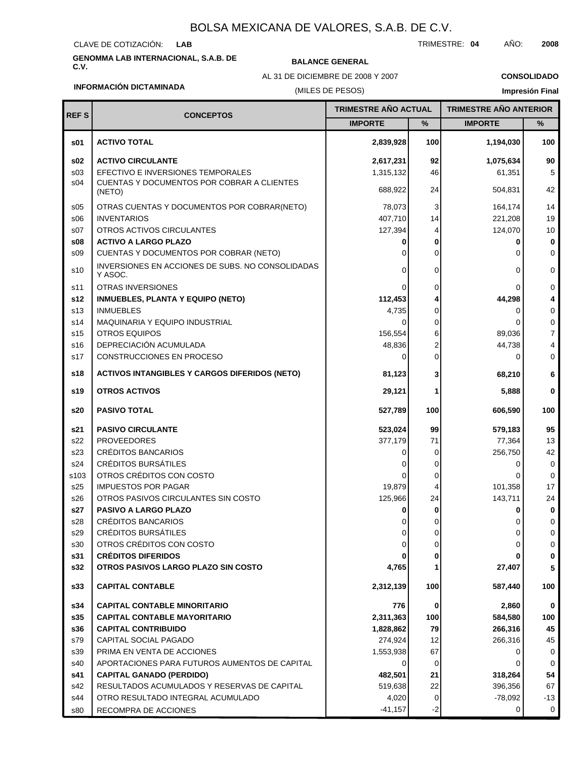# BOLSA MEXICANA DE VALORES, S.A.B. DE C.V.

CLAVE DE COTIZACIÓN: **LAB** TRIMESTRE: **04** AÑO: **2008**

**GENOMMA LAB INTERNACIONAL, S.A.B. DE C.V.**

**BALANCE GENERAL**

AL 31 DE DICIEMBRE DE 2008 Y 2007

(MILES DE PESOS)

**CONSOLIDADO**

**INFORMACIÓN DICTAMINADA**

**Impresión Final**

| REF S | CONCEPTOS | TRIMESTRE AÑO ACTUAL | | TRIMESTRE AÑO ANTERIOR | |
|---|---|---|---|---|---|
| | | IMPORTE | % | IMPORTE | % |
| **s01** | **ACTIVO TOTAL** | **2,839,928** | **100** | **1,194,030** | **100** |
| **s02** | **ACTIVO CIRCULANTE** | **2,617,231** | **92** | **1,075,634** | **90** |
| s03 | EFECTIVO E INVERSIONES TEMPORALES | 1,315,132 | 46 | 61,351 | 5 |
| s04 | CUENTAS Y DOCUMENTOS POR COBRAR A CLIENTES (NETO) | 688,922 | 24 | 504,831 | 42 |
| s05 | OTRAS CUENTAS Y DOCUMENTOS POR COBRAR(NETO) | 78,073 | 3 | 164,174 | 14 |
| s06 | INVENTARIOS | 407,710 | 14 | 221,208 | 19 |
| s07 | OTROS ACTIVOS CIRCULANTES | 127,394 | 4 | 124,070 | 10 |
| **s08** | **ACTIVO A LARGO PLAZO** | **0** | **0** | **0** | **0** |
| s09 | CUENTAS Y DOCUMENTOS POR COBRAR (NETO) | 0 | 0 | 0 | 0 |
| s10 | INVERSIONES EN ACCIONES DE SUBS. NO CONSOLIDADAS Y ASOC. | 0 | 0 | 0 | 0 |
| s11 | OTRAS INVERSIONES | 0 | 0 | 0 | 0 |
| **s12** | **INMUEBLES, PLANTA Y EQUIPO (NETO)** | **112,453** | **4** | **44,298** | **4** |
| s13 | INMUEBLES | 4,735 | 0 | 0 | 0 |
| s14 | MAQUINARIA Y EQUIPO INDUSTRIAL | 0 | 0 | 0 | 0 |
| s15 | OTROS EQUIPOS | 156,554 | 6 | 89,036 | 7 |
| s16 | DEPRECIACIÓN ACUMULADA | 48,836 | 2 | 44,738 | 4 |
| s17 | CONSTRUCCIONES EN PROCESO | 0 | 0 | 0 | 0 |
| **s18** | **ACTIVOS INTANGIBLES Y CARGOS DIFERIDOS (NETO)** | **81,123** | **3** | **68,210** | **6** |
| **s19** | **OTROS ACTIVOS** | **29,121** | **1** | **5,888** | **0** |
| **s20** | **PASIVO TOTAL** | **527,789** | **100** | **606,590** | **100** |
| **s21** | **PASIVO CIRCULANTE** | **523,024** | **99** | **579,183** | **95** |
| s22 | PROVEEDORES | 377,179 | 71 | 77,364 | 13 |
| s23 | CRÉDITOS BANCARIOS | 0 | 0 | 256,750 | 42 |
| s24 | CRÉDITOS BURSÁTILES | 0 | 0 | 0 | 0 |
| s103 | OTROS CRÉDITOS CON COSTO | 0 | 0 | 0 | 0 |
| s25 | IMPUESTOS POR PAGAR | 19,879 | 4 | 101,358 | 17 |
| s26 | OTROS PASIVOS CIRCULANTES SIN COSTO | 125,966 | 24 | 143,711 | 24 |
| **s27** | **PASIVO A LARGO PLAZO** | **0** | **0** | **0** | **0** |
| s28 | CRÉDITOS BANCARIOS | 0 | 0 | 0 | 0 |
| s29 | CRÉDITOS BURSÁTILES | 0 | 0 | 0 | 0 |
| s30 | OTROS CRÉDITOS CON COSTO | 0 | 0 | 0 | 0 |
| **s31** | **CRÉDITOS DIFERIDOS** | **0** | **0** | **0** | **0** |
| **s32** | **OTROS PASIVOS LARGO PLAZO SIN COSTO** | **4,765** | **1** | **27,407** | **5** |
| **s33** | **CAPITAL CONTABLE** | **2,312,139** | **100** | **587,440** | **100** |
| **s34** | **CAPITAL CONTABLE MINORITARIO** | **776** | **0** | **2,860** | **0** |
| **s35** | **CAPITAL CONTABLE MAYORITARIO** | **2,311,363** | **100** | **584,580** | **100** |
| **s36** | **CAPITAL CONTRIBUIDO** | **1,828,862** | **79** | **266,316** | **45** |
| s79 | CAPITAL SOCIAL PAGADO | 274,924 | 12 | 266,316 | 45 |
| s39 | PRIMA EN VENTA DE ACCIONES | 1,553,938 | 67 | 0 | 0 |
| s40 | APORTACIONES PARA FUTUROS AUMENTOS DE CAPITAL | 0 | 0 | 0 | 0 |
| **s41** | **CAPITAL GANADO (PERDIDO)** | **482,501** | **21** | **318,264** | **54** |
| s42 | RESULTADOS ACUMULADOS Y RESERVAS DE CAPITAL | 519,638 | 22 | 396,356 | 67 |
| s44 | OTRO RESULTADO INTEGRAL ACUMULADO | 4,020 | 0 | -78,092 | -13 |
| s80 | RECOMPRA DE ACCIONES | -41,157 | -2 | 0 | 0 |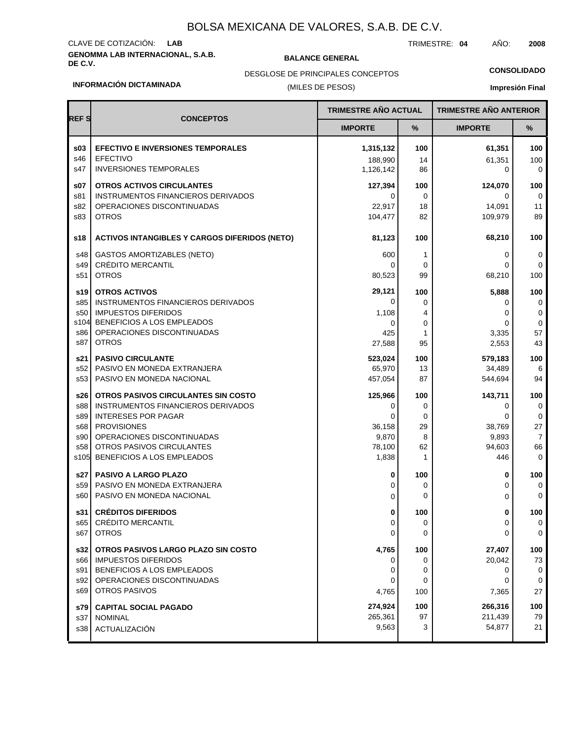# BOLSA MEXICANA DE VALORES, S.A.B. DE C.V.

CLAVE DE COTIZACIÓN: **LAB**

TRIMESTRE: **04** AÑO: **2008**

**GENOMMA LAB INTERNACIONAL, S.A.B. DE C.V.**

**BALANCE GENERAL**

DESGLOSE DE PRINCIPALES CONCEPTOS

(MILES DE PESOS)

**CONSOLIDADO**

**INFORMACIÓN DICTAMINADA**

**Impresión Final**

| REF S | CONCEPTOS | TRIMESTRE AÑO ACTUAL | | TRIMESTRE AÑO ANTERIOR | |
|---|---|---|---|---|---|
| | | IMPORTE | % | IMPORTE | % |
| **s03** | **EFECTIVO E INVERSIONES TEMPORALES** | **1,315,132** | **100** | **61,351** | **100** |
| s46 | EFECTIVO | 188,990 | 14 | 61,351 | 100 |
| s47 | INVERSIONES TEMPORALES | 1,126,142 | 86 | 0 | 0 |
| **s07** | **OTROS ACTIVOS CIRCULANTES** | **127,394** | **100** | **124,070** | **100** |
| s81 | INSTRUMENTOS FINANCIEROS DERIVADOS | 0 | 0 | 0 | 0 |
| s82 | OPERACIONES DISCONTINUADAS | 22,917 | 18 | 14,091 | 11 |
| s83 | OTROS | 104,477 | 82 | 109,979 | 89 |
| **s18** | **ACTIVOS INTANGIBLES Y CARGOS DIFERIDOS (NETO)** | **81,123** | **100** | **68,210** | **100** |
| s48 | GASTOS AMORTIZABLES (NETO) | 600 | 1 | 0 | 0 |
| s49 | CRÉDITO MERCANTIL | 0 | 0 | 0 | 0 |
| s51 | OTROS | 80,523 | 99 | 68,210 | 100 |
| **s19** | **OTROS ACTIVOS** | **29,121** | **100** | **5,888** | **100** |
| s85 | INSTRUMENTOS FINANCIEROS DERIVADOS | 0 | 0 | 0 | 0 |
| s50 | IMPUESTOS DIFERIDOS | 1,108 | 4 | 0 | 0 |
| s104 | BENEFICIOS A LOS EMPLEADOS | 0 | 0 | 0 | 0 |
| s86 | OPERACIONES DISCONTINUADAS | 425 | 1 | 3,335 | 57 |
| s87 | OTROS | 27,588 | 95 | 2,553 | 43 |
| **s21** | **PASIVO CIRCULANTE** | **523,024** | **100** | **579,183** | **100** |
| s52 | PASIVO EN MONEDA EXTRANJERA | 65,970 | 13 | 34,489 | 6 |
| s53 | PASIVO EN MONEDA NACIONAL | 457,054 | 87 | 544,694 | 94 |
| **s26** | **OTROS PASIVOS CIRCULANTES SIN COSTO** | **125,966** | **100** | **143,711** | **100** |
| s88 | INSTRUMENTOS FINANCIEROS DERIVADOS | 0 | 0 | 0 | 0 |
| s89 | INTERESES POR PAGAR | 0 | 0 | 0 | 0 |
| s68 | PROVISIONES | 36,158 | 29 | 38,769 | 27 |
| s90 | OPERACIONES DISCONTINUADAS | 9,870 | 8 | 9,893 | 7 |
| s58 | OTROS PASIVOS CIRCULANTES | 78,100 | 62 | 94,603 | 66 |
| s105 | BENEFICIOS A LOS EMPLEADOS | 1,838 | 1 | 446 | 0 |
| **s27** | **PASIVO A LARGO PLAZO** | **0** | **100** | **0** | **100** |
| s59 | PASIVO EN MONEDA EXTRANJERA | 0 | 0 | 0 | 0 |
| s60 | PASIVO EN MONEDA NACIONAL | 0 | 0 | 0 | 0 |
| **s31** | **CRÉDITOS DIFERIDOS** | **0** | **100** | **0** | **100** |
| s65 | CRÉDITO MERCANTIL | 0 | 0 | 0 | 0 |
| s67 | OTROS | 0 | 0 | 0 | 0 |
| **s32** | **OTROS PASIVOS LARGO PLAZO SIN COSTO** | **4,765** | **100** | **27,407** | **100** |
| s66 | IMPUESTOS DIFERIDOS | 0 | 0 | 20,042 | 73 |
| s91 | BENEFICIOS A LOS EMPLEADOS | 0 | 0 | 0 | 0 |
| s92 | OPERACIONES DISCONTINUADAS | 0 | 0 | 0 | 0 |
| s69 | OTROS PASIVOS | 4,765 | 100 | 7,365 | 27 |
| **s79** | **CAPITAL SOCIAL PAGADO** | **274,924** | **100** | **266,316** | **100** |
| s37 | NOMINAL | 265,361 | 97 | 211,439 | 79 |
| s38 | ACTUALIZACIÓN | 9,563 | 3 | 54,877 | 21 |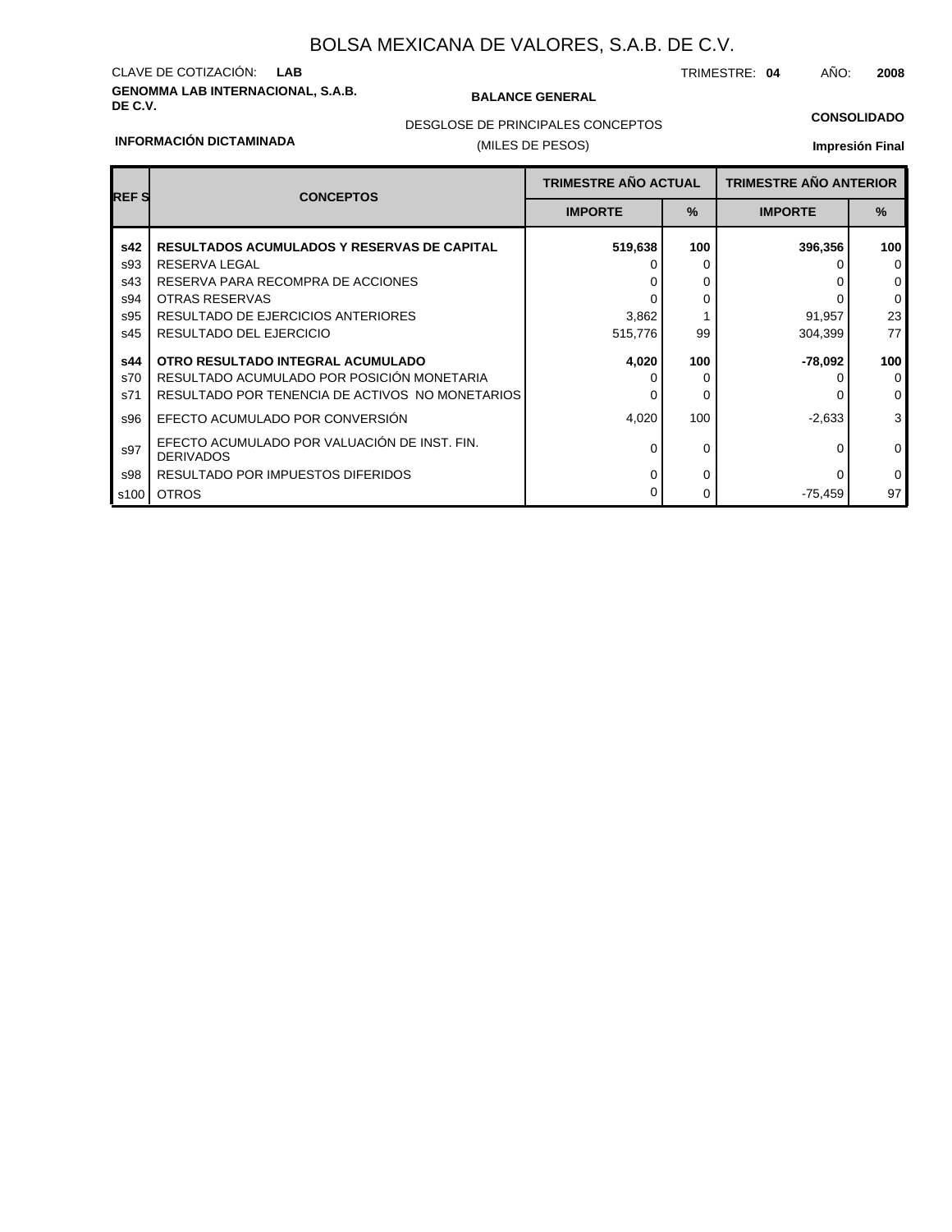# BOLSA MEXICANA DE VALORES, S.A.B. DE C.V.

CLAVE DE COTIZACIÓN: **LAB**

TRIMESTRE: **04** AÑO: **2008**

**GENOMMA LAB INTERNACIONAL, S.A.B. DE C.V.**

**BALANCE GENERAL**

DESGLOSE DE PRINCIPALES CONCEPTOS

(MILES DE PESOS)

**CONSOLIDADO**

**INFORMACIÓN DICTAMINADA**

**Impresión Final**

| REF S | CONCEPTOS | TRIMESTRE AÑO ACTUAL | | TRIMESTRE AÑO ANTERIOR | |
|---|---|---|---|---|---|
| | | IMPORTE | % | IMPORTE | % |
| **s42** | **RESULTADOS ACUMULADOS Y RESERVAS DE CAPITAL** | **519,638** | **100** | **396,356** | **100** |
| s93 | RESERVA LEGAL | 0 | 0 | 0 | 0 |
| s43 | RESERVA PARA RECOMPRA DE ACCIONES | 0 | 0 | 0 | 0 |
| s94 | OTRAS RESERVAS | 0 | 0 | 0 | 0 |
| s95 | RESULTADO DE EJERCICIOS ANTERIORES | 3,862 | 1 | 91,957 | 23 |
| s45 | RESULTADO DEL EJERCICIO | 515,776 | 99 | 304,399 | 77 |
| **s44** | **OTRO RESULTADO INTEGRAL ACUMULADO** | **4,020** | **100** | **-78,092** | **100** |
| s70 | RESULTADO ACUMULADO POR POSICIÓN MONETARIA | 0 | 0 | 0 | 0 |
| s71 | RESULTADO POR TENENCIA DE ACTIVOS NO MONETARIOS | 0 | 0 | 0 | 0 |
| s96 | EFECTO ACUMULADO POR CONVERSIÓN | 4,020 | 100 | -2,633 | 3 |
| s97 | EFECTO ACUMULADO POR VALUACIÓN DE INST. FIN. DERIVADOS | 0 | 0 | 0 | 0 |
| s98 | RESULTADO POR IMPUESTOS DIFERIDOS | 0 | 0 | 0 | 0 |
| s100 | OTROS | 0 | 0 | -75,459 | 97 |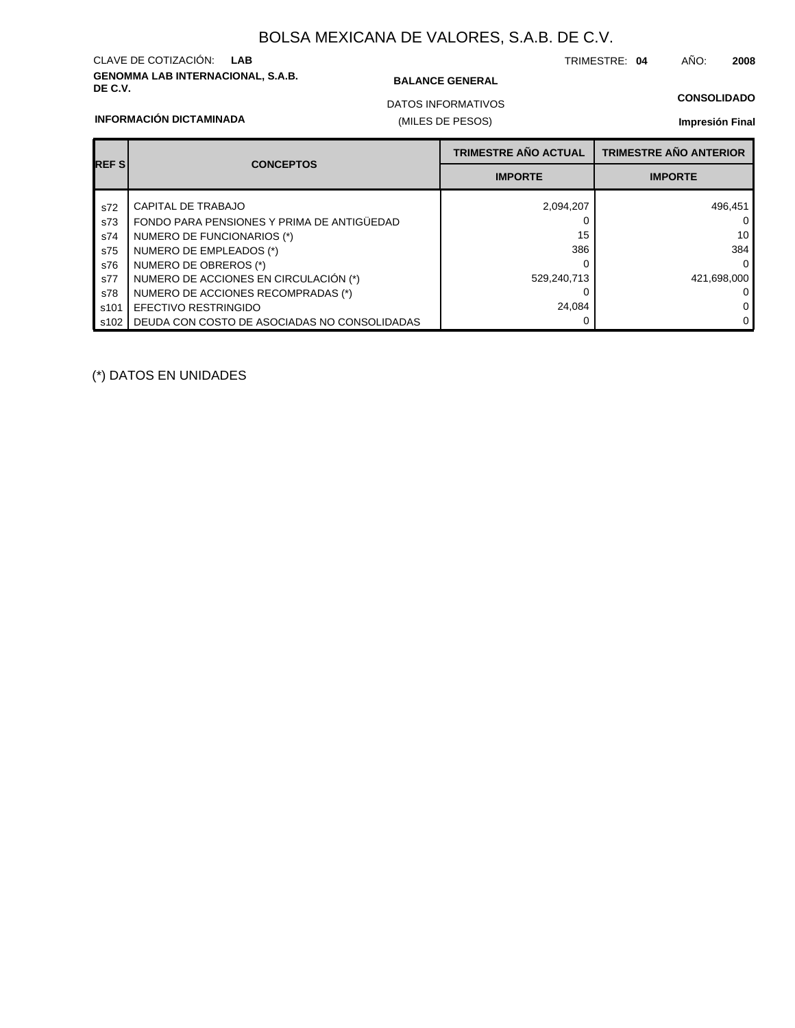# BOLSA MEXICANA DE VALORES, S.A.B. DE C.V.

CLAVE DE COTIZACIÓN: **LAB**

TRIMESTRE: **04** AÑO: **2008**

**GENOMMA LAB INTERNACIONAL, S.A.B. DE C.V.**

**BALANCE GENERAL**

DATOS INFORMATIVOS

(MILES DE PESOS)

**CONSOLIDADO**

**INFORMACIÓN DICTAMINADA**

**Impresión Final**

| REF S | CONCEPTOS | TRIMESTRE AÑO ACTUAL | TRIMESTRE AÑO ANTERIOR |
|---|---|---|---|
| | | IMPORTE | IMPORTE |
| s72 | CAPITAL DE TRABAJO | 2,094,207 | 496,451 |
| s73 | FONDO PARA PENSIONES Y PRIMA DE ANTIGÜEDAD | 0 | 0 |
| s74 | NUMERO DE FUNCIONARIOS (*) | 15 | 10 |
| s75 | NUMERO DE EMPLEADOS (*) | 386 | 384 |
| s76 | NUMERO DE OBREROS (*) | 0 | 0 |
| s77 | NUMERO DE ACCIONES EN CIRCULACIÓN (*) | 529,240,713 | 421,698,000 |
| s78 | NUMERO DE ACCIONES RECOMPRADAS (*) | 0 | 0 |
| s101 | EFECTIVO RESTRINGIDO | 24,084 | 0 |
| s102 | DEUDA CON COSTO DE ASOCIADAS NO CONSOLIDADAS | 0 | 0 |

(*) DATOS EN UNIDADES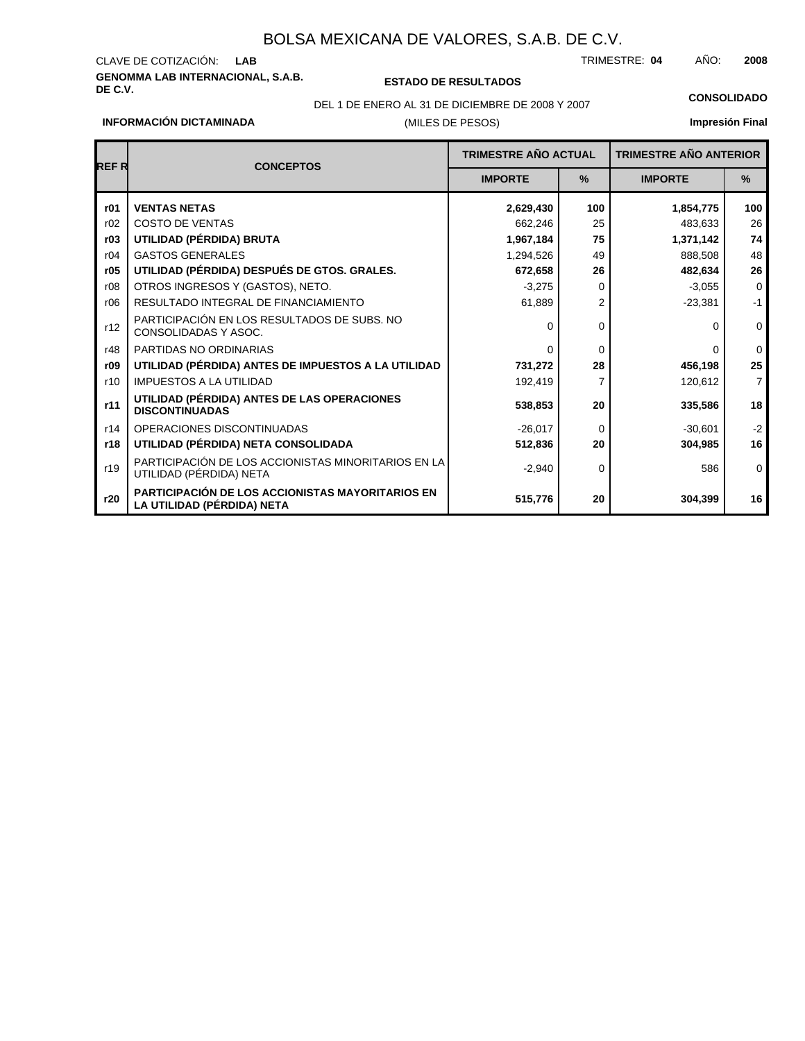# BOLSA MEXICANA DE VALORES, S.A.B. DE C.V.

CLAVE DE COTIZACIÓN: **LAB**

TRIMESTRE: **04** AÑO: **2008**

**GENOMMA LAB INTERNACIONAL, S.A.B. DE C.V.**

**ESTADO DE RESULTADOS**

DEL 1 DE ENERO AL 31 DE DICIEMBRE DE 2008 Y 2007

(MILES DE PESOS)

**CONSOLIDADO**

**INFORMACIÓN DICTAMINADA**

**Impresión Final**

| REF R | CONCEPTOS | TRIMESTRE AÑO ACTUAL | | TRIMESTRE AÑO ANTERIOR | |
|---|---|---|---|---|---|
| | | IMPORTE | % | IMPORTE | % |
| **r01** | **VENTAS NETAS** | **2,629,430** | **100** | **1,854,775** | **100** |
| r02 | COSTO DE VENTAS | 662,246 | 25 | 483,633 | 26 |
| **r03** | **UTILIDAD (PÉRDIDA) BRUTA** | **1,967,184** | **75** | **1,371,142** | **74** |
| r04 | GASTOS GENERALES | 1,294,526 | 49 | 888,508 | 48 |
| **r05** | **UTILIDAD (PÉRDIDA) DESPUÉS DE GTOS. GRALES.** | **672,658** | **26** | **482,634** | **26** |
| r08 | OTROS INGRESOS Y (GASTOS), NETO. | -3,275 | 0 | -3,055 | 0 |
| r06 | RESULTADO INTEGRAL DE FINANCIAMIENTO | 61,889 | 2 | -23,381 | -1 |
| r12 | PARTICIPACIÓN EN LOS RESULTADOS DE SUBS. NO CONSOLIDADAS Y ASOC. | 0 | 0 | 0 | 0 |
| r48 | PARTIDAS NO ORDINARIAS | 0 | 0 | 0 | 0 |
| **r09** | **UTILIDAD (PÉRDIDA) ANTES DE IMPUESTOS A LA UTILIDAD** | **731,272** | **28** | **456,198** | **25** |
| r10 | IMPUESTOS A LA UTILIDAD | 192,419 | 7 | 120,612 | 7 |
| **r11** | **UTILIDAD (PÉRDIDA) ANTES DE LAS OPERACIONES DISCONTINUADAS** | **538,853** | **20** | **335,586** | **18** |
| r14 | OPERACIONES DISCONTINUADAS | -26,017 | 0 | -30,601 | -2 |
| **r18** | **UTILIDAD (PÉRDIDA) NETA CONSOLIDADA** | **512,836** | **20** | **304,985** | **16** |
| r19 | PARTICIPACIÓN DE LOS ACCIONISTAS MINORITARIOS EN LA UTILIDAD (PÉRDIDA) NETA | -2,940 | 0 | 586 | 0 |
| **r20** | **PARTICIPACIÓN DE LOS ACCIONISTAS MAYORITARIOS EN LA UTILIDAD (PÉRDIDA) NETA** | **515,776** | **20** | **304,399** | **16** |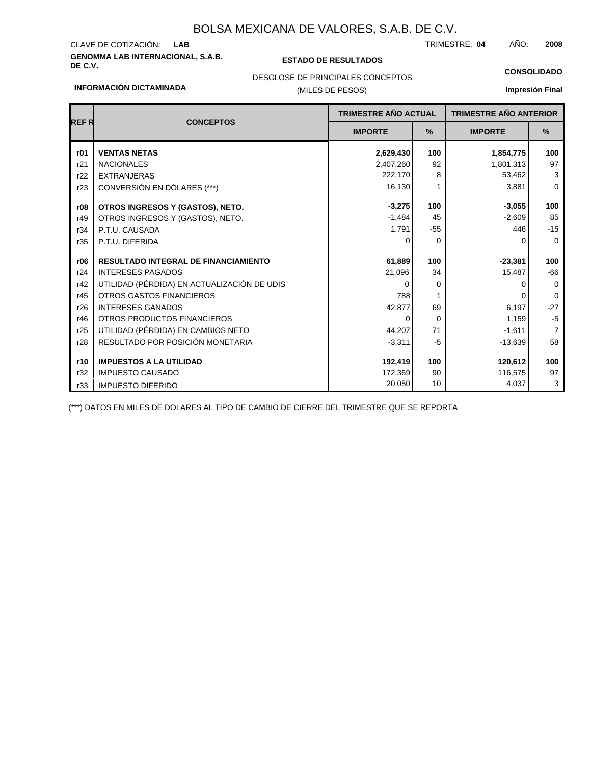# BOLSA MEXICANA DE VALORES, S.A.B. DE C.V.

CLAVE DE COTIZACIÓN: **LAB**

TRIMESTRE: **04** AÑO: **2008**

**GENOMMA LAB INTERNACIONAL, S.A.B. DE C.V.**

**ESTADO DE RESULTADOS**

DESGLOSE DE PRINCIPALES CONCEPTOS

(MILES DE PESOS)

**CONSOLIDADO**

**INFORMACIÓN DICTAMINADA**

**Impresión Final**

| REF R | CONCEPTOS | TRIMESTRE AÑO ACTUAL | | TRIMESTRE AÑO ANTERIOR | |
|---|---|---|---|---|---|
| | | IMPORTE | % | IMPORTE | % |
| **r01** | **VENTAS NETAS** | **2,629,430** | **100** | **1,854,775** | **100** |
| r21 | NACIONALES | 2,407,260 | 92 | 1,801,313 | 97 |
| r22 | EXTRANJERAS | 222,170 | 8 | 53,462 | 3 |
| r23 | CONVERSIÓN EN DÓLARES (***) | 16,130 | 1 | 3,881 | 0 |
| **r08** | **OTROS INGRESOS Y (GASTOS), NETO.** | **-3,275** | **100** | **-3,055** | **100** |
| r49 | OTROS INGRESOS Y (GASTOS), NETO. | -1,484 | 45 | -2,609 | 85 |
| r34 | P.T.U. CAUSADA | 1,791 | -55 | 446 | -15 |
| r35 | P.T.U. DIFERIDA | 0 | 0 | 0 | 0 |
| **r06** | **RESULTADO INTEGRAL DE FINANCIAMIENTO** | **61,889** | **100** | **-23,381** | **100** |
| r24 | INTERESES PAGADOS | 21,096 | 34 | 15,487 | -66 |
| r42 | UTILIDAD (PÉRDIDA) EN ACTUALIZACIÓN DE UDIS | 0 | 0 | 0 | 0 |
| r45 | OTROS GASTOS FINANCIEROS | 788 | 1 | 0 | 0 |
| r26 | INTERESES GANADOS | 42,877 | 69 | 6,197 | -27 |
| r46 | OTROS PRODUCTOS FINANCIEROS | 0 | 0 | 1,159 | -5 |
| r25 | UTILIDAD (PÉRDIDA) EN CAMBIOS NETO | 44,207 | 71 | -1,611 | 7 |
| r28 | RESULTADO POR POSICIÓN MONETARIA | -3,311 | -5 | -13,639 | 58 |
| **r10** | **IMPUESTOS A LA UTILIDAD** | **192,419** | **100** | **120,612** | **100** |
| r32 | IMPUESTO CAUSADO | 172,369 | 90 | 116,575 | 97 |
| r33 | IMPUESTO DIFERIDO | 20,050 | 10 | 4,037 | 3 |

(***) DATOS EN MILES DE DOLARES AL TIPO DE CAMBIO DE CIERRE DEL TRIMESTRE QUE SE REPORTA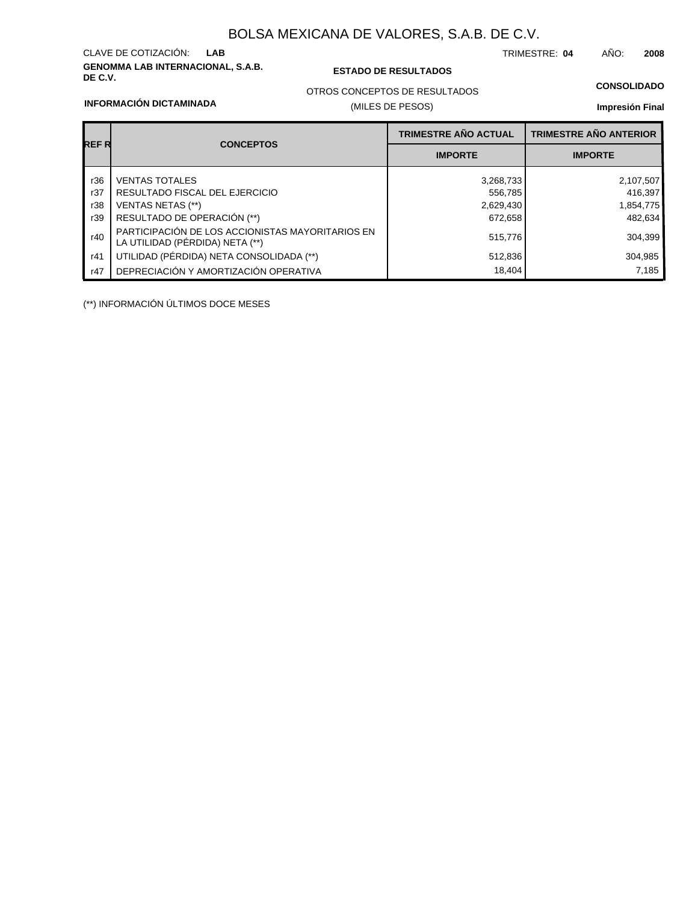# BOLSA MEXICANA DE VALORES, S.A.B. DE C.V.

CLAVE DE COTIZACIÓN: **LAB**

TRIMESTRE: **04** AÑO: **2008**

**GENOMMA LAB INTERNACIONAL, S.A.B. DE C.V.**

**ESTADO DE RESULTADOS**

OTROS CONCEPTOS DE RESULTADOS

(MILES DE PESOS)

**CONSOLIDADO**

**INFORMACIÓN DICTAMINADA**

**Impresión Final**

| REF R | CONCEPTOS | TRIMESTRE AÑO ACTUAL | TRIMESTRE AÑO ANTERIOR |
|---|---|---|---|
| | | IMPORTE | IMPORTE |
| r36 | VENTAS TOTALES | 3,268,733 | 2,107,507 |
| r37 | RESULTADO FISCAL DEL EJERCICIO | 556,785 | 416,397 |
| r38 | VENTAS NETAS (**) | 2,629,430 | 1,854,775 |
| r39 | RESULTADO DE OPERACIÓN (**) | 672,658 | 482,634 |
| r40 | PARTICIPACIÓN DE LOS ACCIONISTAS MAYORITARIOS EN LA UTILIDAD (PÉRDIDA) NETA (**) | 515,776 | 304,399 |
| r41 | UTILIDAD (PÉRDIDA) NETA CONSOLIDADA (**) | 512,836 | 304,985 |
| r47 | DEPRECIACIÓN Y AMORTIZACIÓN OPERATIVA | 18,404 | 7,185 |

(**) INFORMACIÓN ÚLTIMOS DOCE MESES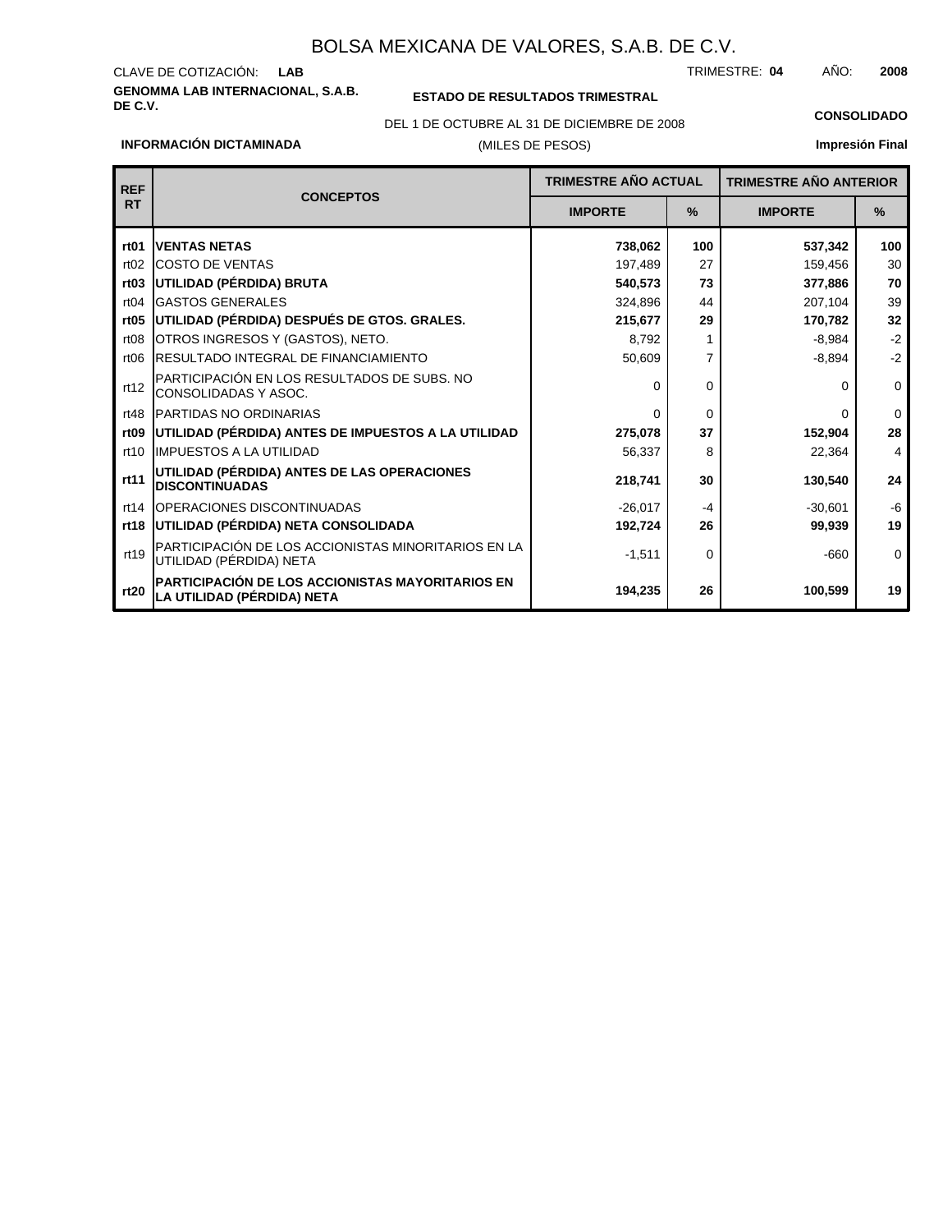# BOLSA MEXICANA DE VALORES, S.A.B. DE C.V.

CLAVE DE COTIZACIÓN: **LAB**

TRIMESTRE: **04** AÑO: **2008**

**GENOMMA LAB INTERNACIONAL, S.A.B. DE C.V.**

**ESTADO DE RESULTADOS TRIMESTRAL**

DEL 1 DE OCTUBRE AL 31 DE DICIEMBRE DE 2008

(MILES DE PESOS)

**CONSOLIDADO**

**INFORMACIÓN DICTAMINADA**

**Impresión Final**

| REF RT | CONCEPTOS | TRIMESTRE AÑO ACTUAL | | TRIMESTRE AÑO ANTERIOR | |
|---|---|---|---|---|---|
| | | IMPORTE | % | IMPORTE | % |
| **rt01** | **VENTAS NETAS** | **738,062** | **100** | **537,342** | **100** |
| rt02 | COSTO DE VENTAS | 197,489 | 27 | 159,456 | 30 |
| **rt03** | **UTILIDAD (PÉRDIDA) BRUTA** | **540,573** | **73** | **377,886** | **70** |
| rt04 | GASTOS GENERALES | 324,896 | 44 | 207,104 | 39 |
| **rt05** | **UTILIDAD (PÉRDIDA) DESPUÉS DE GTOS. GRALES.** | **215,677** | **29** | **170,782** | **32** |
| rt08 | OTROS INGRESOS Y (GASTOS), NETO. | 8,792 | 1 | -8,984 | -2 |
| rt06 | RESULTADO INTEGRAL DE FINANCIAMIENTO | 50,609 | 7 | -8,894 | -2 |
| rt12 | PARTICIPACIÓN EN LOS RESULTADOS DE SUBS. NO CONSOLIDADAS Y ASOC. | 0 | 0 | 0 | 0 |
| rt48 | PARTIDAS NO ORDINARIAS | 0 | 0 | 0 | 0 |
| **rt09** | **UTILIDAD (PÉRDIDA) ANTES DE IMPUESTOS A LA UTILIDAD** | **275,078** | **37** | **152,904** | **28** |
| rt10 | IMPUESTOS A LA UTILIDAD | 56,337 | 8 | 22,364 | 4 |
| **rt11** | **UTILIDAD (PÉRDIDA) ANTES DE LAS OPERACIONES DISCONTINUADAS** | **218,741** | **30** | **130,540** | **24** |
| rt14 | OPERACIONES DISCONTINUADAS | -26,017 | -4 | -30,601 | -6 |
| **rt18** | **UTILIDAD (PÉRDIDA) NETA CONSOLIDADA** | **192,724** | **26** | **99,939** | **19** |
| rt19 | PARTICIPACIÓN DE LOS ACCIONISTAS MINORITARIOS EN LA UTILIDAD (PÉRDIDA) NETA | -1,511 | 0 | -660 | 0 |
| **rt20** | **PARTICIPACIÓN DE LOS ACCIONISTAS MAYORITARIOS EN LA UTILIDAD (PÉRDIDA) NETA** | **194,235** | **26** | **100,599** | **19** |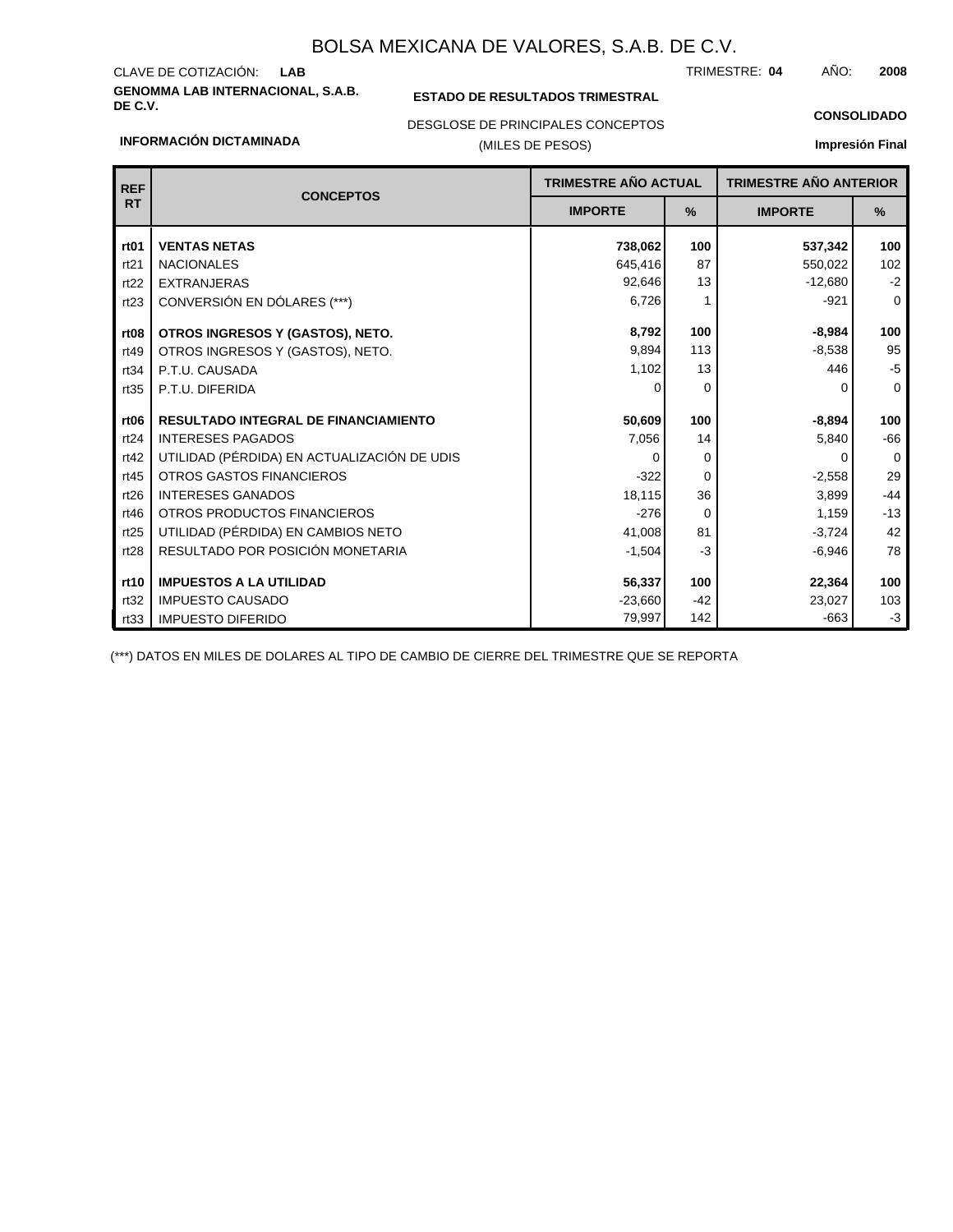# BOLSA MEXICANA DE VALORES, S.A.B. DE C.V.

CLAVE DE COTIZACIÓN: **LAB**

TRIMESTRE: **04** AÑO: **2008**

**GENOMMA LAB INTERNACIONAL, S.A.B. DE C.V.**

**ESTADO DE RESULTADOS TRIMESTRAL**

DESGLOSE DE PRINCIPALES CONCEPTOS

(MILES DE PESOS)

**CONSOLIDADO**

**INFORMACIÓN DICTAMINADA**

**Impresión Final**

| REF RT | CONCEPTOS | TRIMESTRE AÑO ACTUAL | | TRIMESTRE AÑO ANTERIOR | |
|---|---|---|---|---|---|
| | | IMPORTE | % | IMPORTE | % |
| **rt01** | **VENTAS NETAS** | **738,062** | **100** | **537,342** | **100** |
| rt21 | NACIONALES | 645,416 | 87 | 550,022 | 102 |
| rt22 | EXTRANJERAS | 92,646 | 13 | -12,680 | -2 |
| rt23 | CONVERSIÓN EN DÓLARES (***) | 6,726 | 1 | -921 | 0 |
| **rt08** | **OTROS INGRESOS Y (GASTOS), NETO.** | **8,792** | **100** | **-8,984** | **100** |
| rt49 | OTROS INGRESOS Y (GASTOS), NETO. | 9,894 | 113 | -8,538 | 95 |
| rt34 | P.T.U. CAUSADA | 1,102 | 13 | 446 | -5 |
| rt35 | P.T.U. DIFERIDA | 0 | 0 | 0 | 0 |
| **rt06** | **RESULTADO INTEGRAL DE FINANCIAMIENTO** | **50,609** | **100** | **-8,894** | **100** |
| rt24 | INTERESES PAGADOS | 7,056 | 14 | 5,840 | -66 |
| rt42 | UTILIDAD (PÉRDIDA) EN ACTUALIZACIÓN DE UDIS | 0 | 0 | 0 | 0 |
| rt45 | OTROS GASTOS FINANCIEROS | -322 | 0 | -2,558 | 29 |
| rt26 | INTERESES GANADOS | 18,115 | 36 | 3,899 | -44 |
| rt46 | OTROS PRODUCTOS FINANCIEROS | -276 | 0 | 1,159 | -13 |
| rt25 | UTILIDAD (PÉRDIDA) EN CAMBIOS NETO | 41,008 | 81 | -3,724 | 42 |
| rt28 | RESULTADO POR POSICIÓN MONETARIA | -1,504 | -3 | -6,946 | 78 |
| **rt10** | **IMPUESTOS A LA UTILIDAD** | **56,337** | **100** | **22,364** | **100** |
| rt32 | IMPUESTO CAUSADO | -23,660 | -42 | 23,027 | 103 |
| rt33 | IMPUESTO DIFERIDO | 79,997 | 142 | -663 | -3 |

(***) DATOS EN MILES DE DOLARES AL TIPO DE CAMBIO DE CIERRE DEL TRIMESTRE QUE SE REPORTA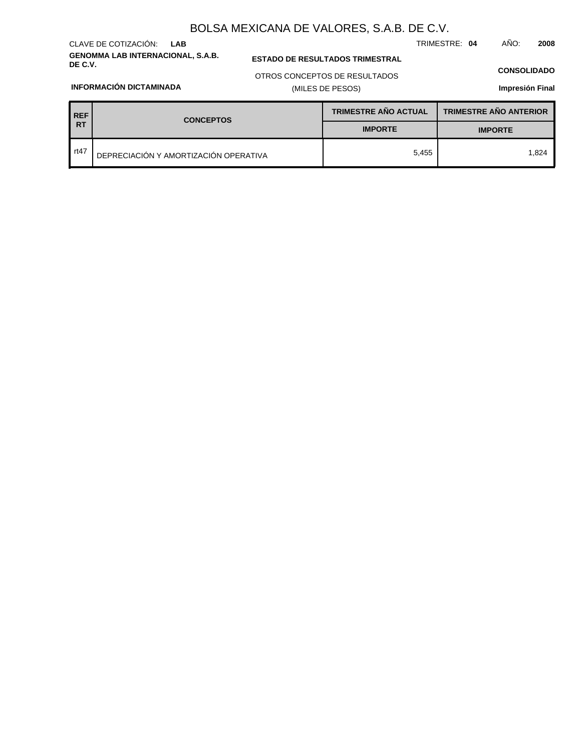# BOLSA MEXICANA DE VALORES, S.A.B. DE C.V.

CLAVE DE COTIZACIÓN: **LAB**

TRIMESTRE: **04** AÑO: **2008**

**GENOMMA LAB INTERNACIONAL, S.A.B. DE C.V.**

**ESTADO DE RESULTADOS TRIMESTRAL**

OTROS CONCEPTOS DE RESULTADOS

(MILES DE PESOS)

**CONSOLIDADO**

**INFORMACIÓN DICTAMINADA**

**Impresión Final**

| REF RT | CONCEPTOS | TRIMESTRE AÑO ACTUAL | TRIMESTRE AÑO ANTERIOR |
|---|---|---|---|
| | | IMPORTE | IMPORTE |
| rt47 | DEPRECIACIÓN Y AMORTIZACIÓN OPERATIVA | 5,455 | 1,824 |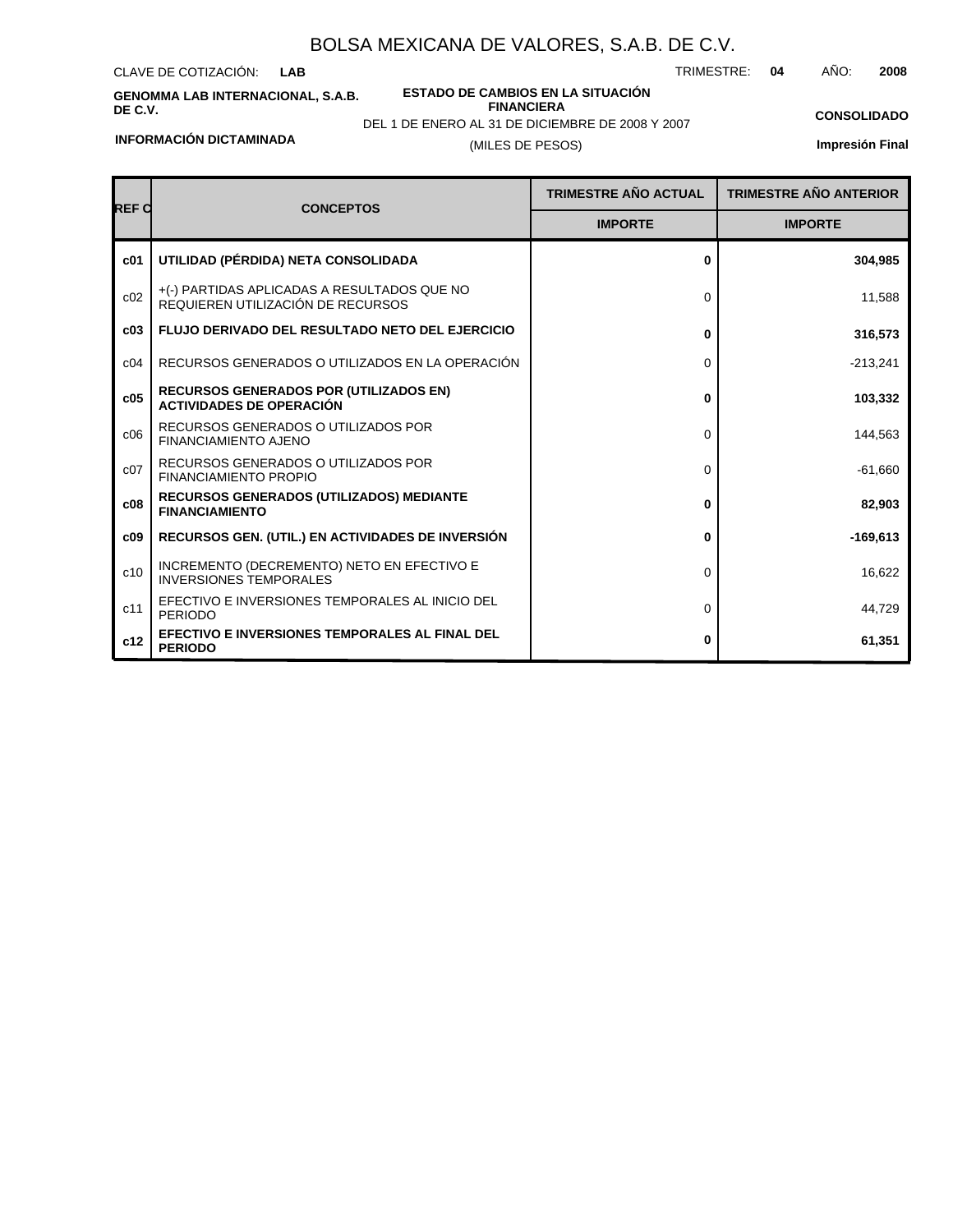# BOLSA MEXICANA DE VALORES, S.A.B. DE C.V.

CLAVE DE COTIZACIÓN: **LAB**

TRIMESTRE: **04** AÑO: **2008**

**GENOMMA LAB INTERNACIONAL, S.A.B. DE C.V.**

**ESTADO DE CAMBIOS EN LA SITUACIÓN FINANCIERA**

DEL 1 DE ENERO AL 31 DE DICIEMBRE DE 2008 Y 2007

(MILES DE PESOS)

**CONSOLIDADO**

**INFORMACIÓN DICTAMINADA**

**Impresión Final**

| REF C | CONCEPTOS | TRIMESTRE AÑO ACTUAL | TRIMESTRE AÑO ANTERIOR |
|---|---|---|---|
| | | IMPORTE | IMPORTE |
| **c01** | **UTILIDAD (PÉRDIDA) NETA CONSOLIDADA** | **0** | **304,985** |
| c02 | +(-) PARTIDAS APLICADAS A RESULTADOS QUE NO REQUIEREN UTILIZACIÓN DE RECURSOS | 0 | 11,588 |
| **c03** | **FLUJO DERIVADO DEL RESULTADO NETO DEL EJERCICIO** | **0** | **316,573** |
| c04 | RECURSOS GENERADOS O UTILIZADOS EN LA OPERACIÓN | 0 | -213,241 |
| **c05** | **RECURSOS GENERADOS POR (UTILIZADOS EN) ACTIVIDADES DE OPERACIÓN** | **0** | **103,332** |
| c06 | RECURSOS GENERADOS O UTILIZADOS POR FINANCIAMIENTO AJENO | 0 | 144,563 |
| c07 | RECURSOS GENERADOS O UTILIZADOS POR FINANCIAMIENTO PROPIO | 0 | -61,660 |
| **c08** | **RECURSOS GENERADOS (UTILIZADOS) MEDIANTE FINANCIAMIENTO** | **0** | **82,903** |
| **c09** | **RECURSOS GEN. (UTIL.) EN ACTIVIDADES DE INVERSIÓN** | **0** | **-169,613** |
| c10 | INCREMENTO (DECREMENTO) NETO EN EFECTIVO E INVERSIONES TEMPORALES | 0 | 16,622 |
| c11 | EFECTIVO E INVERSIONES TEMPORALES AL INICIO DEL PERIODO | 0 | 44,729 |
| **c12** | **EFECTIVO E INVERSIONES TEMPORALES AL FINAL DEL PERIODO** | **0** | **61,351** |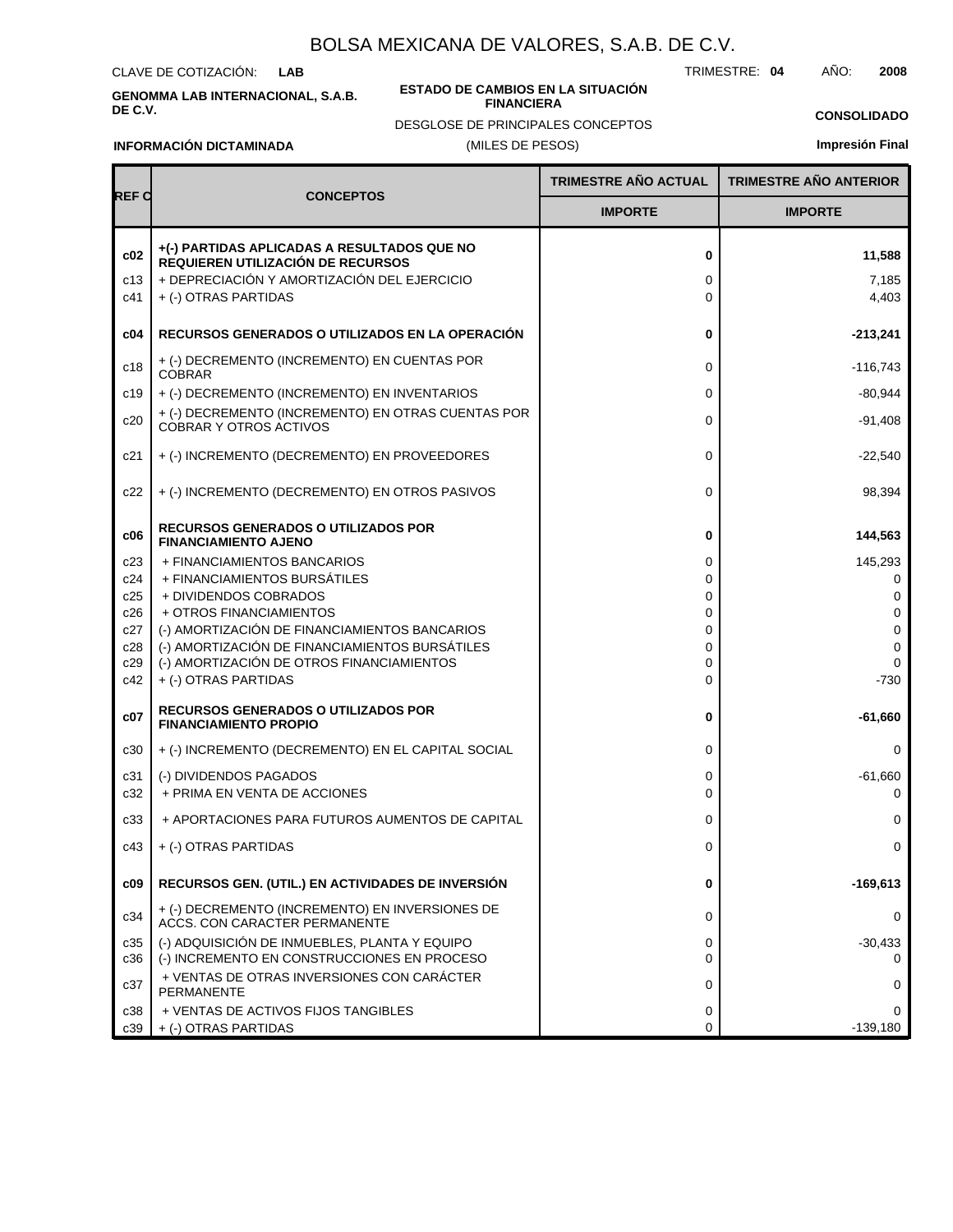# BOLSA MEXICANA DE VALORES, S.A.B. DE C.V.

CLAVE DE COTIZACIÓN: **LAB**

TRIMESTRE: **04** AÑO: **2008**

**GENOMMA LAB INTERNACIONAL, S.A.B. DE C.V.**

**ESTADO DE CAMBIOS EN LA SITUACIÓN FINANCIERA**

DESGLOSE DE PRINCIPALES CONCEPTOS

(MILES DE PESOS)

**CONSOLIDADO**

**INFORMACIÓN DICTAMINADA**

**Impresión Final**

| REF C | CONCEPTOS | TRIMESTRE AÑO ACTUAL | TRIMESTRE AÑO ANTERIOR |
|---|---|---|---|
| | | IMPORTE | IMPORTE |
| **c02** | **+(-) PARTIDAS APLICADAS A RESULTADOS QUE NO REQUIEREN UTILIZACIÓN DE RECURSOS** | **0** | **11,588** |
| c13 | + DEPRECIACIÓN Y AMORTIZACIÓN DEL EJERCICIO | 0 | 7,185 |
| c41 | + (-) OTRAS PARTIDAS | 0 | 4,403 |
| **c04** | **RECURSOS GENERADOS O UTILIZADOS EN LA OPERACIÓN** | **0** | **-213,241** |
| c18 | + (-) DECREMENTO (INCREMENTO) EN CUENTAS POR COBRAR | 0 | -116,743 |
| c19 | + (-) DECREMENTO (INCREMENTO) EN INVENTARIOS | 0 | -80,944 |
| c20 | + (-) DECREMENTO (INCREMENTO) EN OTRAS CUENTAS POR COBRAR Y OTROS ACTIVOS | 0 | -91,408 |
| c21 | + (-) INCREMENTO (DECREMENTO) EN PROVEEDORES | 0 | -22,540 |
| c22 | + (-) INCREMENTO (DECREMENTO) EN OTROS PASIVOS | 0 | 98,394 |
| **c06** | **RECURSOS GENERADOS O UTILIZADOS POR FINANCIAMIENTO AJENO** | **0** | **144,563** |
| c23 | + FINANCIAMIENTOS BANCARIOS | 0 | 145,293 |
| c24 | + FINANCIAMIENTOS BURSÁTILES | 0 | 0 |
| c25 | + DIVIDENDOS COBRADOS | 0 | 0 |
| c26 | + OTROS FINANCIAMIENTOS | 0 | 0 |
| c27 | (-) AMORTIZACIÓN DE FINANCIAMIENTOS BANCARIOS | 0 | 0 |
| c28 | (-) AMORTIZACIÓN DE FINANCIAMIENTOS BURSÁTILES | 0 | 0 |
| c29 | (-) AMORTIZACIÓN DE OTROS FINANCIAMIENTOS | 0 | 0 |
| c42 | + (-) OTRAS PARTIDAS | 0 | -730 |
| **c07** | **RECURSOS GENERADOS O UTILIZADOS POR FINANCIAMIENTO PROPIO** | **0** | **-61,660** |
| c30 | + (-) INCREMENTO (DECREMENTO) EN EL CAPITAL SOCIAL | 0 | 0 |
| c31 | (-) DIVIDENDOS PAGADOS | 0 | -61,660 |
| c32 | + PRIMA EN VENTA DE ACCIONES | 0 | 0 |
| c33 | + APORTACIONES PARA FUTUROS AUMENTOS DE CAPITAL | 0 | 0 |
| c43 | + (-) OTRAS PARTIDAS | 0 | 0 |
| **c09** | **RECURSOS GEN. (UTIL.) EN ACTIVIDADES DE INVERSIÓN** | **0** | **-169,613** |
| c34 | + (-) DECREMENTO (INCREMENTO) EN INVERSIONES DE ACCS. CON CARACTER PERMANENTE | 0 | 0 |
| c35 | (-) ADQUISICIÓN DE INMUEBLES, PLANTA Y EQUIPO | 0 | -30,433 |
| c36 | (-) INCREMENTO EN CONSTRUCCIONES EN PROCESO | 0 | 0 |
| c37 | + VENTAS DE OTRAS INVERSIONES CON CARÁCTER PERMANENTE | 0 | 0 |
| c38 | + VENTAS DE ACTIVOS FIJOS TANGIBLES | 0 | 0 |
| c39 | + (-) OTRAS PARTIDAS | 0 | -139,180 |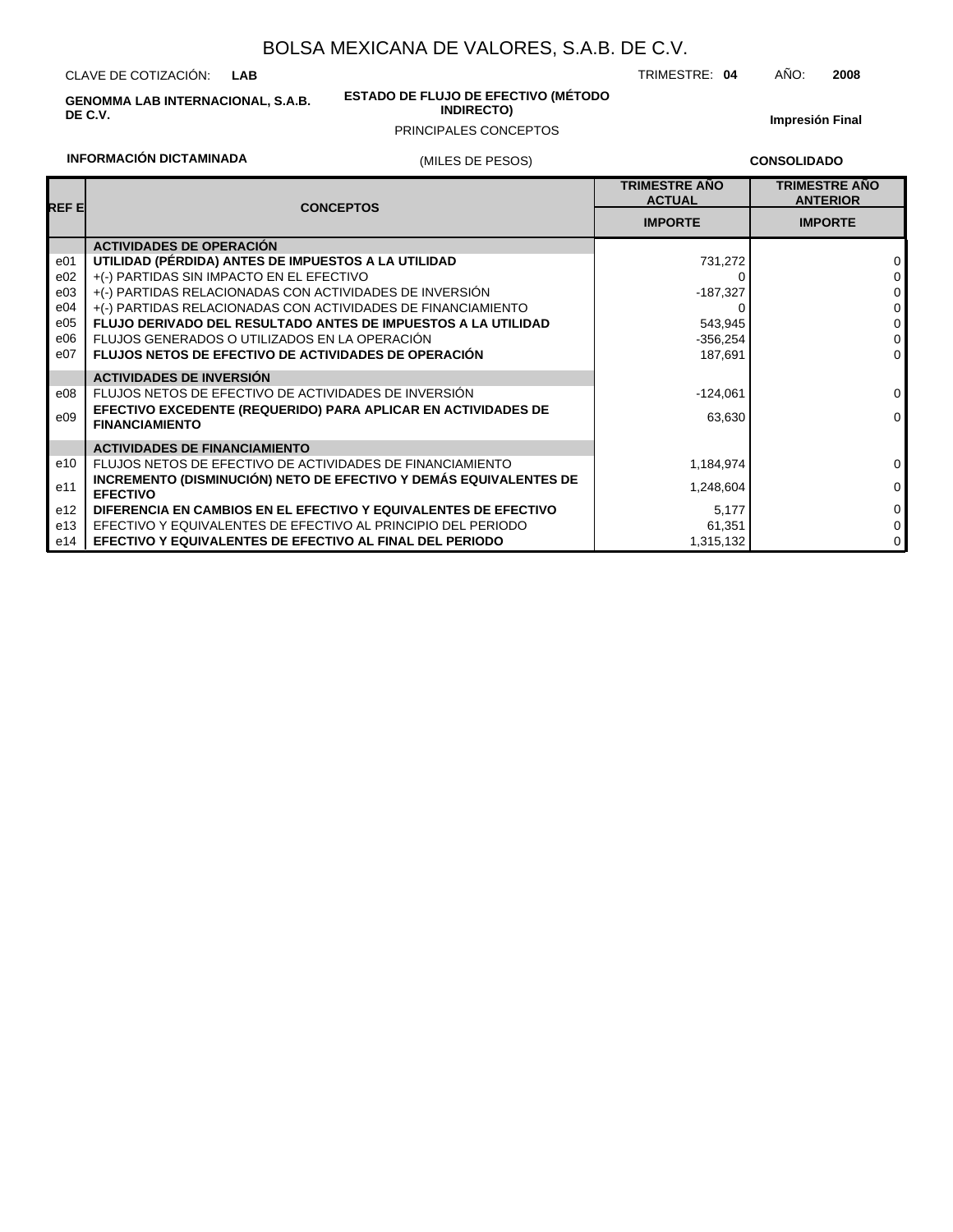# BOLSA MEXICANA DE VALORES, S.A.B. DE C.V.

CLAVE DE COTIZACIÓN: **LAB**

TRIMESTRE: **04** AÑO: **2008**

**GENOMMA LAB INTERNACIONAL, S.A.B. DE C.V.**

**ESTADO DE FLUJO DE EFECTIVO (MÉTODO INDIRECTO)**

PRINCIPALES CONCEPTOS

**Impresión Final**

**INFORMACIÓN DICTAMINADA**

(MILES DE PESOS)

**CONSOLIDADO**

| REF E | CONCEPTOS | TRIMESTRE AÑO ACTUAL | TRIMESTRE AÑO ANTERIOR |
|---|---|---|---|
| | | IMPORTE | IMPORTE |
| | **ACTIVIDADES DE OPERACIÓN** | | |
| e01 | **UTILIDAD (PÉRDIDA) ANTES DE IMPUESTOS A LA UTILIDAD** | 731,272 | 0 |
| e02 | +(-) PARTIDAS SIN IMPACTO EN EL EFECTIVO | 0 | 0 |
| e03 | +(-) PARTIDAS RELACIONADAS CON ACTIVIDADES DE INVERSIÓN | -187,327 | 0 |
| e04 | +(-) PARTIDAS RELACIONADAS CON ACTIVIDADES DE FINANCIAMIENTO | 0 | 0 |
| e05 | **FLUJO DERIVADO DEL RESULTADO ANTES DE IMPUESTOS A LA UTILIDAD** | 543,945 | 0 |
| e06 | FLUJOS GENERADOS O UTILIZADOS EN LA OPERACIÓN | -356,254 | 0 |
| e07 | **FLUJOS NETOS DE EFECTIVO DE ACTIVIDADES DE OPERACIÓN** | 187,691 | 0 |
| | **ACTIVIDADES DE INVERSIÓN** | | |
| e08 | FLUJOS NETOS DE EFECTIVO DE ACTIVIDADES DE INVERSIÓN | -124,061 | 0 |
| e09 | **EFECTIVO EXCEDENTE (REQUERIDO) PARA APLICAR EN ACTIVIDADES DE FINANCIAMIENTO** | 63,630 | 0 |
| | **ACTIVIDADES DE FINANCIAMIENTO** | | |
| e10 | FLUJOS NETOS DE EFECTIVO DE ACTIVIDADES DE FINANCIAMIENTO | 1,184,974 | 0 |
| e11 | **INCREMENTO (DISMINUCIÓN) NETO DE EFECTIVO Y DEMÁS EQUIVALENTES DE EFECTIVO** | 1,248,604 | 0 |
| e12 | **DIFERENCIA EN CAMBIOS EN EL EFECTIVO Y EQUIVALENTES DE EFECTIVO** | 5,177 | 0 |
| e13 | EFECTIVO Y EQUIVALENTES DE EFECTIVO AL PRINCIPIO DEL PERIODO | 61,351 | 0 |
| e14 | **EFECTIVO Y EQUIVALENTES DE EFECTIVO AL FINAL DEL PERIODO** | 1,315,132 | 0 |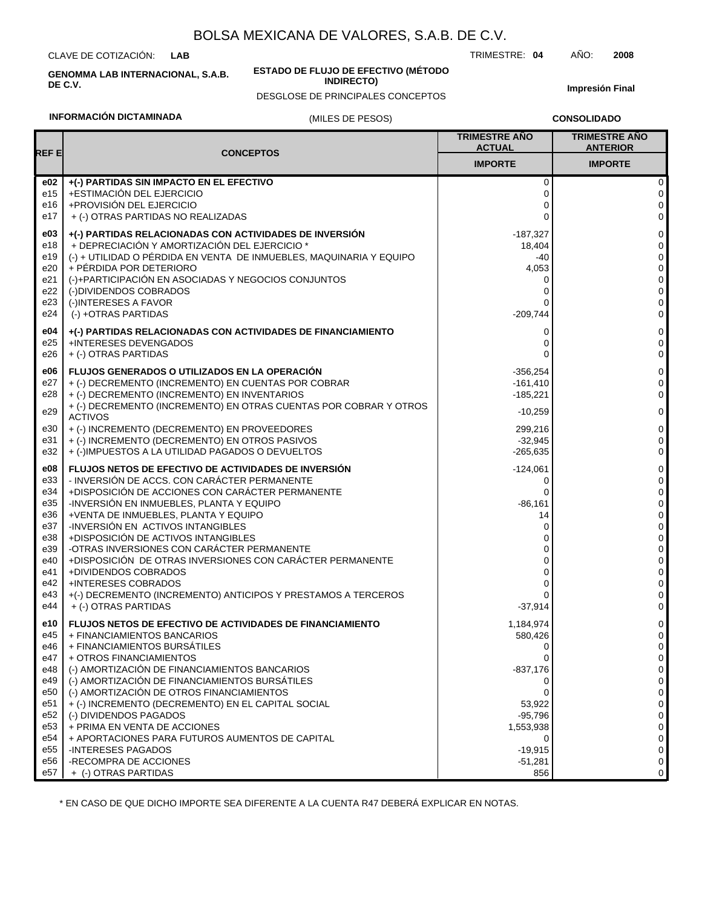# BOLSA MEXICANA DE VALORES, S.A.B. DE C.V.

CLAVE DE COTIZACIÓN: **LAB**

TRIMESTRE: **04** AÑO: **2008**

**GENOMMA LAB INTERNACIONAL, S.A.B. DE C.V.**

**ESTADO DE FLUJO DE EFECTIVO (MÉTODO INDIRECTO)**

DESGLOSE DE PRINCIPALES CONCEPTOS

**Impresión Final**

**INFORMACIÓN DICTAMINADA**

(MILES DE PESOS)

**CONSOLIDADO**

| REF E | CONCEPTOS | TRIMESTRE AÑO ACTUAL | TRIMESTRE AÑO ANTERIOR |
|---|---|---|---|
| | | IMPORTE | IMPORTE |
| **e02** | **+(-) PARTIDAS SIN IMPACTO EN EL EFECTIVO** | 0 | 0 |
| e15 | +ESTIMACIÓN DEL EJERCICIO | 0 | 0 |
| e16 | +PROVISIÓN DEL EJERCICIO | 0 | 0 |
| e17 | + (-) OTRAS PARTIDAS NO REALIZADAS | 0 | 0 |
| **e03** | **+(-) PARTIDAS RELACIONADAS CON ACTIVIDADES DE INVERSIÓN** | -187,327 | 0 |
| e18 | + DEPRECIACIÓN Y AMORTIZACIÓN DEL EJERCICIO * | 18,404 | 0 |
| e19 | (-) + UTILIDAD O PÉRDIDA EN VENTA DE INMUEBLES, MAQUINARIA Y EQUIPO | -40 | 0 |
| e20 | + PÉRDIDA POR DETERIORO | 4,053 | 0 |
| e21 | (-)+PARTICIPACIÓN EN ASOCIADAS Y NEGOCIOS CONJUNTOS | 0 | 0 |
| e22 | (-)DIVIDENDOS COBRADOS | 0 | 0 |
| e23 | (-)INTERESES A FAVOR | 0 | 0 |
| e24 | (-) +OTRAS PARTIDAS | -209,744 | 0 |
| **e04** | **+(-) PARTIDAS RELACIONADAS CON ACTIVIDADES DE FINANCIAMIENTO** | 0 | 0 |
| e25 | +INTERESES DEVENGADOS | 0 | 0 |
| e26 | + (-) OTRAS PARTIDAS | 0 | 0 |
| **e06** | **FLUJOS GENERADOS O UTILIZADOS EN LA OPERACIÓN** | -356,254 | 0 |
| e27 | + (-) DECREMENTO (INCREMENTO) EN CUENTAS POR COBRAR | -161,410 | 0 |
| e28 | + (-) DECREMENTO (INCREMENTO) EN INVENTARIOS | -185,221 | 0 |
| e29 | + (-) DECREMENTO (INCREMENTO) EN OTRAS CUENTAS POR COBRAR Y OTROS ACTIVOS | -10,259 | 0 |
| e30 | + (-) INCREMENTO (DECREMENTO) EN PROVEEDORES | 299,216 | 0 |
| e31 | + (-) INCREMENTO (DECREMENTO) EN OTROS PASIVOS | -32,945 | 0 |
| e32 | + (-)IMPUESTOS A LA UTILIDAD PAGADOS O DEVUELTOS | -265,635 | 0 |
| **e08** | **FLUJOS NETOS DE EFECTIVO DE ACTIVIDADES DE INVERSIÓN** | -124,061 | 0 |
| e33 | - INVERSIÓN DE ACCS. CON CARÁCTER PERMANENTE | 0 | 0 |
| e34 | +DISPOSICIÓN DE ACCIONES CON CARÁCTER PERMANENTE | 0 | 0 |
| e35 | -INVERSIÓN EN INMUEBLES, PLANTA Y EQUIPO | -86,161 | 0 |
| e36 | +VENTA DE INMUEBLES, PLANTA Y EQUIPO | 14 | 0 |
| e37 | -INVERSIÓN EN ACTIVOS INTANGIBLES | 0 | 0 |
| e38 | +DISPOSICIÓN DE ACTIVOS INTANGIBLES | 0 | 0 |
| e39 | -OTRAS INVERSIONES CON CARÁCTER PERMANENTE | 0 | 0 |
| e40 | +DISPOSICIÓN DE OTRAS INVERSIONES CON CARÁCTER PERMANENTE | 0 | 0 |
| e41 | +DIVIDENDOS COBRADOS | 0 | 0 |
| e42 | +INTERESES COBRADOS | 0 | 0 |
| e43 | +(-) DECREMENTO (INCREMENTO) ANTICIPOS Y PRESTAMOS A TERCEROS | 0 | 0 |
| e44 | + (-) OTRAS PARTIDAS | -37,914 | 0 |
| **e10** | **FLUJOS NETOS DE EFECTIVO DE ACTIVIDADES DE FINANCIAMIENTO** | 1,184,974 | 0 |
| e45 | + FINANCIAMIENTOS BANCARIOS | 580,426 | 0 |
| e46 | + FINANCIAMIENTOS BURSÁTILES | 0 | 0 |
| e47 | + OTROS FINANCIAMIENTOS | 0 | 0 |
| e48 | (-) AMORTIZACIÓN DE FINANCIAMIENTOS BANCARIOS | -837,176 | 0 |
| e49 | (-) AMORTIZACIÓN DE FINANCIAMIENTOS BURSÁTILES | 0 | 0 |
| e50 | (-) AMORTIZACIÓN DE OTROS FINANCIAMIENTOS | 0 | 0 |
| e51 | + (-) INCREMENTO (DECREMENTO) EN EL CAPITAL SOCIAL | 53,922 | 0 |
| e52 | (-) DIVIDENDOS PAGADOS | -95,796 | 0 |
| e53 | + PRIMA EN VENTA DE ACCIONES | 1,553,938 | 0 |
| e54 | + APORTACIONES PARA FUTUROS AUMENTOS DE CAPITAL | 0 | 0 |
| e55 | -INTERESES PAGADOS | -19,915 | 0 |
| e56 | -RECOMPRA DE ACCIONES | -51,281 | 0 |
| e57 | + (-) OTRAS PARTIDAS | 856 | 0 |

* EN CASO DE QUE DICHO IMPORTE SEA DIFERENTE A LA CUENTA R47 DEBERÁ EXPLICAR EN NOTAS.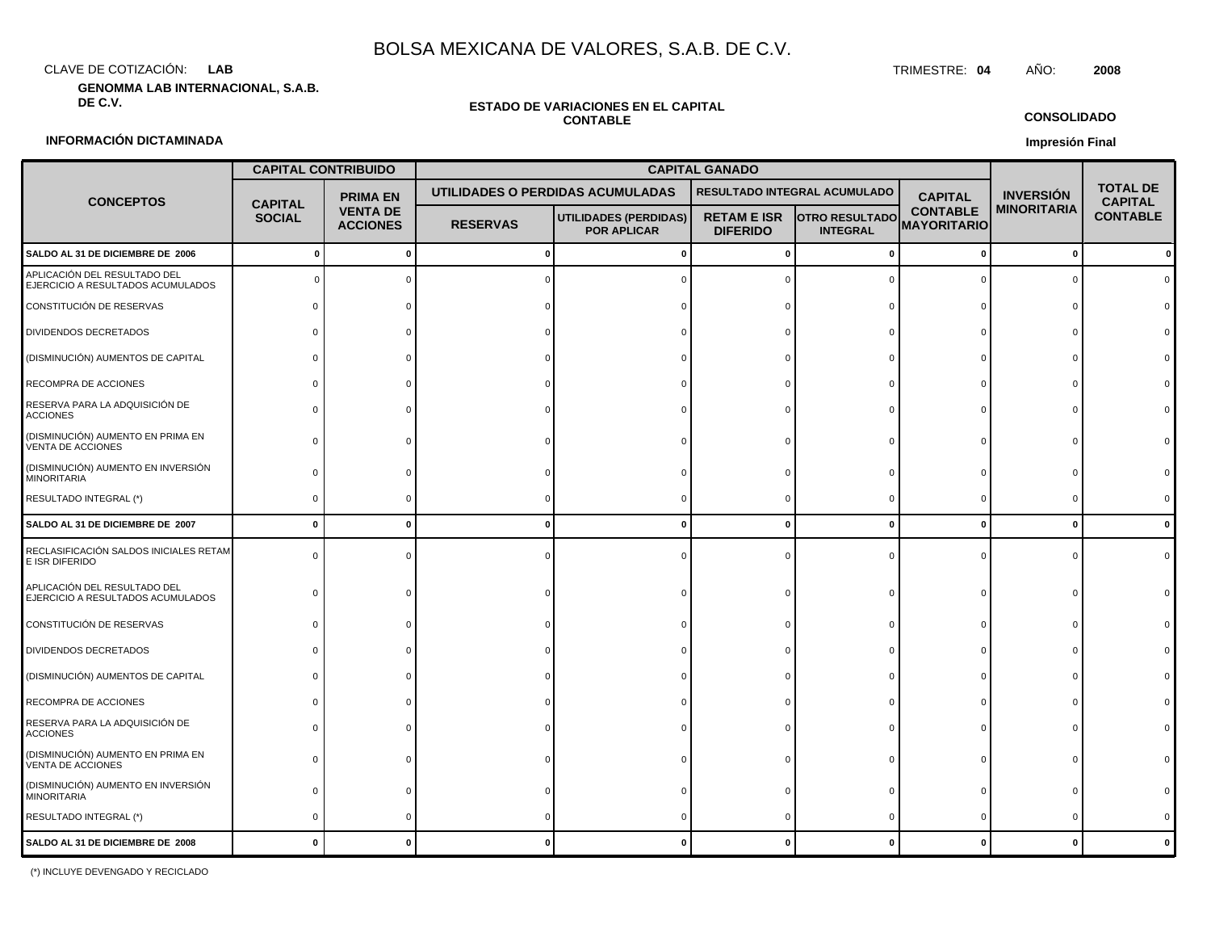# BOLSA MEXICANA DE VALORES, S.A.B. DE C.V.

CLAVE DE COTIZACIÓN: **LAB**

TRIMESTRE: **04** AÑO: **2008**

**GENOMMA LAB INTERNACIONAL, S.A.B. DE C.V.**

**ESTADO DE VARIACIONES EN EL CAPITAL CONTABLE**

**CONSOLIDADO**

**INFORMACIÓN DICTAMINADA**

**Impresión Final**

| CONCEPTOS | CAPITAL CONTRIBUIDO | | CAPITAL GANADO | | | | | INVERSIÓN MINORITARIA | TOTAL DE CAPITAL CONTABLE |
|---|---|---|---|---|---|---|---|---|---|
| | | | UTILIDADES O PERDIDAS ACUMULADAS | | RESULTADO INTEGRAL ACUMULADO | | | | |
| | CAPITAL SOCIAL | PRIMA EN VENTA DE ACCIONES | RESERVAS | UTILIDADES (PERDIDAS) POR APLICAR | RETAM E ISR DIFERIDO | OTRO RESULTADO INTEGRAL | CAPITAL CONTABLE MAYORITARIO | | |
| **SALDO AL 31 DE DICIEMBRE DE 2006** | **0** | **0** | **0** | **0** | **0** | **0** | **0** | **0** | **0** |
| APLICACIÓN DEL RESULTADO DEL EJERCICIO A RESULTADOS ACUMULADOS | 0 | 0 | 0 | 0 | 0 | 0 | 0 | 0 | 0 |
| CONSTITUCIÓN DE RESERVAS | 0 | 0 | 0 | 0 | 0 | 0 | 0 | 0 | 0 |
| DIVIDENDOS DECRETADOS | 0 | 0 | 0 | 0 | 0 | 0 | 0 | 0 | 0 |
| (DISMINUCIÓN) AUMENTOS DE CAPITAL | 0 | 0 | 0 | 0 | 0 | 0 | 0 | 0 | 0 |
| RECOMPRA DE ACCIONES | 0 | 0 | 0 | 0 | 0 | 0 | 0 | 0 | 0 |
| RESERVA PARA LA ADQUISICIÓN DE ACCIONES | 0 | 0 | 0 | 0 | 0 | 0 | 0 | 0 | 0 |
| (DISMINUCIÓN) AUMENTO EN PRIMA EN VENTA DE ACCIONES | 0 | 0 | 0 | 0 | 0 | 0 | 0 | 0 | 0 |
| (DISMINUCIÓN) AUMENTO EN INVERSIÓN MINORITARIA | 0 | 0 | 0 | 0 | 0 | 0 | 0 | 0 | 0 |
| RESULTADO INTEGRAL (*) | 0 | 0 | 0 | 0 | 0 | 0 | 0 | 0 | 0 |
| **SALDO AL 31 DE DICIEMBRE DE 2007** | **0** | **0** | **0** | **0** | **0** | **0** | **0** | **0** | **0** |
| RECLASIFICACIÓN SALDOS INICIALES RETAM E ISR DIFERIDO | 0 | 0 | 0 | 0 | 0 | 0 | 0 | 0 | 0 |
| APLICACIÓN DEL RESULTADO DEL EJERCICIO A RESULTADOS ACUMULADOS | 0 | 0 | 0 | 0 | 0 | 0 | 0 | 0 | 0 |
| CONSTITUCIÓN DE RESERVAS | 0 | 0 | 0 | 0 | 0 | 0 | 0 | 0 | 0 |
| DIVIDENDOS DECRETADOS | 0 | 0 | 0 | 0 | 0 | 0 | 0 | 0 | 0 |
| (DISMINUCIÓN) AUMENTOS DE CAPITAL | 0 | 0 | 0 | 0 | 0 | 0 | 0 | 0 | 0 |
| RECOMPRA DE ACCIONES | 0 | 0 | 0 | 0 | 0 | 0 | 0 | 0 | 0 |
| RESERVA PARA LA ADQUISICIÓN DE ACCIONES | 0 | 0 | 0 | 0 | 0 | 0 | 0 | 0 | 0 |
| (DISMINUCIÓN) AUMENTO EN PRIMA EN VENTA DE ACCIONES | 0 | 0 | 0 | 0 | 0 | 0 | 0 | 0 | 0 |
| (DISMINUCIÓN) AUMENTO EN INVERSIÓN MINORITARIA | 0 | 0 | 0 | 0 | 0 | 0 | 0 | 0 | 0 |
| RESULTADO INTEGRAL (*) | 0 | 0 | 0 | 0 | 0 | 0 | 0 | 0 | 0 |
| **SALDO AL 31 DE DICIEMBRE DE 2008** | **0** | **0** | **0** | **0** | **0** | **0** | **0** | **0** | **0** |

(*) INCLUYE DEVENGADO Y RECICLADO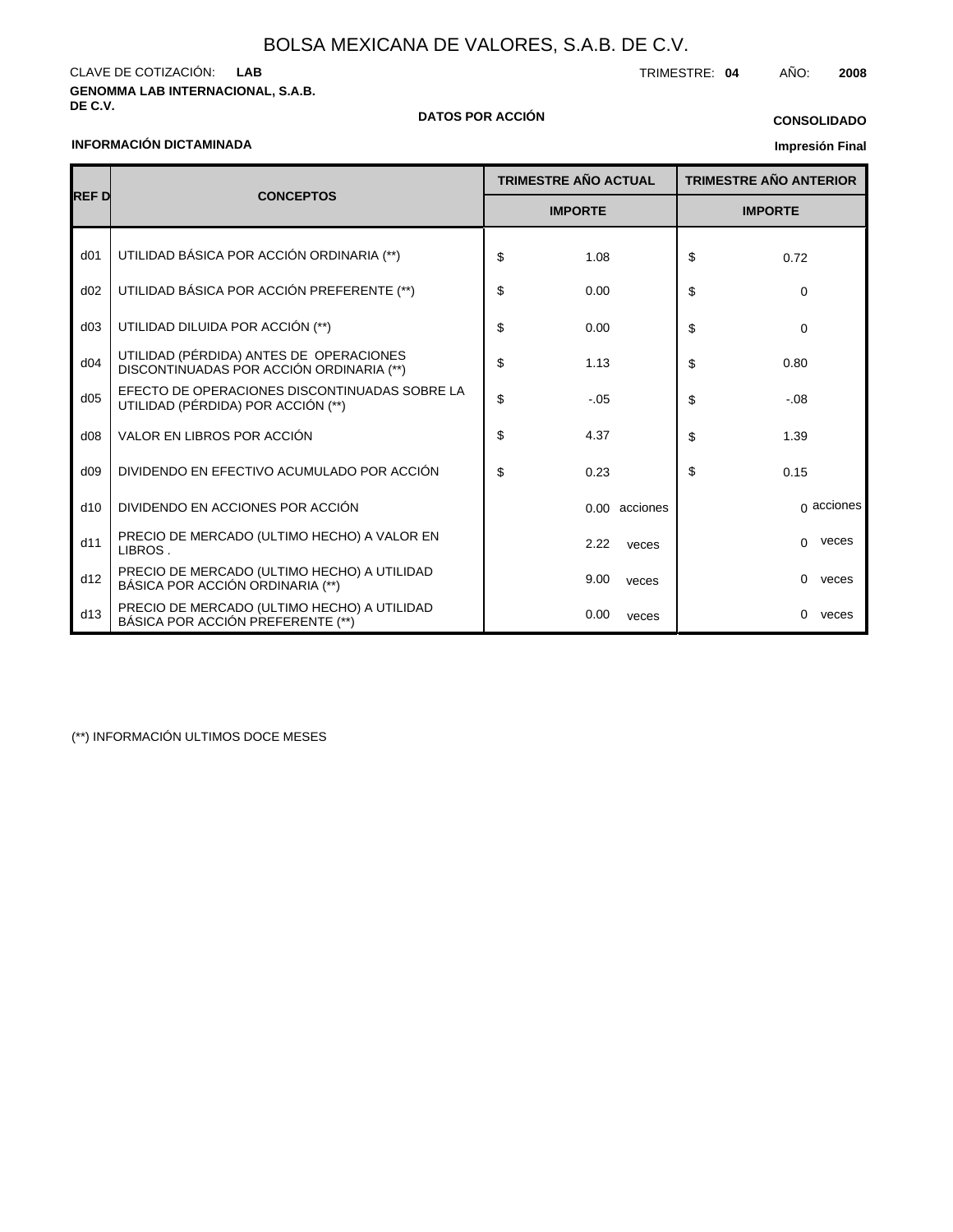# BOLSA MEXICANA DE VALORES, S.A.B. DE C.V.

CLAVE DE COTIZACIÓN: **LAB**

TRIMESTRE: **04** AÑO: **2008**

**GENOMMA LAB INTERNACIONAL, S.A.B. DE C.V.**

**DATOS POR ACCIÓN**

**CONSOLIDADO**

**INFORMACIÓN DICTAMINADA**

**Impresión Final**

| REF D | CONCEPTOS | TRIMESTRE AÑO ACTUAL | TRIMESTRE AÑO ANTERIOR |
|---|---|---|---|
| | | IMPORTE | IMPORTE |
| d01 | UTILIDAD BÁSICA POR ACCIÓN ORDINARIA (**) | $ 1.08 | $ 0.72 |
| d02 | UTILIDAD BÁSICA POR ACCIÓN PREFERENTE (**) | $ 0.00 | $ 0 |
| d03 | UTILIDAD DILUIDA POR ACCIÓN (**) | $ 0.00 | $ 0 |
| d04 | UTILIDAD (PÉRDIDA) ANTES DE OPERACIONES DISCONTINUADAS POR ACCIÓN ORDINARIA (**) | $ 1.13 | $ 0.80 |
| d05 | EFECTO DE OPERACIONES DISCONTINUADAS SOBRE LA UTILIDAD (PÉRDIDA) POR ACCIÓN (**) | $ -.05 | $ -.08 |
| d08 | VALOR EN LIBROS POR ACCIÓN | $ 4.37 | $ 1.39 |
| d09 | DIVIDENDO EN EFECTIVO ACUMULADO POR ACCIÓN | $ 0.23 | $ 0.15 |
| d10 | DIVIDENDO EN ACCIONES POR ACCIÓN | 0.00 acciones | 0 acciones |
| d11 | PRECIO DE MERCADO (ULTIMO HECHO) A VALOR EN LIBROS . | 2.22 veces | 0 veces |
| d12 | PRECIO DE MERCADO (ULTIMO HECHO) A UTILIDAD BÁSICA POR ACCIÓN ORDINARIA (**) | 9.00 veces | 0 veces |
| d13 | PRECIO DE MERCADO (ULTIMO HECHO) A UTILIDAD BÁSICA POR ACCIÓN PREFERENTE (**) | 0.00 veces | 0 veces |

(**) INFORMACIÓN ULTIMOS DOCE MESES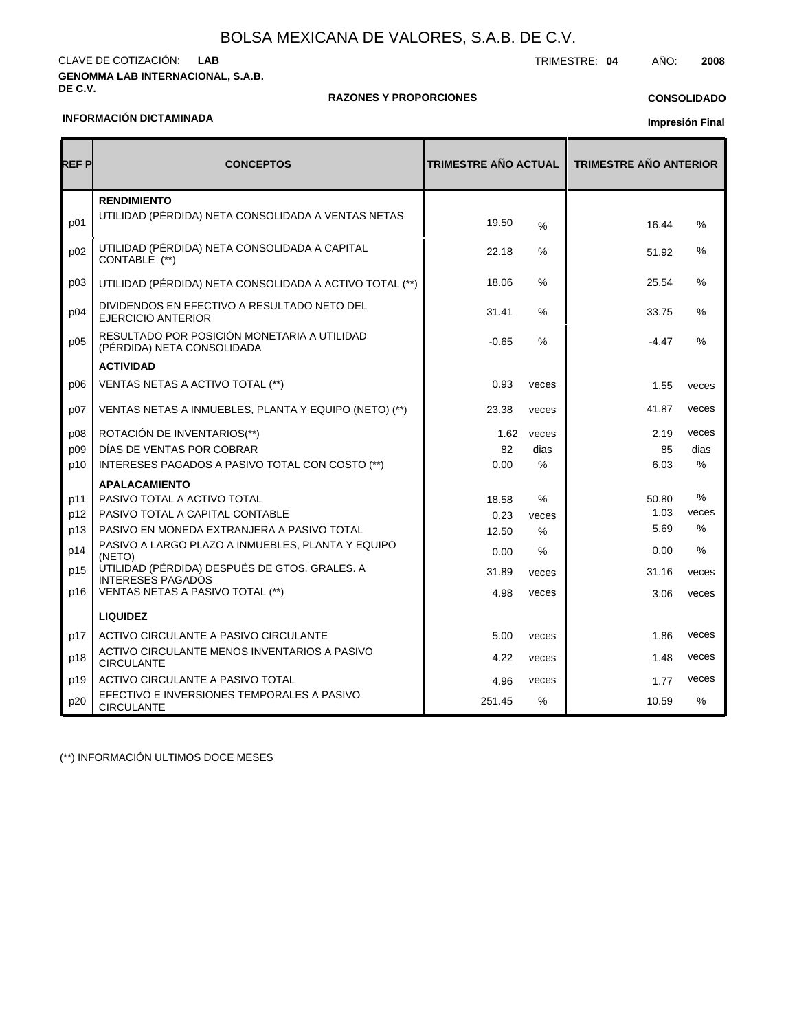# BOLSA MEXICANA DE VALORES, S.A.B. DE C.V.

CLAVE DE COTIZACIÓN: **LAB**

TRIMESTRE: **04** AÑO: **2008**

**GENOMMA LAB INTERNACIONAL, S.A.B. DE C.V.**

**RAZONES Y PROPORCIONES**

**CONSOLIDADO**

**INFORMACIÓN DICTAMINADA**

**Impresión Final**

| REF P | CONCEPTOS | TRIMESTRE AÑO ACTUAL | | TRIMESTRE AÑO ANTERIOR | |
|---|---|---|---|---|---|
| | **RENDIMIENTO** | | | | |
| p01 | UTILIDAD (PERDIDA) NETA CONSOLIDADA A VENTAS NETAS | 19.50 | % | 16.44 | % |
| p02 | UTILIDAD (PÉRDIDA) NETA CONSOLIDADA A CAPITAL CONTABLE (**) | 22.18 | % | 51.92 | % |
| p03 | UTILIDAD (PÉRDIDA) NETA CONSOLIDADA A ACTIVO TOTAL (**) | 18.06 | % | 25.54 | % |
| p04 | DIVIDENDOS EN EFECTIVO A RESULTADO NETO DEL EJERCICIO ANTERIOR | 31.41 | % | 33.75 | % |
| p05 | RESULTADO POR POSICIÓN MONETARIA A UTILIDAD (PÉRDIDA) NETA CONSOLIDADA | -0.65 | % | -4.47 | % |
| | **ACTIVIDAD** | | | | |
| p06 | VENTAS NETAS A ACTIVO TOTAL (**) | 0.93 | veces | 1.55 | veces |
| p07 | VENTAS NETAS A INMUEBLES, PLANTA Y EQUIPO (NETO) (**) | 23.38 | veces | 41.87 | veces |
| p08 | ROTACIÓN DE INVENTARIOS(**) | 1.62 | veces | 2.19 | veces |
| p09 | DÍAS DE VENTAS POR COBRAR | 82 | dias | 85 | dias |
| p10 | INTERESES PAGADOS A PASIVO TOTAL CON COSTO (**) | 0.00 | % | 6.03 | % |
| | **APALACAMIENTO** | | | | |
| p11 | PASIVO TOTAL A ACTIVO TOTAL | 18.58 | % | 50.80 | % |
| p12 | PASIVO TOTAL A CAPITAL CONTABLE | 0.23 | veces | 1.03 | veces |
| p13 | PASIVO EN MONEDA EXTRANJERA A PASIVO TOTAL | 12.50 | % | 5.69 | % |
| p14 | PASIVO A LARGO PLAZO A INMUEBLES, PLANTA Y EQUIPO (NETO) | 0.00 | % | 0.00 | % |
| p15 | UTILIDAD (PÉRDIDA) DESPUÉS DE GTOS. GRALES. A INTERESES PAGADOS | 31.89 | veces | 31.16 | veces |
| p16 | VENTAS NETAS A PASIVO TOTAL (**) | 4.98 | veces | 3.06 | veces |
| | **LIQUIDEZ** | | | | |
| p17 | ACTIVO CIRCULANTE A PASIVO CIRCULANTE | 5.00 | veces | 1.86 | veces |
| p18 | ACTIVO CIRCULANTE MENOS INVENTARIOS A PASIVO CIRCULANTE | 4.22 | veces | 1.48 | veces |
| p19 | ACTIVO CIRCULANTE A PASIVO TOTAL | 4.96 | veces | 1.77 | veces |
| p20 | EFECTIVO E INVERSIONES TEMPORALES A PASIVO CIRCULANTE | 251.45 | % | 10.59 | % |

(**) INFORMACIÓN ULTIMOS DOCE MESES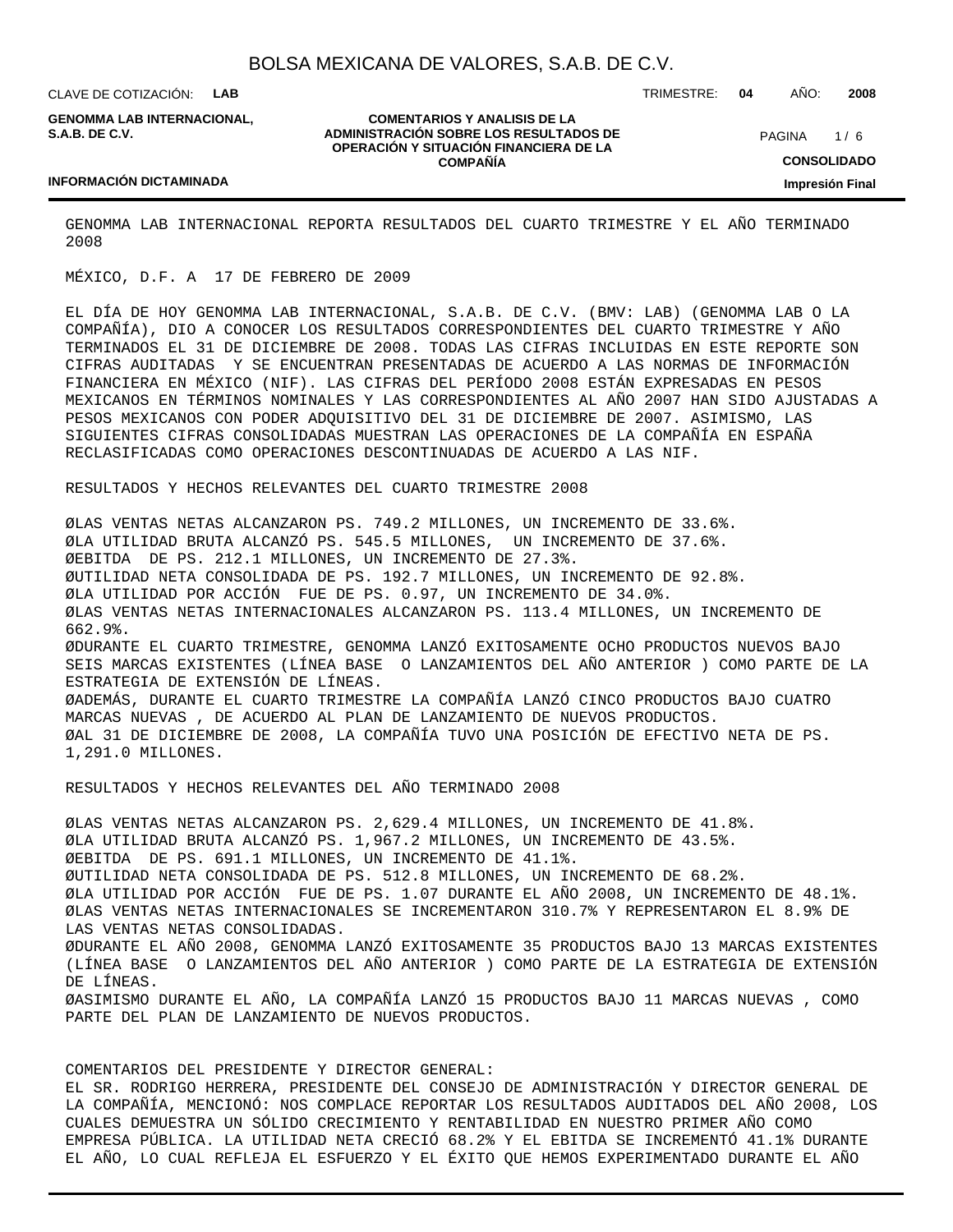GENOMMA LAB INTERNACIONAL REPORTA RESULTADOS DEL CUARTO TRIMESTRE Y EL AÑO TERMINADO 2008

MÉXICO, D.F. A 17 DE FEBRERO DE 2009

EL DÍA DE HOY GENOMMA LAB INTERNACIONAL, S.A.B. DE C.V. (BMV: LAB) (GENOMMA LAB O LA COMPAÑÍA), DIO A CONOCER LOS RESULTADOS CORRESPONDIENTES DEL CUARTO TRIMESTRE Y AÑO TERMINADOS EL 31 DE DICIEMBRE DE 2008. TODAS LAS CIFRAS INCLUIDAS EN ESTE REPORTE SON CIFRAS AUDITADAS Y SE ENCUENTRAN PRESENTADAS DE ACUERDO A LAS NORMAS DE INFORMACIÓN FINANCIERA EN MÉXICO (NIF). LAS CIFRAS DEL PERÍODO 2008 ESTÁN EXPRESADAS EN PESOS MEXICANOS EN TÉRMINOS NOMINALES Y LAS CORRESPONDIENTES AL AÑO 2007 HAN SIDO AJUSTADAS A PESOS MEXICANOS CON PODER ADQUISITIVO DEL 31 DE DICIEMBRE DE 2007. ASIMISMO, LAS SIGUIENTES CIFRAS CONSOLIDADAS MUESTRAN LAS OPERACIONES DE LA COMPAÑÍA EN ESPAÑA RECLASIFICADAS COMO OPERACIONES DESCONTINUADAS DE ACUERDO A LAS NIF.

RESULTADOS Y HECHOS RELEVANTES DEL CUARTO TRIMESTRE 2008

- LAS VENTAS NETAS ALCANZARON PS. 749.2 MILLONES, UN INCREMENTO DE 33.6%.
- LA UTILIDAD BRUTA ALCANZÓ PS. 545.5 MILLONES, UN INCREMENTO DE 37.6%.
- EBITDA DE PS. 212.1 MILLONES, UN INCREMENTO DE 27.3%.
- UTILIDAD NETA CONSOLIDADA DE PS. 192.7 MILLONES, UN INCREMENTO DE 92.8%.
- LA UTILIDAD POR ACCIÓN FUE DE PS. 0.97, UN INCREMENTO DE 34.0%.
- LAS VENTAS NETAS INTERNACIONALES ALCANZARON PS. 113.4 MILLONES, UN INCREMENTO DE 662.9%.
- DURANTE EL CUARTO TRIMESTRE, GENOMMA LANZÓ EXITOSAMENTE OCHO PRODUCTOS NUEVOS BAJO SEIS MARCAS EXISTENTES (LÍNEA BASE O LANZAMIENTOS DEL AÑO ANTERIOR ) COMO PARTE DE LA ESTRATEGIA DE EXTENSIÓN DE LÍNEAS.
- ADEMÁS, DURANTE EL CUARTO TRIMESTRE LA COMPAÑÍA LANZÓ CINCO PRODUCTOS BAJO CUATRO MARCAS NUEVAS , DE ACUERDO AL PLAN DE LANZAMIENTO DE NUEVOS PRODUCTOS.
- AL 31 DE DICIEMBRE DE 2008, LA COMPAÑÍA TUVO UNA POSICIÓN DE EFECTIVO NETA DE PS. 1,291.0 MILLONES.

RESULTADOS Y HECHOS RELEVANTES DEL AÑO TERMINADO 2008

- LAS VENTAS NETAS ALCANZARON PS. 2,629.4 MILLONES, UN INCREMENTO DE 41.8%.
- LA UTILIDAD BRUTA ALCANZÓ PS. 1,967.2 MILLONES, UN INCREMENTO DE 43.5%.
- EBITDA DE PS. 691.1 MILLONES, UN INCREMENTO DE 41.1%.
- UTILIDAD NETA CONSOLIDADA DE PS. 512.8 MILLONES, UN INCREMENTO DE 68.2%.
- LA UTILIDAD POR ACCIÓN FUE DE PS. 1.07 DURANTE EL AÑO 2008, UN INCREMENTO DE 48.1%.
- LAS VENTAS NETAS INTERNACIONALES SE INCREMENTARON 310.7% Y REPRESENTARON EL 8.9% DE LAS VENTAS NETAS CONSOLIDADAS.
- DURANTE EL AÑO 2008, GENOMMA LANZÓ EXITOSAMENTE 35 PRODUCTOS BAJO 13 MARCAS EXISTENTES (LÍNEA BASE O LANZAMIENTOS DEL AÑO ANTERIOR ) COMO PARTE DE LA ESTRATEGIA DE EXTENSIÓN DE LÍNEAS.
- ASIMISMO DURANTE EL AÑO, LA COMPAÑÍA LANZÓ 15 PRODUCTOS BAJO 11 MARCAS NUEVAS , COMO PARTE DEL PLAN DE LANZAMIENTO DE NUEVOS PRODUCTOS.

COMENTARIOS DEL PRESIDENTE Y DIRECTOR GENERAL:
EL SR. RODRIGO HERRERA, PRESIDENTE DEL CONSEJO DE ADMINISTRACIÓN Y DIRECTOR GENERAL DE LA COMPAÑÍA, MENCIONÓ: NOS COMPLACE REPORTAR LOS RESULTADOS AUDITADOS DEL AÑO 2008, LOS CUALES DEMUESTRA UN SÓLIDO CRECIMIENTO Y RENTABILIDAD EN NUESTRO PRIMER AÑO COMO EMPRESA PÚBLICA. LA UTILIDAD NETA CRECIÓ 68.2% Y EL EBITDA SE INCREMENTÓ 41.1% DURANTE EL AÑO, LO CUAL REFLEJA EL ESFUERZO Y EL ÉXITO QUE HEMOS EXPERIMENTADO DURANTE EL AÑO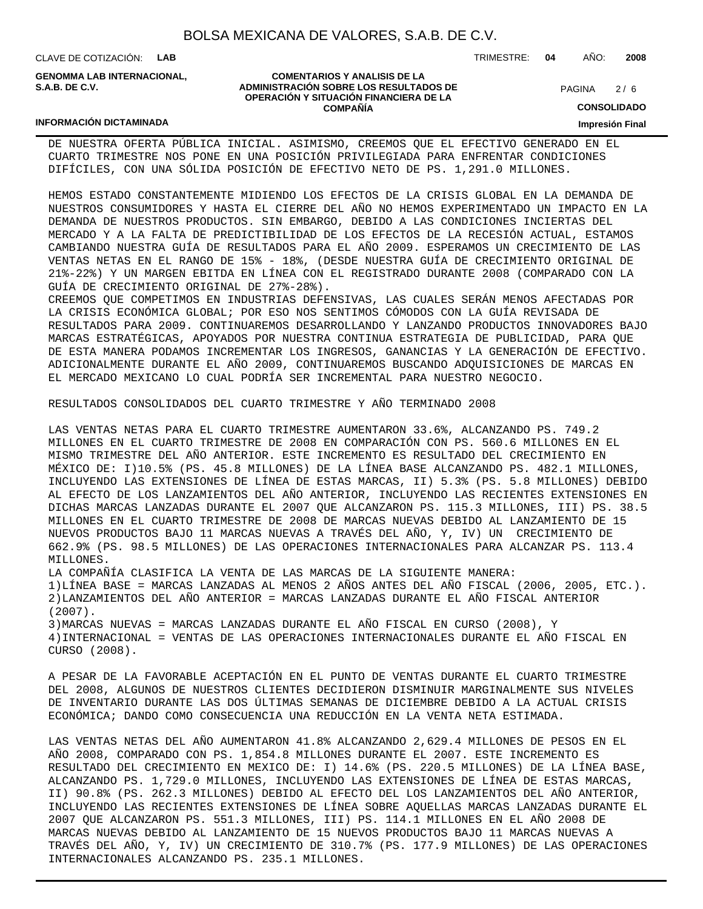DE NUESTRA OFERTA PÚBLICA INICIAL. ASIMISMO, CREEMOS QUE EL EFECTIVO GENERADO EN EL CUARTO TRIMESTRE NOS PONE EN UNA POSICIÓN PRIVILEGIADA PARA ENFRENTAR CONDICIONES DIFÍCILES, CON UNA SÓLIDA POSICIÓN DE EFECTIVO NETO DE PS. 1,291.0 MILLONES.

HEMOS ESTADO CONSTANTEMENTE MIDIENDO LOS EFECTOS DE LA CRISIS GLOBAL EN LA DEMANDA DE NUESTROS CONSUMIDORES Y HASTA EL CIERRE DEL AÑO NO HEMOS EXPERIMENTADO UN IMPACTO EN LA DEMANDA DE NUESTROS PRODUCTOS. SIN EMBARGO, DEBIDO A LAS CONDICIONES INCIERTAS DEL MERCADO Y A LA FALTA DE PREDICTIBILIDAD DE LOS EFECTOS DE LA RECESIÓN ACTUAL, ESTAMOS CAMBIANDO NUESTRA GUÍA DE RESULTADOS PARA EL AÑO 2009. ESPERAMOS UN CRECIMIENTO DE LAS VENTAS NETAS EN EL RANGO DE 15% - 18%, (DESDE NUESTRA GUÍA DE CRECIMIENTO ORIGINAL DE 21%-22%) Y UN MARGEN EBITDA EN LÍNEA CON EL REGISTRADO DURANTE 2008 (COMPARADO CON LA GUÍA DE CRECIMIENTO ORIGINAL DE 27%-28%).
CREEMOS QUE COMPETIMOS EN INDUSTRIAS DEFENSIVAS, LAS CUALES SERÁN MENOS AFECTADAS POR LA CRISIS ECONÓMICA GLOBAL; POR ESO NOS SENTIMOS CÓMODOS CON LA GUÍA REVISADA DE RESULTADOS PARA 2009. CONTINUAREMOS DESARROLLANDO Y LANZANDO PRODUCTOS INNOVADORES BAJO MARCAS ESTRATÉGICAS, APOYADOS POR NUESTRA CONTINUA ESTRATEGIA DE PUBLICIDAD, PARA QUE DE ESTA MANERA PODAMOS INCREMENTAR LOS INGRESOS, GANANCIAS Y LA GENERACIÓN DE EFECTIVO. ADICIONALMENTE DURANTE EL AÑO 2009, CONTINUAREMOS BUSCANDO ADQUISICIONES DE MARCAS EN EL MERCADO MEXICANO LO CUAL PODRÍA SER INCREMENTAL PARA NUESTRO NEGOCIO.

RESULTADOS CONSOLIDADOS DEL CUARTO TRIMESTRE Y AÑO TERMINADO 2008

LAS VENTAS NETAS PARA EL CUARTO TRIMESTRE AUMENTARON 33.6%, ALCANZANDO PS. 749.2 MILLONES EN EL CUARTO TRIMESTRE DE 2008 EN COMPARACIÓN CON PS. 560.6 MILLONES EN EL MISMO TRIMESTRE DEL AÑO ANTERIOR. ESTE INCREMENTO ES RESULTADO DEL CRECIMIENTO EN MÉXICO DE: I)10.5% (PS. 45.8 MILLONES) DE LA LÍNEA BASE ALCANZANDO PS. 482.1 MILLONES, INCLUYENDO LAS EXTENSIONES DE LÍNEA DE ESTAS MARCAS, II) 5.3% (PS. 5.8 MILLONES) DEBIDO AL EFECTO DE LOS LANZAMIENTOS DEL AÑO ANTERIOR, INCLUYENDO LAS RECIENTES EXTENSIONES EN DICHAS MARCAS LANZADAS DURANTE EL 2007 QUE ALCANZARON PS. 115.3 MILLONES, III) PS. 38.5 MILLONES EN EL CUARTO TRIMESTRE DE 2008 DE MARCAS NUEVAS DEBIDO AL LANZAMIENTO DE 15 NUEVOS PRODUCTOS BAJO 11 MARCAS NUEVAS A TRAVÉS DEL AÑO, Y, IV) UN CRECIMIENTO DE 662.9% (PS. 98.5 MILLONES) DE LAS OPERACIONES INTERNACIONALES PARA ALCANZAR PS. 113.4 MILLONES.
LA COMPAÑÍA CLASIFICA LA VENTA DE LAS MARCAS DE LA SIGUIENTE MANERA:
1)LÍNEA BASE = MARCAS LANZADAS AL MENOS 2 AÑOS ANTES DEL AÑO FISCAL (2006, 2005, ETC.).
2)LANZAMIENTOS DEL AÑO ANTERIOR = MARCAS LANZADAS DURANTE EL AÑO FISCAL ANTERIOR (2007).
3)MARCAS NUEVAS = MARCAS LANZADAS DURANTE EL AÑO FISCAL EN CURSO (2008), Y
4)INTERNACIONAL = VENTAS DE LAS OPERACIONES INTERNACIONALES DURANTE EL AÑO FISCAL EN CURSO (2008).

A PESAR DE LA FAVORABLE ACEPTACIÓN EN EL PUNTO DE VENTAS DURANTE EL CUARTO TRIMESTRE DEL 2008, ALGUNOS DE NUESTROS CLIENTES DECIDIERON DISMINUIR MARGINALMENTE SUS NIVELES DE INVENTARIO DURANTE LAS DOS ÚLTIMAS SEMANAS DE DICIEMBRE DEBIDO A LA ACTUAL CRISIS ECONÓMICA; DANDO COMO CONSECUENCIA UNA REDUCCIÓN EN LA VENTA NETA ESTIMADA.

LAS VENTAS NETAS DEL AÑO AUMENTARON 41.8% ALCANZANDO 2,629.4 MILLONES DE PESOS EN EL AÑO 2008, COMPARADO CON PS. 1,854.8 MILLONES DURANTE EL 2007. ESTE INCREMENTO ES RESULTADO DEL CRECIMIENTO EN MEXICO DE: I) 14.6% (PS. 220.5 MILLONES) DE LA LÍNEA BASE, ALCANZANDO PS. 1,729.0 MILLONES, INCLUYENDO LAS EXTENSIONES DE LÍNEA DE ESTAS MARCAS, II) 90.8% (PS. 262.3 MILLONES) DEBIDO AL EFECTO DEL LOS LANZAMIENTOS DEL AÑO ANTERIOR, INCLUYENDO LAS RECIENTES EXTENSIONES DE LÍNEA SOBRE AQUELLAS MARCAS LANZADAS DURANTE EL 2007 QUE ALCANZARON PS. 551.3 MILLONES, III) PS. 114.1 MILLONES EN EL AÑO 2008 DE MARCAS NUEVAS DEBIDO AL LANZAMIENTO DE 15 NUEVOS PRODUCTOS BAJO 11 MARCAS NUEVAS A TRAVÉS DEL AÑO, Y, IV) UN CRECIMIENTO DE 310.7% (PS. 177.9 MILLONES) DE LAS OPERACIONES INTERNACIONALES ALCANZANDO PS. 235.1 MILLONES.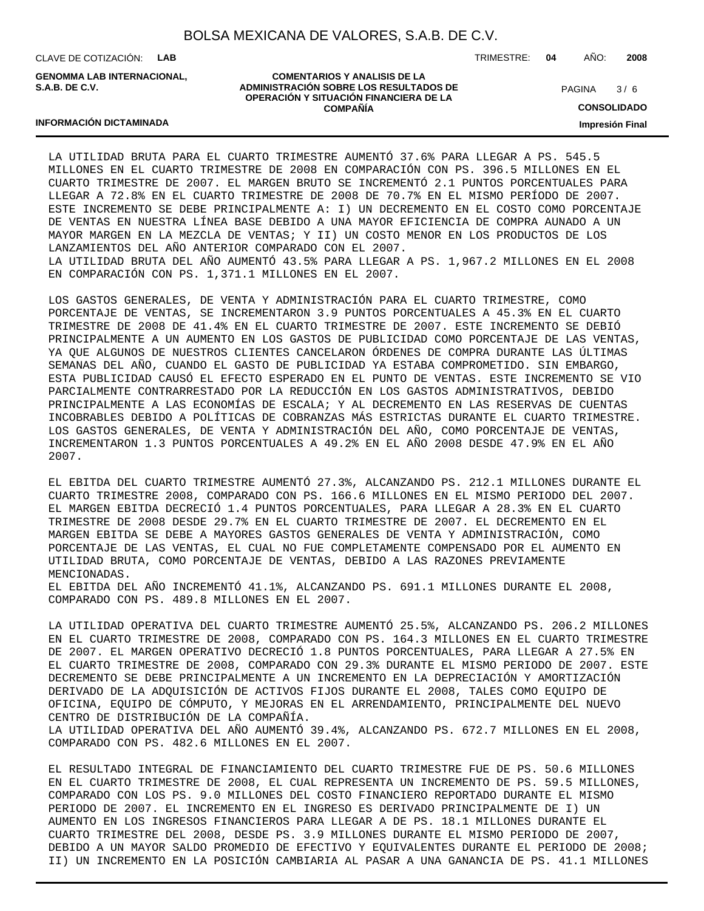LA UTILIDAD BRUTA PARA EL CUARTO TRIMESTRE AUMENTÓ 37.6% PARA LLEGAR A PS. 545.5 MILLONES EN EL CUARTO TRIMESTRE DE 2008 EN COMPARACIÓN CON PS. 396.5 MILLONES EN EL CUARTO TRIMESTRE DE 2007. EL MARGEN BRUTO SE INCREMENTÓ 2.1 PUNTOS PORCENTUALES PARA LLEGAR A 72.8% EN EL CUARTO TRIMESTRE DE 2008 DE 70.7% EN EL MISMO PERÍODO DE 2007. ESTE INCREMENTO SE DEBE PRINCIPALMENTE A: I) UN DECREMENTO EN EL COSTO COMO PORCENTAJE DE VENTAS EN NUESTRA LÍNEA BASE DEBIDO A UNA MAYOR EFICIENCIA DE COMPRA AUNADO A UN MAYOR MARGEN EN LA MEZCLA DE VENTAS; Y II) UN COSTO MENOR EN LOS PRODUCTOS DE LOS LANZAMIENTOS DEL AÑO ANTERIOR COMPARADO CON EL 2007.
LA UTILIDAD BRUTA DEL AÑO AUMENTÓ 43.5% PARA LLEGAR A PS. 1,967.2 MILLONES EN EL 2008 EN COMPARACIÓN CON PS. 1,371.1 MILLONES EN EL 2007.

LOS GASTOS GENERALES, DE VENTA Y ADMINISTRACIÓN PARA EL CUARTO TRIMESTRE, COMO PORCENTAJE DE VENTAS, SE INCREMENTARON 3.9 PUNTOS PORCENTUALES A 45.3% EN EL CUARTO TRIMESTRE DE 2008 DE 41.4% EN EL CUARTO TRIMESTRE DE 2007. ESTE INCREMENTO SE DEBIÓ PRINCIPALMENTE A UN AUMENTO EN LOS GASTOS DE PUBLICIDAD COMO PORCENTAJE DE LAS VENTAS, YA QUE ALGUNOS DE NUESTROS CLIENTES CANCELARON ÓRDENES DE COMPRA DURANTE LAS ÚLTIMAS SEMANAS DEL AÑO, CUANDO EL GASTO DE PUBLICIDAD YA ESTABA COMPROMETIDO. SIN EMBARGO, ESTA PUBLICIDAD CAUSÓ EL EFECTO ESPERADO EN EL PUNTO DE VENTAS. ESTE INCREMENTO SE VIO PARCIALMENTE CONTRARRESTADO POR LA REDUCCIÓN EN LOS GASTOS ADMINISTRATIVOS, DEBIDO PRINCIPALMENTE A LAS ECONOMÍAS DE ESCALA; Y AL DECREMENTO EN LAS RESERVAS DE CUENTAS INCOBRABLES DEBIDO A POLÍTICAS DE COBRANZAS MÁS ESTRICTAS DURANTE EL CUARTO TRIMESTRE.
LOS GASTOS GENERALES, DE VENTA Y ADMINISTRACIÓN DEL AÑO, COMO PORCENTAJE DE VENTAS, INCREMENTARON 1.3 PUNTOS PORCENTUALES A 49.2% EN EL AÑO 2008 DESDE 47.9% EN EL AÑO 2007.

EL EBITDA DEL CUARTO TRIMESTRE AUMENTÓ 27.3%, ALCANZANDO PS. 212.1 MILLONES DURANTE EL CUARTO TRIMESTRE 2008, COMPARADO CON PS. 166.6 MILLONES EN EL MISMO PERIODO DEL 2007. EL MARGEN EBITDA DECRECIÓ 1.4 PUNTOS PORCENTUALES, PARA LLEGAR A 28.3% EN EL CUARTO TRIMESTRE DE 2008 DESDE 29.7% EN EL CUARTO TRIMESTRE DE 2007. EL DECREMENTO EN EL MARGEN EBITDA SE DEBE A MAYORES GASTOS GENERALES DE VENTA Y ADMINISTRACIÓN, COMO PORCENTAJE DE LAS VENTAS, EL CUAL NO FUE COMPLETAMENTE COMPENSADO POR EL AUMENTO EN UTILIDAD BRUTA, COMO PORCENTAJE DE VENTAS, DEBIDO A LAS RAZONES PREVIAMENTE MENCIONADAS.
EL EBITDA DEL AÑO INCREMENTÓ 41.1%, ALCANZANDO PS. 691.1 MILLONES DURANTE EL 2008, COMPARADO CON PS. 489.8 MILLONES EN EL 2007.

LA UTILIDAD OPERATIVA DEL CUARTO TRIMESTRE AUMENTÓ 25.5%, ALCANZANDO PS. 206.2 MILLONES EN EL CUARTO TRIMESTRE DE 2008, COMPARADO CON PS. 164.3 MILLONES EN EL CUARTO TRIMESTRE DE 2007. EL MARGEN OPERATIVO DECRECIÓ 1.8 PUNTOS PORCENTUALES, PARA LLEGAR A 27.5% EN EL CUARTO TRIMESTRE DE 2008, COMPARADO CON 29.3% DURANTE EL MISMO PERIODO DE 2007. ESTE DECREMENTO SE DEBE PRINCIPALMENTE A UN INCREMENTO EN LA DEPRECIACIÓN Y AMORTIZACIÓN DERIVADO DE LA ADQUISICIÓN DE ACTIVOS FIJOS DURANTE EL 2008, TALES COMO EQUIPO DE OFICINA, EQUIPO DE CÓMPUTO, Y MEJORAS EN EL ARRENDAMIENTO, PRINCIPALMENTE DEL NUEVO CENTRO DE DISTRIBUCIÓN DE LA COMPAÑÍA.
LA UTILIDAD OPERATIVA DEL AÑO AUMENTÓ 39.4%, ALCANZANDO PS. 672.7 MILLONES EN EL 2008, COMPARADO CON PS. 482.6 MILLONES EN EL 2007.

EL RESULTADO INTEGRAL DE FINANCIAMIENTO DEL CUARTO TRIMESTRE FUE DE PS. 50.6 MILLONES EN EL CUARTO TRIMESTRE DE 2008, EL CUAL REPRESENTA UN INCREMENTO DE PS. 59.5 MILLONES, COMPARADO CON LOS PS. 9.0 MILLONES DEL COSTO FINANCIERO REPORTADO DURANTE EL MISMO PERIODO DE 2007. EL INCREMENTO EN EL INGRESO ES DERIVADO PRINCIPALMENTE DE I) UN AUMENTO EN LOS INGRESOS FINANCIEROS PARA LLEGAR A DE PS. 18.1 MILLONES DURANTE EL CUARTO TRIMESTRE DEL 2008, DESDE PS. 3.9 MILLONES DURANTE EL MISMO PERIODO DE 2007, DEBIDO A UN MAYOR SALDO PROMEDIO DE EFECTIVO Y EQUIVALENTES DURANTE EL PERIODO DE 2008; II) UN INCREMENTO EN LA POSICIÓN CAMBIARIA AL PASAR A UNA GANANCIA DE PS. 41.1 MILLONES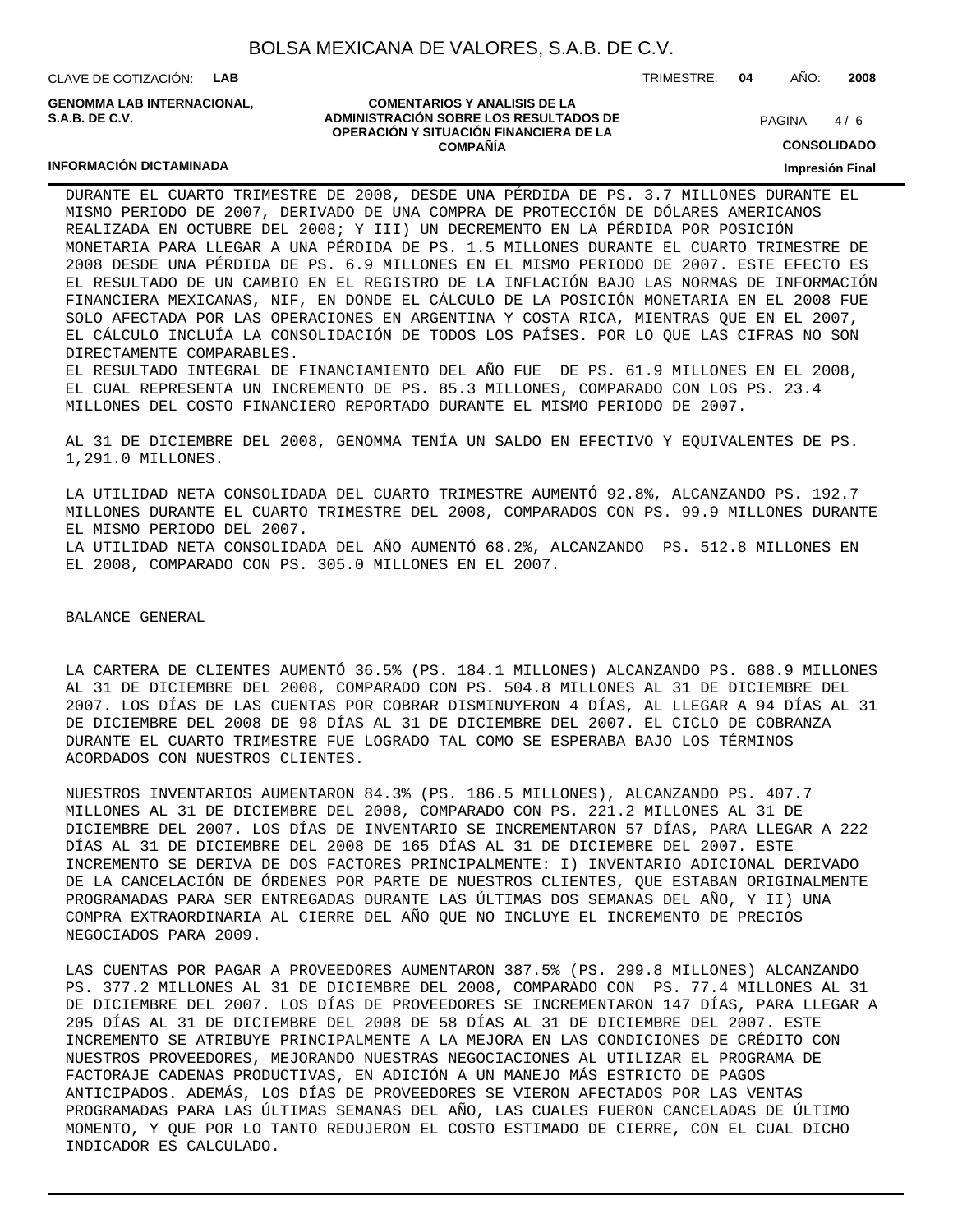DURANTE EL CUARTO TRIMESTRE DE 2008, DESDE UNA PÉRDIDA DE PS. 3.7 MILLONES DURANTE EL MISMO PERIODO DE 2007, DERIVADO DE UNA COMPRA DE PROTECCIÓN DE DÓLARES AMERICANOS REALIZADA EN OCTUBRE DEL 2008; Y III) UN DECREMENTO EN LA PÉRDIDA POR POSICIÓN MONETARIA PARA LLEGAR A UNA PÉRDIDA DE PS. 1.5 MILLONES DURANTE EL CUARTO TRIMESTRE DE 2008 DESDE UNA PÉRDIDA DE PS. 6.9 MILLONES EN EL MISMO PERIODO DE 2007. ESTE EFECTO ES EL RESULTADO DE UN CAMBIO EN EL REGISTRO DE LA INFLACIÓN BAJO LAS NORMAS DE INFORMACIÓN FINANCIERA MEXICANAS, NIF, EN DONDE EL CÁLCULO DE LA POSICIÓN MONETARIA EN EL 2008 FUE SOLO AFECTADA POR LAS OPERACIONES EN ARGENTINA Y COSTA RICA, MIENTRAS QUE EN EL 2007, EL CÁLCULO INCLUÍA LA CONSOLIDACIÓN DE TODOS LOS PAÍSES. POR LO QUE LAS CIFRAS NO SON DIRECTAMENTE COMPARABLES.
EL RESULTADO INTEGRAL DE FINANCIAMIENTO DEL AÑO FUE DE PS. 61.9 MILLONES EN EL 2008, EL CUAL REPRESENTA UN INCREMENTO DE PS. 85.3 MILLONES, COMPARADO CON LOS PS. 23.4 MILLONES DEL COSTO FINANCIERO REPORTADO DURANTE EL MISMO PERIODO DE 2007.

AL 31 DE DICIEMBRE DEL 2008, GENOMMA TENÍA UN SALDO EN EFECTIVO Y EQUIVALENTES DE PS. 1,291.0 MILLONES.

LA UTILIDAD NETA CONSOLIDADA DEL CUARTO TRIMESTRE AUMENTÓ 92.8%, ALCANZANDO PS. 192.7 MILLONES DURANTE EL CUARTO TRIMESTRE DEL 2008, COMPARADOS CON PS. 99.9 MILLONES DURANTE EL MISMO PERIODO DEL 2007.
LA UTILIDAD NETA CONSOLIDADA DEL AÑO AUMENTÓ 68.2%, ALCANZANDO PS. 512.8 MILLONES EN EL 2008, COMPARADO CON PS. 305.0 MILLONES EN EL 2007.

BALANCE GENERAL

LA CARTERA DE CLIENTES AUMENTÓ 36.5% (PS. 184.1 MILLONES) ALCANZANDO PS. 688.9 MILLONES AL 31 DE DICIEMBRE DEL 2008, COMPARADO CON PS. 504.8 MILLONES AL 31 DE DICIEMBRE DEL 2007. LOS DÍAS DE LAS CUENTAS POR COBRAR DISMINUYERON 4 DÍAS, AL LLEGAR A 94 DÍAS AL 31 DE DICIEMBRE DEL 2008 DE 98 DÍAS AL 31 DE DICIEMBRE DEL 2007. EL CICLO DE COBRANZA DURANTE EL CUARTO TRIMESTRE FUE LOGRADO TAL COMO SE ESPERABA BAJO LOS TÉRMINOS ACORDADOS CON NUESTROS CLIENTES.

NUESTROS INVENTARIOS AUMENTARON 84.3% (PS. 186.5 MILLONES), ALCANZANDO PS. 407.7 MILLONES AL 31 DE DICIEMBRE DEL 2008, COMPARADO CON PS. 221.2 MILLONES AL 31 DE DICIEMBRE DEL 2007. LOS DÍAS DE INVENTARIO SE INCREMENTARON 57 DÍAS, PARA LLEGAR A 222 DÍAS AL 31 DE DICIEMBRE DEL 2008 DE 165 DÍAS AL 31 DE DICIEMBRE DEL 2007. ESTE INCREMENTO SE DERIVA DE DOS FACTORES PRINCIPALMENTE: I) INVENTARIO ADICIONAL DERIVADO DE LA CANCELACIÓN DE ÓRDENES POR PARTE DE NUESTROS CLIENTES, QUE ESTABAN ORIGINALMENTE PROGRAMADAS PARA SER ENTREGADAS DURANTE LAS ÚLTIMAS DOS SEMANAS DEL AÑO, Y II) UNA COMPRA EXTRAORDINARIA AL CIERRE DEL AÑO QUE NO INCLUYE EL INCREMENTO DE PRECIOS NEGOCIADOS PARA 2009.

LAS CUENTAS POR PAGAR A PROVEEDORES AUMENTARON 387.5% (PS. 299.8 MILLONES) ALCANZANDO PS. 377.2 MILLONES AL 31 DE DICIEMBRE DEL 2008, COMPARADO CON PS. 77.4 MILLONES AL 31 DE DICIEMBRE DEL 2007. LOS DÍAS DE PROVEEDORES SE INCREMENTARON 147 DÍAS, PARA LLEGAR A 205 DÍAS AL 31 DE DICIEMBRE DEL 2008 DE 58 DÍAS AL 31 DE DICIEMBRE DEL 2007. ESTE INCREMENTO SE ATRIBUYE PRINCIPALMENTE A LA MEJORA EN LAS CONDICIONES DE CRÉDITO CON NUESTROS PROVEEDORES, MEJORANDO NUESTRAS NEGOCIACIONES AL UTILIZAR EL PROGRAMA DE FACTORAJE CADENAS PRODUCTIVAS, EN ADICIÓN A UN MANEJO MÁS ESTRICTO DE PAGOS ANTICIPADOS. ADEMÁS, LOS DÍAS DE PROVEEDORES SE VIERON AFECTADOS POR LAS VENTAS PROGRAMADAS PARA LAS ÚLTIMAS SEMANAS DEL AÑO, LAS CUALES FUERON CANCELADAS DE ÚLTIMO MOMENTO, Y QUE POR LO TANTO REDUJERON EL COSTO ESTIMADO DE CIERRE, CON EL CUAL DICHO INDICADOR ES CALCULADO.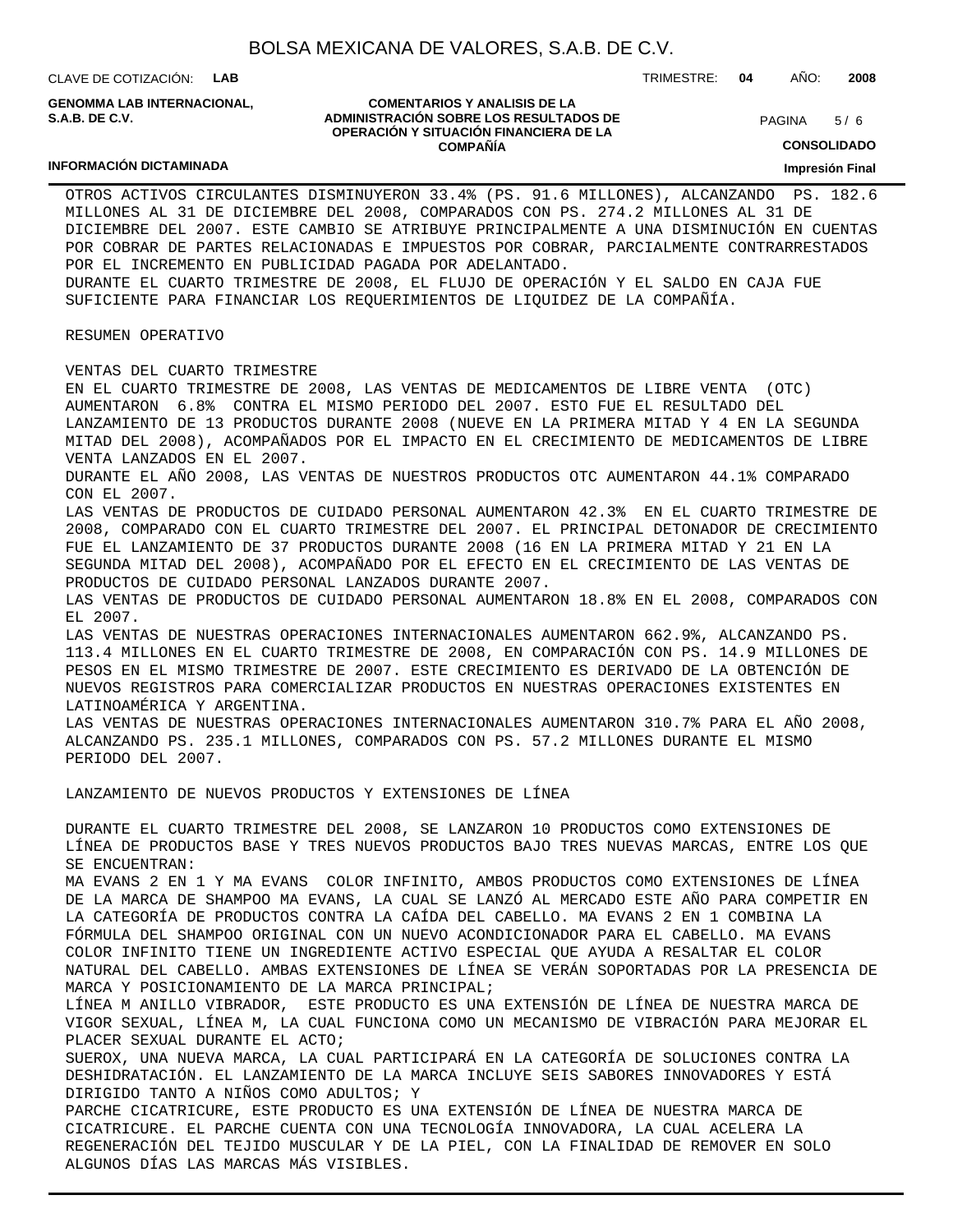OTROS ACTIVOS CIRCULANTES DISMINUYERON 33.4% (PS. 91.6 MILLONES), ALCANZANDO PS. 182.6 MILLONES AL 31 DE DICIEMBRE DEL 2008, COMPARADOS CON PS. 274.2 MILLONES AL 31 DE DICIEMBRE DEL 2007. ESTE CAMBIO SE ATRIBUYE PRINCIPALMENTE A UNA DISMINUCIÓN EN CUENTAS POR COBRAR DE PARTES RELACIONADAS E IMPUESTOS POR COBRAR, PARCIALMENTE CONTRARRESTADOS POR EL INCREMENTO EN PUBLICIDAD PAGADA POR ADELANTADO.

DURANTE EL CUARTO TRIMESTRE DE 2008, EL FLUJO DE OPERACIÓN Y EL SALDO EN CAJA FUE SUFICIENTE PARA FINANCIAR LOS REQUERIMIENTOS DE LIQUIDEZ DE LA COMPAÑÍA.

RESUMEN OPERATIVO

VENTAS DEL CUARTO TRIMESTRE

EN EL CUARTO TRIMESTRE DE 2008, LAS VENTAS DE MEDICAMENTOS DE LIBRE VENTA (OTC) AUMENTARON 6.8% CONTRA EL MISMO PERIODO DEL 2007. ESTO FUE EL RESULTADO DEL LANZAMIENTO DE 13 PRODUCTOS DURANTE 2008 (NUEVE EN LA PRIMERA MITAD Y 4 EN LA SEGUNDA MITAD DEL 2008), ACOMPAÑADOS POR EL IMPACTO EN EL CRECIMIENTO DE MEDICAMENTOS DE LIBRE VENTA LANZADOS EN EL 2007.

DURANTE EL AÑO 2008, LAS VENTAS DE NUESTROS PRODUCTOS OTC AUMENTARON 44.1% COMPARADO CON EL 2007.

LAS VENTAS DE PRODUCTOS DE CUIDADO PERSONAL AUMENTARON 42.3% EN EL CUARTO TRIMESTRE DE 2008, COMPARADO CON EL CUARTO TRIMESTRE DEL 2007. EL PRINCIPAL DETONADOR DE CRECIMIENTO FUE EL LANZAMIENTO DE 37 PRODUCTOS DURANTE 2008 (16 EN LA PRIMERA MITAD Y 21 EN LA SEGUNDA MITAD DEL 2008), ACOMPAÑADO POR EL EFECTO EN EL CRECIMIENTO DE LAS VENTAS DE PRODUCTOS DE CUIDADO PERSONAL LANZADOS DURANTE 2007.

LAS VENTAS DE PRODUCTOS DE CUIDADO PERSONAL AUMENTARON 18.8% EN EL 2008, COMPARADOS CON EL 2007.

LAS VENTAS DE NUESTRAS OPERACIONES INTERNACIONALES AUMENTARON 662.9%, ALCANZANDO PS. 113.4 MILLONES EN EL CUARTO TRIMESTRE DE 2008, EN COMPARACIÓN CON PS. 14.9 MILLONES DE PESOS EN EL MISMO TRIMESTRE DE 2007. ESTE CRECIMIENTO ES DERIVADO DE LA OBTENCIÓN DE NUEVOS REGISTROS PARA COMERCIALIZAR PRODUCTOS EN NUESTRAS OPERACIONES EXISTENTES EN LATINOAMÉRICA Y ARGENTINA.

LAS VENTAS DE NUESTRAS OPERACIONES INTERNACIONALES AUMENTARON 310.7% PARA EL AÑO 2008, ALCANZANDO PS. 235.1 MILLONES, COMPARADOS CON PS. 57.2 MILLONES DURANTE EL MISMO PERIODO DEL 2007.

LANZAMIENTO DE NUEVOS PRODUCTOS Y EXTENSIONES DE LÍNEA

DURANTE EL CUARTO TRIMESTRE DEL 2008, SE LANZARON 10 PRODUCTOS COMO EXTENSIONES DE LÍNEA DE PRODUCTOS BASE Y TRES NUEVOS PRODUCTOS BAJO TRES NUEVAS MARCAS, ENTRE LOS QUE SE ENCUENTRAN:

MA EVANS 2 EN 1 Y MA EVANS COLOR INFINITO, AMBOS PRODUCTOS COMO EXTENSIONES DE LÍNEA DE LA MARCA DE SHAMPOO MA EVANS, LA CUAL SE LANZÓ AL MERCADO ESTE AÑO PARA COMPETIR EN LA CATEGORÍA DE PRODUCTOS CONTRA LA CAÍDA DEL CABELLO. MA EVANS 2 EN 1 COMBINA LA FÓRMULA DEL SHAMPOO ORIGINAL CON UN NUEVO ACONDICIONADOR PARA EL CABELLO. MA EVANS COLOR INFINITO TIENE UN INGREDIENTE ACTIVO ESPECIAL QUE AYUDA A RESALTAR EL COLOR NATURAL DEL CABELLO. AMBAS EXTENSIONES DE LÍNEA SE VERÁN SOPORTADAS POR LA PRESENCIA DE MARCA Y POSICIONAMIENTO DE LA MARCA PRINCIPAL;

LÍNEA M ANILLO VIBRADOR, ESTE PRODUCTO ES UNA EXTENSIÓN DE LÍNEA DE NUESTRA MARCA DE VIGOR SEXUAL, LÍNEA M, LA CUAL FUNCIONA COMO UN MECANISMO DE VIBRACIÓN PARA MEJORAR EL PLACER SEXUAL DURANTE EL ACTO;

SUEROX, UNA NUEVA MARCA, LA CUAL PARTICIPARÁ EN LA CATEGORÍA DE SOLUCIONES CONTRA LA DESHIDRATACIÓN. EL LANZAMIENTO DE LA MARCA INCLUYE SEIS SABORES INNOVADORES Y ESTÁ DIRIGIDO TANTO A NIÑOS COMO ADULTOS; Y

PARCHE CICATRICURE, ESTE PRODUCTO ES UNA EXTENSIÓN DE LÍNEA DE NUESTRA MARCA DE CICATRICURE. EL PARCHE CUENTA CON UNA TECNOLOGÍA INNOVADORA, LA CUAL ACELERA LA REGENERACIÓN DEL TEJIDO MUSCULAR Y DE LA PIEL, CON LA FINALIDAD DE REMOVER EN SOLO ALGUNOS DÍAS LAS MARCAS MÁS VISIBLES.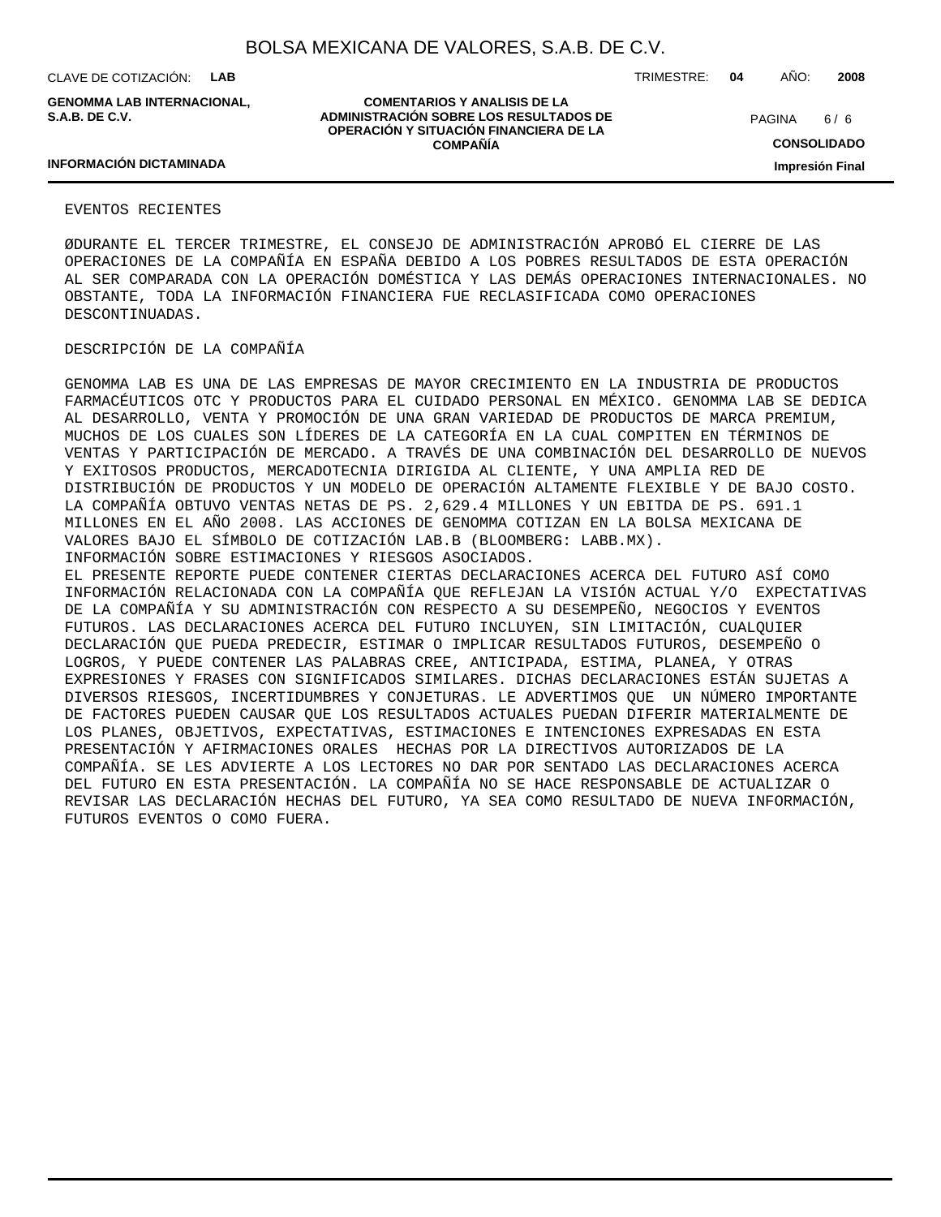EVENTOS RECIENTES

ØDURANTE EL TERCER TRIMESTRE, EL CONSEJO DE ADMINISTRACIÓN APROBÓ EL CIERRE DE LAS OPERACIONES DE LA COMPAÑÍA EN ESPAÑA DEBIDO A LOS POBRES RESULTADOS DE ESTA OPERACIÓN AL SER COMPARADA CON LA OPERACIÓN DOMÉSTICA Y LAS DEMÁS OPERACIONES INTERNACIONALES. NO OBSTANTE, TODA LA INFORMACIÓN FINANCIERA FUE RECLASIFICADA COMO OPERACIONES DESCONTINUADAS.

DESCRIPCIÓN DE LA COMPAÑÍA

GENOMMA LAB ES UNA DE LAS EMPRESAS DE MAYOR CRECIMIENTO EN LA INDUSTRIA DE PRODUCTOS FARMACÉUTICOS OTC Y PRODUCTOS PARA EL CUIDADO PERSONAL EN MÉXICO. GENOMMA LAB SE DEDICA AL DESARROLLO, VENTA Y PROMOCIÓN DE UNA GRAN VARIEDAD DE PRODUCTOS DE MARCA PREMIUM, MUCHOS DE LOS CUALES SON LÍDERES DE LA CATEGORÍA EN LA CUAL COMPITEN EN TÉRMINOS DE VENTAS Y PARTICIPACIÓN DE MERCADO. A TRAVÉS DE UNA COMBINACIÓN DEL DESARROLLO DE NUEVOS Y EXITOSOS PRODUCTOS, MERCADOTECNIA DIRIGIDA AL CLIENTE, Y UNA AMPLIA RED DE DISTRIBUCIÓN DE PRODUCTOS Y UN MODELO DE OPERACIÓN ALTAMENTE FLEXIBLE Y DE BAJO COSTO. LA COMPAÑÍA OBTUVO VENTAS NETAS DE PS. 2,629.4 MILLONES Y UN EBITDA DE PS. 691.1 MILLONES EN EL AÑO 2008. LAS ACCIONES DE GENOMMA COTIZAN EN LA BOLSA MEXICANA DE VALORES BAJO EL SÍMBOLO DE COTIZACIÓN LAB.B (BLOOMBERG: LABB.MX).

INFORMACIÓN SOBRE ESTIMACIONES Y RIESGOS ASOCIADOS.

EL PRESENTE REPORTE PUEDE CONTENER CIERTAS DECLARACIONES ACERCA DEL FUTURO ASÍ COMO INFORMACIÓN RELACIONADA CON LA COMPAÑÍA QUE REFLEJAN LA VISIÓN ACTUAL Y/O EXPECTATIVAS DE LA COMPAÑÍA Y SU ADMINISTRACIÓN CON RESPECTO A SU DESEMPEÑO, NEGOCIOS Y EVENTOS FUTUROS. LAS DECLARACIONES ACERCA DEL FUTURO INCLUYEN, SIN LIMITACIÓN, CUALQUIER DECLARACIÓN QUE PUEDA PREDECIR, ESTIMAR O IMPLICAR RESULTADOS FUTUROS, DESEMPEÑO O LOGROS, Y PUEDE CONTENER LAS PALABRAS CREE, ANTICIPADA, ESTIMA, PLANEA, Y OTRAS EXPRESIONES Y FRASES CON SIGNIFICADOS SIMILARES. DICHAS DECLARACIONES ESTÁN SUJETAS A DIVERSOS RIESGOS, INCERTIDUMBRES Y CONJETURAS. LE ADVERTIMOS QUE UN NÚMERO IMPORTANTE DE FACTORES PUEDEN CAUSAR QUE LOS RESULTADOS ACTUALES PUEDAN DIFERIR MATERIALMENTE DE LOS PLANES, OBJETIVOS, EXPECTATIVAS, ESTIMACIONES E INTENCIONES EXPRESADAS EN ESTA PRESENTACIÓN Y AFIRMACIONES ORALES HECHAS POR LA DIRECTIVOS AUTORIZADOS DE LA COMPAÑÍA. SE LES ADVIERTE A LOS LECTORES NO DAR POR SENTADO LAS DECLARACIONES ACERCA DEL FUTURO EN ESTA PRESENTACIÓN. LA COMPAÑÍA NO SE HACE RESPONSABLE DE ACTUALIZAR O REVISAR LAS DECLARACIÓN HECHAS DEL FUTURO, YA SEA COMO RESULTADO DE NUEVA INFORMACIÓN, FUTUROS EVENTOS O COMO FUERA.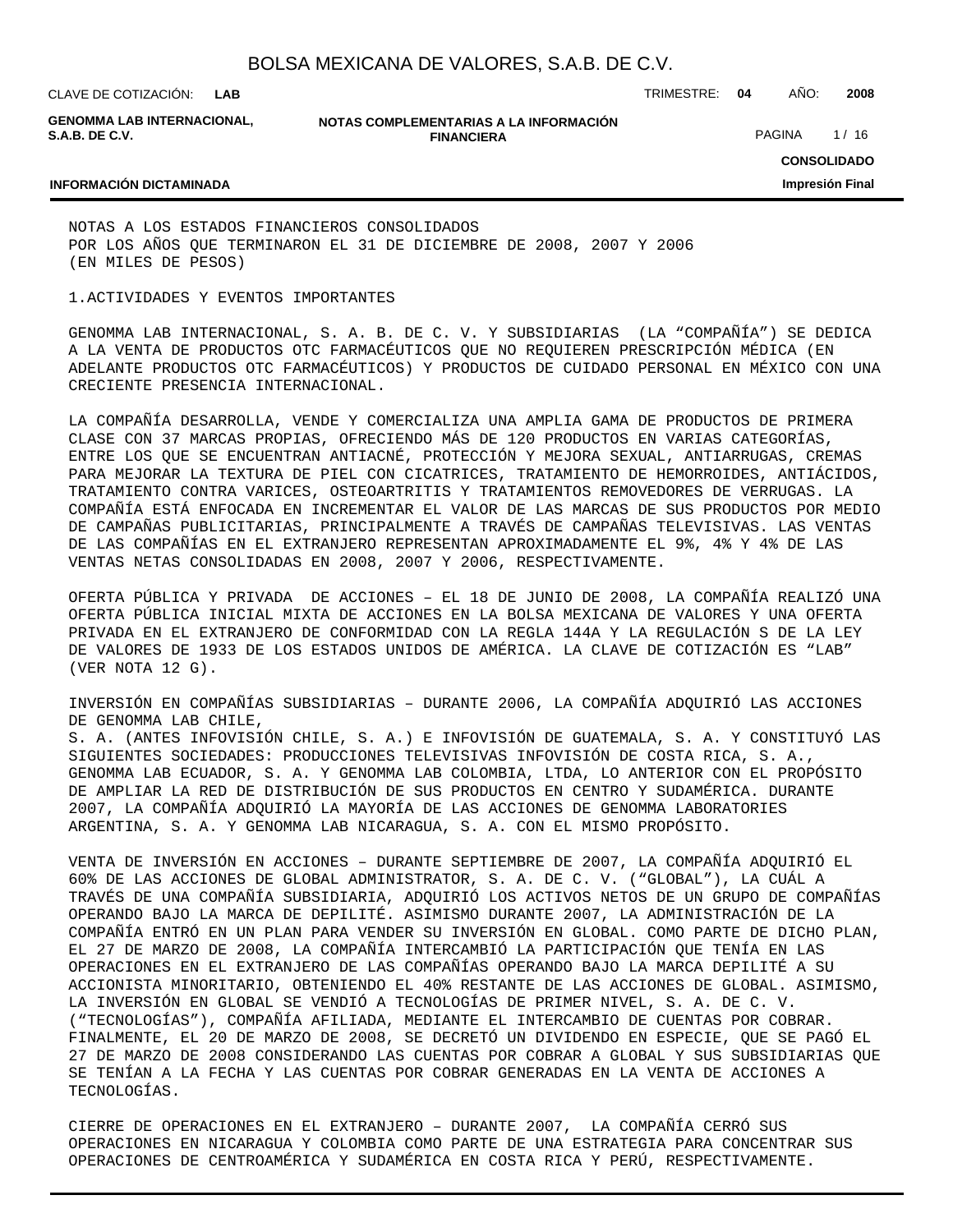NOTAS A LOS ESTADOS FINANCIEROS CONSOLIDADOS
POR LOS AÑOS QUE TERMINARON EL 31 DE DICIEMBRE DE 2008, 2007 Y 2006
(EN MILES DE PESOS)

1.ACTIVIDADES Y EVENTOS IMPORTANTES

GENOMMA LAB INTERNACIONAL, S. A. B. DE C. V. Y SUBSIDIARIAS (LA "COMPAÑÍA") SE DEDICA A LA VENTA DE PRODUCTOS OTC FARMACÉUTICOS QUE NO REQUIEREN PRESCRIPCIÓN MÉDICA (EN ADELANTE PRODUCTOS OTC FARMACÉUTICOS) Y PRODUCTOS DE CUIDADO PERSONAL EN MÉXICO CON UNA CRECIENTE PRESENCIA INTERNACIONAL.

LA COMPAÑÍA DESARROLLA, VENDE Y COMERCIALIZA UNA AMPLIA GAMA DE PRODUCTOS DE PRIMERA CLASE CON 37 MARCAS PROPIAS, OFRECIENDO MÁS DE 120 PRODUCTOS EN VARIAS CATEGORÍAS, ENTRE LOS QUE SE ENCUENTRAN ANTIACNÉ, PROTECCIÓN Y MEJORA SEXUAL, ANTIARRUGAS, CREMAS PARA MEJORAR LA TEXTURA DE PIEL CON CICATRICES, TRATAMIENTO DE HEMORROIDES, ANTIÁCIDOS, TRATAMIENTO CONTRA VARICES, OSTEOARTRITIS Y TRATAMIENTOS REMOVEDORES DE VERRUGAS. LA COMPAÑÍA ESTÁ ENFOCADA EN INCREMENTAR EL VALOR DE LAS MARCAS DE SUS PRODUCTOS POR MEDIO DE CAMPAÑAS PUBLICITARIAS, PRINCIPALMENTE A TRAVÉS DE CAMPAÑAS TELEVISIVAS. LAS VENTAS DE LAS COMPAÑÍAS EN EL EXTRANJERO REPRESENTAN APROXIMADAMENTE EL 9%, 4% Y 4% DE LAS VENTAS NETAS CONSOLIDADAS EN 2008, 2007 Y 2006, RESPECTIVAMENTE.

OFERTA PÚBLICA Y PRIVADA DE ACCIONES – EL 18 DE JUNIO DE 2008, LA COMPAÑÍA REALIZÓ UNA OFERTA PÚBLICA INICIAL MIXTA DE ACCIONES EN LA BOLSA MEXICANA DE VALORES Y UNA OFERTA PRIVADA EN EL EXTRANJERO DE CONFORMIDAD CON LA REGLA 144A Y LA REGULACIÓN S DE LA LEY DE VALORES DE 1933 DE LOS ESTADOS UNIDOS DE AMÉRICA. LA CLAVE DE COTIZACIÓN ES "LAB" (VER NOTA 12 G).

INVERSIÓN EN COMPAÑÍAS SUBSIDIARIAS – DURANTE 2006, LA COMPAÑÍA ADQUIRIÓ LAS ACCIONES DE GENOMMA LAB CHILE,
S. A. (ANTES INFOVISIÓN CHILE, S. A.) E INFOVISIÓN DE GUATEMALA, S. A. Y CONSTITUYÓ LAS SIGUIENTES SOCIEDADES: PRODUCCIONES TELEVISIVAS INFOVISIÓN DE COSTA RICA, S. A., GENOMMA LAB ECUADOR, S. A. Y GENOMMA LAB COLOMBIA, LTDA, LO ANTERIOR CON EL PROPÓSITO DE AMPLIAR LA RED DE DISTRIBUCIÓN DE SUS PRODUCTOS EN CENTRO Y SUDAMÉRICA. DURANTE 2007, LA COMPAÑÍA ADQUIRIÓ LA MAYORÍA DE LAS ACCIONES DE GENOMMA LABORATORIES ARGENTINA, S. A. Y GENOMMA LAB NICARAGUA, S. A. CON EL MISMO PROPÓSITO.

VENTA DE INVERSIÓN EN ACCIONES – DURANTE SEPTIEMBRE DE 2007, LA COMPAÑÍA ADQUIRIÓ EL 60% DE LAS ACCIONES DE GLOBAL ADMINISTRATOR, S. A. DE C. V. ("GLOBAL"), LA CUÁL A TRAVÉS DE UNA COMPAÑÍA SUBSIDIARIA, ADQUIRIÓ LOS ACTIVOS NETOS DE UN GRUPO DE COMPAÑÍAS OPERANDO BAJO LA MARCA DE DEPILITÉ. ASIMISMO DURANTE 2007, LA ADMINISTRACIÓN DE LA COMPAÑÍA ENTRÓ EN UN PLAN PARA VENDER SU INVERSIÓN EN GLOBAL. COMO PARTE DE DICHO PLAN, EL 27 DE MARZO DE 2008, LA COMPAÑÍA INTERCAMBIÓ LA PARTICIPACIÓN QUE TENÍA EN LAS OPERACIONES EN EL EXTRANJERO DE LAS COMPAÑÍAS OPERANDO BAJO LA MARCA DEPILITÉ A SU ACCIONISTA MINORITARIO, OBTENIENDO EL 40% RESTANTE DE LAS ACCIONES DE GLOBAL. ASIMISMO, LA INVERSIÓN EN GLOBAL SE VENDIÓ A TECNOLOGÍAS DE PRIMER NIVEL, S. A. DE C. V. ("TECNOLOGÍAS"), COMPAÑÍA AFILIADA, MEDIANTE EL INTERCAMBIO DE CUENTAS POR COBRAR. FINALMENTE, EL 20 DE MARZO DE 2008, SE DECRETÓ UN DIVIDENDO EN ESPECIE, QUE SE PAGÓ EL 27 DE MARZO DE 2008 CONSIDERANDO LAS CUENTAS POR COBRAR A GLOBAL Y SUS SUBSIDIARIAS QUE SE TENÍAN A LA FECHA Y LAS CUENTAS POR COBRAR GENERADAS EN LA VENTA DE ACCIONES A TECNOLOGÍAS.

CIERRE DE OPERACIONES EN EL EXTRANJERO – DURANTE 2007, LA COMPAÑÍA CERRÓ SUS OPERACIONES EN NICARAGUA Y COLOMBIA COMO PARTE DE UNA ESTRATEGIA PARA CONCENTRAR SUS OPERACIONES DE CENTROAMÉRICA Y SUDAMÉRICA EN COSTA RICA Y PERÚ, RESPECTIVAMENTE.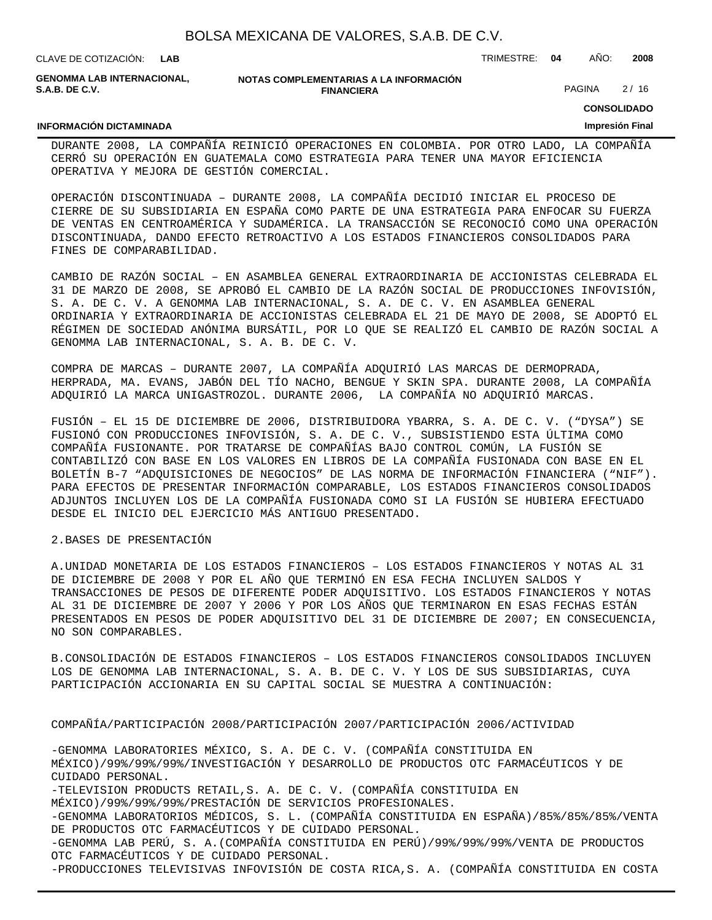DURANTE 2008, LA COMPAÑÍA REINICIÓ OPERACIONES EN COLOMBIA. POR OTRO LADO, LA COMPAÑÍA CERRÓ SU OPERACIÓN EN GUATEMALA COMO ESTRATEGIA PARA TENER UNA MAYOR EFICIENCIA OPERATIVA Y MEJORA DE GESTIÓN COMERCIAL.

OPERACIÓN DISCONTINUADA – DURANTE 2008, LA COMPAÑÍA DECIDIÓ INICIAR EL PROCESO DE CIERRE DE SU SUBSIDIARIA EN ESPAÑA COMO PARTE DE UNA ESTRATEGIA PARA ENFOCAR SU FUERZA DE VENTAS EN CENTROAMÉRICA Y SUDAMÉRICA. LA TRANSACCIÓN SE RECONOCIÓ COMO UNA OPERACIÓN DISCONTINUADA, DANDO EFECTO RETROACTIVO A LOS ESTADOS FINANCIEROS CONSOLIDADOS PARA FINES DE COMPARABILIDAD.

CAMBIO DE RAZÓN SOCIAL – EN ASAMBLEA GENERAL EXTRAORDINARIA DE ACCIONISTAS CELEBRADA EL 31 DE MARZO DE 2008, SE APROBÓ EL CAMBIO DE LA RAZÓN SOCIAL DE PRODUCCIONES INFOVISIÓN, S. A. DE C. V. A GENOMMA LAB INTERNACIONAL, S. A. DE C. V. EN ASAMBLEA GENERAL ORDINARIA Y EXTRAORDINARIA DE ACCIONISTAS CELEBRADA EL 21 DE MAYO DE 2008, SE ADOPTÓ EL RÉGIMEN DE SOCIEDAD ANÓNIMA BURSÁTIL, POR LO QUE SE REALIZÓ EL CAMBIO DE RAZÓN SOCIAL A GENOMMA LAB INTERNACIONAL, S. A. B. DE C. V.

COMPRA DE MARCAS – DURANTE 2007, LA COMPAÑÍA ADQUIRIÓ LAS MARCAS DE DERMOPRADA, HERPRADA, MA. EVANS, JABÓN DEL TÍO NACHO, BENGUE Y SKIN SPA. DURANTE 2008, LA COMPAÑÍA ADQUIRIÓ LA MARCA UNIGASTROZOL. DURANTE 2006, LA COMPAÑÍA NO ADQUIRIÓ MARCAS.

FUSIÓN – EL 15 DE DICIEMBRE DE 2006, DISTRIBUIDORA YBARRA, S. A. DE C. V. (“DYSA”) SE FUSIONÓ CON PRODUCCIONES INFOVISIÓN, S. A. DE C. V., SUBSISTIENDO ESTA ÚLTIMA COMO COMPAÑÍA FUSIONANTE. POR TRATARSE DE COMPAÑÍAS BAJO CONTROL COMÚN, LA FUSIÓN SE CONTABILIZÓ CON BASE EN LOS VALORES EN LIBROS DE LA COMPAÑÍA FUSIONADA CON BASE EN EL BOLETÍN B-7 “ADQUISICIONES DE NEGOCIOS” DE LAS NORMA DE INFORMACIÓN FINANCIERA (“NIF”). PARA EFECTOS DE PRESENTAR INFORMACIÓN COMPARABLE, LOS ESTADOS FINANCIEROS CONSOLIDADOS ADJUNTOS INCLUYEN LOS DE LA COMPAÑÍA FUSIONADA COMO SI LA FUSIÓN SE HUBIERA EFECTUADO DESDE EL INICIO DEL EJERCICIO MÁS ANTIGUO PRESENTADO.

2.BASES DE PRESENTACIÓN

A.UNIDAD MONETARIA DE LOS ESTADOS FINANCIEROS – LOS ESTADOS FINANCIEROS Y NOTAS AL 31 DE DICIEMBRE DE 2008 Y POR EL AÑO QUE TERMINÓ EN ESA FECHA INCLUYEN SALDOS Y TRANSACCIONES DE PESOS DE DIFERENTE PODER ADQUISITIVO. LOS ESTADOS FINANCIEROS Y NOTAS AL 31 DE DICIEMBRE DE 2007 Y 2006 Y POR LOS AÑOS QUE TERMINARON EN ESAS FECHAS ESTÁN PRESENTADOS EN PESOS DE PODER ADQUISITIVO DEL 31 DE DICIEMBRE DE 2007; EN CONSECUENCIA, NO SON COMPARABLES.

B.CONSOLIDACIÓN DE ESTADOS FINANCIEROS – LOS ESTADOS FINANCIEROS CONSOLIDADOS INCLUYEN LOS DE GENOMMA LAB INTERNACIONAL, S. A. B. DE C. V. Y LOS DE SUS SUBSIDIARIAS, CUYA PARTICIPACIÓN ACCIONARIA EN SU CAPITAL SOCIAL SE MUESTRA A CONTINUACIÓN:

COMPAÑÍA/PARTICIPACIÓN 2008/PARTICIPACIÓN 2007/PARTICIPACIÓN 2006/ACTIVIDAD

-GENOMMA LABORATORIES MÉXICO, S. A. DE C. V. (COMPAÑÍA CONSTITUIDA EN MÉXICO)/99%/99%/99%/INVESTIGACIÓN Y DESARROLLO DE PRODUCTOS OTC FARMACÉUTICOS Y DE CUIDADO PERSONAL.
-TELEVISION PRODUCTS RETAIL,S. A. DE C. V. (COMPAÑÍA CONSTITUIDA EN MÉXICO)/99%/99%/99%/PRESTACIÓN DE SERVICIOS PROFESIONALES.
-GENOMMA LABORATORIOS MÉDICOS, S. L. (COMPAÑÍA CONSTITUIDA EN ESPAÑA)/85%/85%/85%/VENTA DE PRODUCTOS OTC FARMACÉUTICOS Y DE CUIDADO PERSONAL.
-GENOMMA LAB PERÚ, S. A.(COMPAÑÍA CONSTITUIDA EN PERÚ)/99%/99%/99%/VENTA DE PRODUCTOS OTC FARMACÉUTICOS Y DE CUIDADO PERSONAL.
-PRODUCCIONES TELEVISIVAS INFOVISIÓN DE COSTA RICA,S. A. (COMPAÑÍA CONSTITUIDA EN COSTA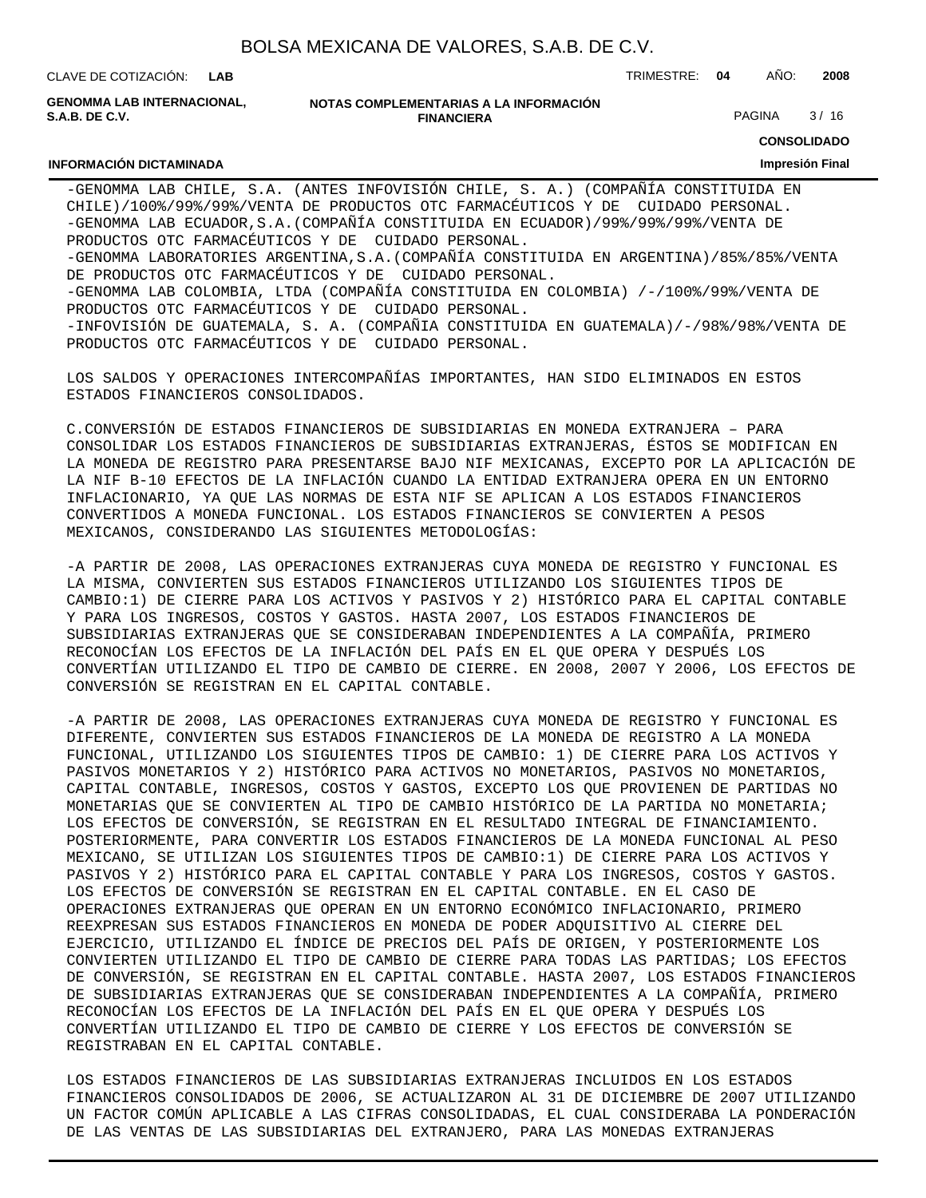-GENOMMA LAB CHILE, S.A. (ANTES INFOVISIÓN CHILE, S. A.) (COMPAÑÍA CONSTITUIDA EN CHILE)/100%/99%/99%/VENTA DE PRODUCTOS OTC FARMACÉUTICOS Y DE CUIDADO PERSONAL.
-GENOMMA LAB ECUADOR,S.A.(COMPAÑÍA CONSTITUIDA EN ECUADOR)/99%/99%/99%/VENTA DE PRODUCTOS OTC FARMACÉUTICOS Y DE CUIDADO PERSONAL.
-GENOMMA LABORATORIES ARGENTINA,S.A.(COMPAÑÍA CONSTITUIDA EN ARGENTINA)/85%/85%/VENTA DE PRODUCTOS OTC FARMACÉUTICOS Y DE CUIDADO PERSONAL.
-GENOMMA LAB COLOMBIA, LTDA (COMPAÑÍA CONSTITUIDA EN COLOMBIA) /-/100%/99%/VENTA DE PRODUCTOS OTC FARMACÉUTICOS Y DE CUIDADO PERSONAL.
-INFOVISIÓN DE GUATEMALA, S. A. (COMPAÑIA CONSTITUIDA EN GUATEMALA)/-/98%/98%/VENTA DE PRODUCTOS OTC FARMACÉUTICOS Y DE CUIDADO PERSONAL.

LOS SALDOS Y OPERACIONES INTERCOMPAÑÍAS IMPORTANTES, HAN SIDO ELIMINADOS EN ESTOS ESTADOS FINANCIEROS CONSOLIDADOS.

C.CONVERSIÓN DE ESTADOS FINANCIEROS DE SUBSIDIARIAS EN MONEDA EXTRANJERA – PARA CONSOLIDAR LOS ESTADOS FINANCIEROS DE SUBSIDIARIAS EXTRANJERAS, ÉSTOS SE MODIFICAN EN LA MONEDA DE REGISTRO PARA PRESENTARSE BAJO NIF MEXICANAS, EXCEPTO POR LA APLICACIÓN DE LA NIF B-10 EFECTOS DE LA INFLACIÓN CUANDO LA ENTIDAD EXTRANJERA OPERA EN UN ENTORNO INFLACIONARIO, YA QUE LAS NORMAS DE ESTA NIF SE APLICAN A LOS ESTADOS FINANCIEROS CONVERTIDOS A MONEDA FUNCIONAL. LOS ESTADOS FINANCIEROS SE CONVIERTEN A PESOS MEXICANOS, CONSIDERANDO LAS SIGUIENTES METODOLOGÍAS:

-A PARTIR DE 2008, LAS OPERACIONES EXTRANJERAS CUYA MONEDA DE REGISTRO Y FUNCIONAL ES LA MISMA, CONVIERTEN SUS ESTADOS FINANCIEROS UTILIZANDO LOS SIGUIENTES TIPOS DE CAMBIO:1) DE CIERRE PARA LOS ACTIVOS Y PASIVOS Y 2) HISTÓRICO PARA EL CAPITAL CONTABLE Y PARA LOS INGRESOS, COSTOS Y GASTOS. HASTA 2007, LOS ESTADOS FINANCIEROS DE SUBSIDIARIAS EXTRANJERAS QUE SE CONSIDERABAN INDEPENDIENTES A LA COMPAÑÍA, PRIMERO RECONOCÍAN LOS EFECTOS DE LA INFLACIÓN DEL PAÍS EN EL QUE OPERA Y DESPUÉS LOS CONVERTÍAN UTILIZANDO EL TIPO DE CAMBIO DE CIERRE. EN 2008, 2007 Y 2006, LOS EFECTOS DE CONVERSIÓN SE REGISTRAN EN EL CAPITAL CONTABLE.

-A PARTIR DE 2008, LAS OPERACIONES EXTRANJERAS CUYA MONEDA DE REGISTRO Y FUNCIONAL ES DIFERENTE, CONVIERTEN SUS ESTADOS FINANCIEROS DE LA MONEDA DE REGISTRO A LA MONEDA FUNCIONAL, UTILIZANDO LOS SIGUIENTES TIPOS DE CAMBIO: 1) DE CIERRE PARA LOS ACTIVOS Y PASIVOS MONETARIOS Y 2) HISTÓRICO PARA ACTIVOS NO MONETARIOS, PASIVOS NO MONETARIOS, CAPITAL CONTABLE, INGRESOS, COSTOS Y GASTOS, EXCEPTO LOS QUE PROVIENEN DE PARTIDAS NO MONETARIAS QUE SE CONVIERTEN AL TIPO DE CAMBIO HISTÓRICO DE LA PARTIDA NO MONETARIA; LOS EFECTOS DE CONVERSIÓN, SE REGISTRAN EN EL RESULTADO INTEGRAL DE FINANCIAMIENTO. POSTERIORMENTE, PARA CONVERTIR LOS ESTADOS FINANCIEROS DE LA MONEDA FUNCIONAL AL PESO MEXICANO, SE UTILIZAN LOS SIGUIENTES TIPOS DE CAMBIO:1) DE CIERRE PARA LOS ACTIVOS Y PASIVOS Y 2) HISTÓRICO PARA EL CAPITAL CONTABLE Y PARA LOS INGRESOS, COSTOS Y GASTOS. LOS EFECTOS DE CONVERSIÓN SE REGISTRAN EN EL CAPITAL CONTABLE. EN EL CASO DE OPERACIONES EXTRANJERAS QUE OPERAN EN UN ENTORNO ECONÓMICO INFLACIONARIO, PRIMERO REEXPRESAN SUS ESTADOS FINANCIEROS EN MONEDA DE PODER ADQUISITIVO AL CIERRE DEL EJERCICIO, UTILIZANDO EL ÍNDICE DE PRECIOS DEL PAÍS DE ORIGEN, Y POSTERIORMENTE LOS CONVIERTEN UTILIZANDO EL TIPO DE CAMBIO DE CIERRE PARA TODAS LAS PARTIDAS; LOS EFECTOS DE CONVERSIÓN, SE REGISTRAN EN EL CAPITAL CONTABLE. HASTA 2007, LOS ESTADOS FINANCIEROS DE SUBSIDIARIAS EXTRANJERAS QUE SE CONSIDERABAN INDEPENDIENTES A LA COMPAÑÍA, PRIMERO RECONOCÍAN LOS EFECTOS DE LA INFLACIÓN DEL PAÍS EN EL QUE OPERA Y DESPUÉS LOS CONVERTÍAN UTILIZANDO EL TIPO DE CAMBIO DE CIERRE Y LOS EFECTOS DE CONVERSIÓN SE REGISTRABAN EN EL CAPITAL CONTABLE.

LOS ESTADOS FINANCIEROS DE LAS SUBSIDIARIAS EXTRANJERAS INCLUIDOS EN LOS ESTADOS FINANCIEROS CONSOLIDADOS DE 2006, SE ACTUALIZARON AL 31 DE DICIEMBRE DE 2007 UTILIZANDO UN FACTOR COMÚN APLICABLE A LAS CIFRAS CONSOLIDADAS, EL CUAL CONSIDERABA LA PONDERACIÓN DE LAS VENTAS DE LAS SUBSIDIARIAS DEL EXTRANJERO, PARA LAS MONEDAS EXTRANJERAS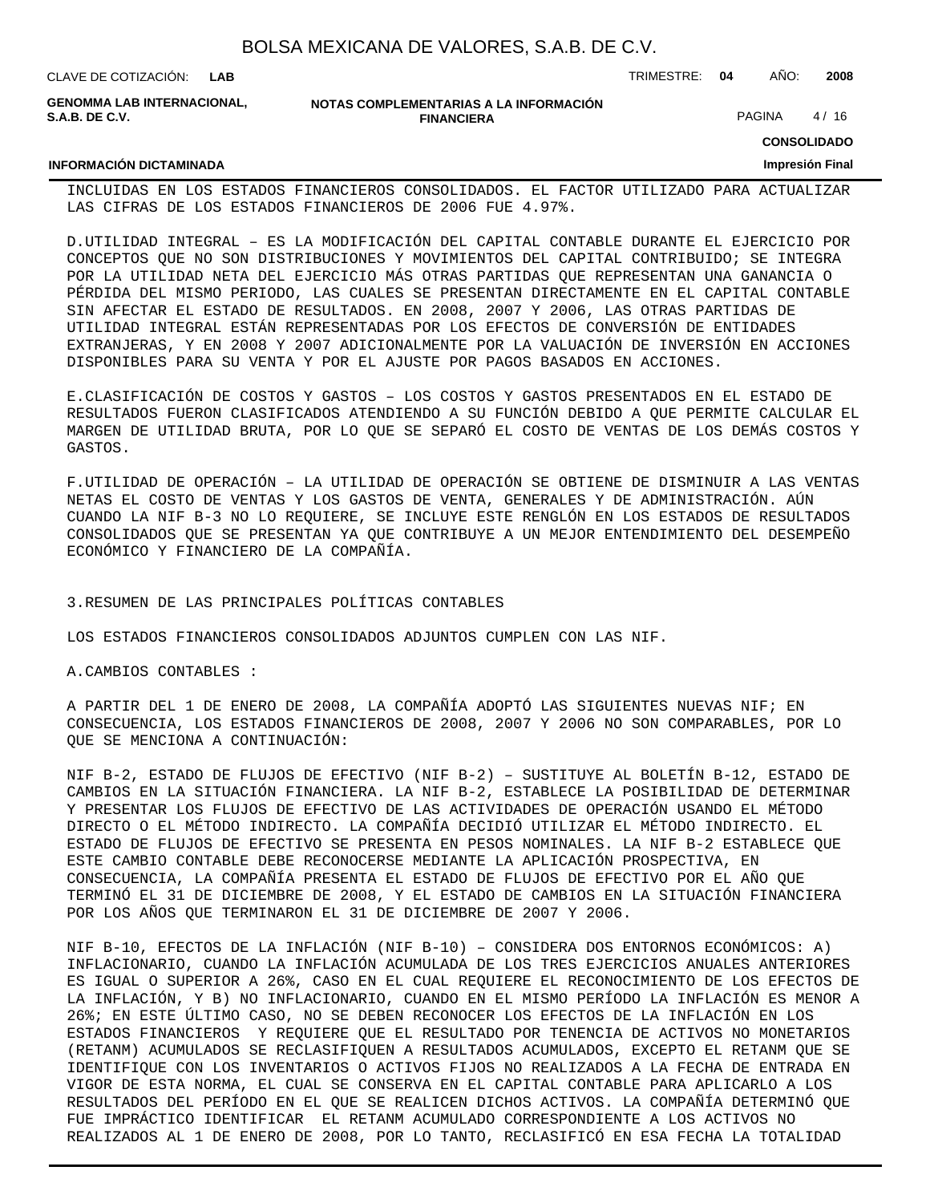INCLUIDAS EN LOS ESTADOS FINANCIEROS CONSOLIDADOS. EL FACTOR UTILIZADO PARA ACTUALIZAR LAS CIFRAS DE LOS ESTADOS FINANCIEROS DE 2006 FUE 4.97%.

D.UTILIDAD INTEGRAL – ES LA MODIFICACIÓN DEL CAPITAL CONTABLE DURANTE EL EJERCICIO POR CONCEPTOS QUE NO SON DISTRIBUCIONES Y MOVIMIENTOS DEL CAPITAL CONTRIBUIDO; SE INTEGRA POR LA UTILIDAD NETA DEL EJERCICIO MÁS OTRAS PARTIDAS QUE REPRESENTAN UNA GANANCIA O PÉRDIDA DEL MISMO PERIODO, LAS CUALES SE PRESENTAN DIRECTAMENTE EN EL CAPITAL CONTABLE SIN AFECTAR EL ESTADO DE RESULTADOS. EN 2008, 2007 Y 2006, LAS OTRAS PARTIDAS DE UTILIDAD INTEGRAL ESTÁN REPRESENTADAS POR LOS EFECTOS DE CONVERSIÓN DE ENTIDADES EXTRANJERAS, Y EN 2008 Y 2007 ADICIONALMENTE POR LA VALUACIÓN DE INVERSIÓN EN ACCIONES DISPONIBLES PARA SU VENTA Y POR EL AJUSTE POR PAGOS BASADOS EN ACCIONES.

E.CLASIFICACIÓN DE COSTOS Y GASTOS – LOS COSTOS Y GASTOS PRESENTADOS EN EL ESTADO DE RESULTADOS FUERON CLASIFICADOS ATENDIENDO A SU FUNCIÓN DEBIDO A QUE PERMITE CALCULAR EL MARGEN DE UTILIDAD BRUTA, POR LO QUE SE SEPARÓ EL COSTO DE VENTAS DE LOS DEMÁS COSTOS Y GASTOS.

F.UTILIDAD DE OPERACIÓN – LA UTILIDAD DE OPERACIÓN SE OBTIENE DE DISMINUIR A LAS VENTAS NETAS EL COSTO DE VENTAS Y LOS GASTOS DE VENTA, GENERALES Y DE ADMINISTRACIÓN. AÚN CUANDO LA NIF B-3 NO LO REQUIERE, SE INCLUYE ESTE RENGLÓN EN LOS ESTADOS DE RESULTADOS CONSOLIDADOS QUE SE PRESENTAN YA QUE CONTRIBUYE A UN MEJOR ENTENDIMIENTO DEL DESEMPEÑO ECONÓMICO Y FINANCIERO DE LA COMPAÑÍA.

3.RESUMEN DE LAS PRINCIPALES POLÍTICAS CONTABLES

LOS ESTADOS FINANCIEROS CONSOLIDADOS ADJUNTOS CUMPLEN CON LAS NIF.

A.CAMBIOS CONTABLES :

A PARTIR DEL 1 DE ENERO DE 2008, LA COMPAÑÍA ADOPTÓ LAS SIGUIENTES NUEVAS NIF; EN CONSECUENCIA, LOS ESTADOS FINANCIEROS DE 2008, 2007 Y 2006 NO SON COMPARABLES, POR LO QUE SE MENCIONA A CONTINUACIÓN:

NIF B-2, ESTADO DE FLUJOS DE EFECTIVO (NIF B-2) – SUSTITUYE AL BOLETÍN B-12, ESTADO DE CAMBIOS EN LA SITUACIÓN FINANCIERA. LA NIF B-2, ESTABLECE LA POSIBILIDAD DE DETERMINAR Y PRESENTAR LOS FLUJOS DE EFECTIVO DE LAS ACTIVIDADES DE OPERACIÓN USANDO EL MÉTODO DIRECTO O EL MÉTODO INDIRECTO. LA COMPAÑÍA DECIDIÓ UTILIZAR EL MÉTODO INDIRECTO. EL ESTADO DE FLUJOS DE EFECTIVO SE PRESENTA EN PESOS NOMINALES. LA NIF B-2 ESTABLECE QUE ESTE CAMBIO CONTABLE DEBE RECONOCERSE MEDIANTE LA APLICACIÓN PROSPECTIVA, EN CONSECUENCIA, LA COMPAÑÍA PRESENTA EL ESTADO DE FLUJOS DE EFECTIVO POR EL AÑO QUE TERMINÓ EL 31 DE DICIEMBRE DE 2008, Y EL ESTADO DE CAMBIOS EN LA SITUACIÓN FINANCIERA POR LOS AÑOS QUE TERMINARON EL 31 DE DICIEMBRE DE 2007 Y 2006.

NIF B-10, EFECTOS DE LA INFLACIÓN (NIF B-10) – CONSIDERA DOS ENTORNOS ECONÓMICOS: A) INFLACIONARIO, CUANDO LA INFLACIÓN ACUMULADA DE LOS TRES EJERCICIOS ANUALES ANTERIORES ES IGUAL O SUPERIOR A 26%, CASO EN EL CUAL REQUIERE EL RECONOCIMIENTO DE LOS EFECTOS DE LA INFLACIÓN, Y B) NO INFLACIONARIO, CUANDO EN EL MISMO PERÍODO LA INFLACIÓN ES MENOR A 26%; EN ESTE ÚLTIMO CASO, NO SE DEBEN RECONOCER LOS EFECTOS DE LA INFLACIÓN EN LOS ESTADOS FINANCIEROS Y REQUIERE QUE EL RESULTADO POR TENENCIA DE ACTIVOS NO MONETARIOS (RETANM) ACUMULADOS SE RECLASIFIQUEN A RESULTADOS ACUMULADOS, EXCEPTO EL RETANM QUE SE IDENTIFIQUE CON LOS INVENTARIOS O ACTIVOS FIJOS NO REALIZADOS A LA FECHA DE ENTRADA EN VIGOR DE ESTA NORMA, EL CUAL SE CONSERVA EN EL CAPITAL CONTABLE PARA APLICARLO A LOS RESULTADOS DEL PERÍODO EN EL QUE SE REALICEN DICHOS ACTIVOS. LA COMPAÑÍA DETERMINÓ QUE FUE IMPRÁCTICO IDENTIFICAR EL RETANM ACUMULADO CORRESPONDIENTE A LOS ACTIVOS NO REALIZADOS AL 1 DE ENERO DE 2008, POR LO TANTO, RECLASIFICÓ EN ESA FECHA LA TOTALIDAD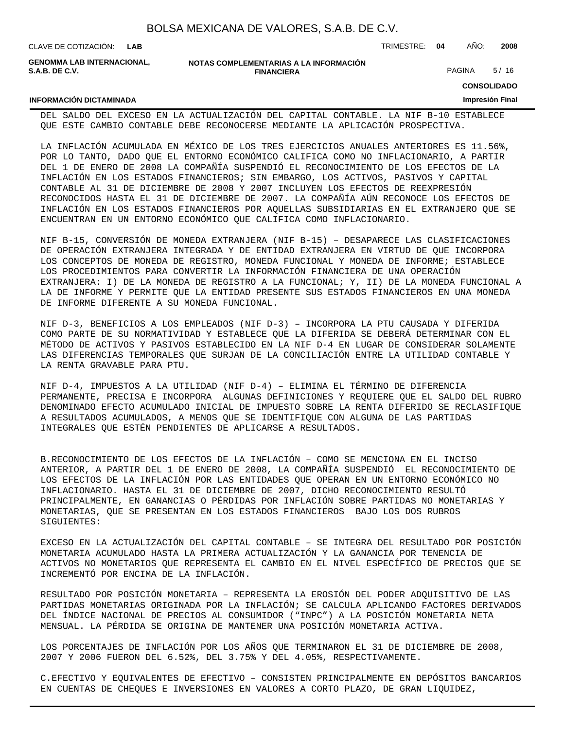DEL SALDO DEL EXCESO EN LA ACTUALIZACIÓN DEL CAPITAL CONTABLE. LA NIF B-10 ESTABLECE QUE ESTE CAMBIO CONTABLE DEBE RECONOCERSE MEDIANTE LA APLICACIÓN PROSPECTIVA.

LA INFLACIÓN ACUMULADA EN MÉXICO DE LOS TRES EJERCICIOS ANUALES ANTERIORES ES 11.56%, POR LO TANTO, DADO QUE EL ENTORNO ECONÓMICO CALIFICA COMO NO INFLACIONARIO, A PARTIR DEL 1 DE ENERO DE 2008 LA COMPAÑÍA SUSPENDIÓ EL RECONOCIMIENTO DE LOS EFECTOS DE LA INFLACIÓN EN LOS ESTADOS FINANCIEROS; SIN EMBARGO, LOS ACTIVOS, PASIVOS Y CAPITAL CONTABLE AL 31 DE DICIEMBRE DE 2008 Y 2007 INCLUYEN LOS EFECTOS DE REEXPRESIÓN RECONOCIDOS HASTA EL 31 DE DICIEMBRE DE 2007. LA COMPAÑÍA AÚN RECONOCE LOS EFECTOS DE INFLACIÓN EN LOS ESTADOS FINANCIEROS POR AQUELLAS SUBSIDIARIAS EN EL EXTRANJERO QUE SE ENCUENTRAN EN UN ENTORNO ECONÓMICO QUE CALIFICA COMO INFLACIONARIO.

NIF B-15, CONVERSIÓN DE MONEDA EXTRANJERA (NIF B-15) – DESAPARECE LAS CLASIFICACIONES DE OPERACIÓN EXTRANJERA INTEGRADA Y DE ENTIDAD EXTRANJERA EN VIRTUD DE QUE INCORPORA LOS CONCEPTOS DE MONEDA DE REGISTRO, MONEDA FUNCIONAL Y MONEDA DE INFORME; ESTABLECE LOS PROCEDIMIENTOS PARA CONVERTIR LA INFORMACIÓN FINANCIERA DE UNA OPERACIÓN EXTRANJERA: I) DE LA MONEDA DE REGISTRO A LA FUNCIONAL; Y, II) DE LA MONEDA FUNCIONAL A LA DE INFORME Y PERMITE QUE LA ENTIDAD PRESENTE SUS ESTADOS FINANCIEROS EN UNA MONEDA DE INFORME DIFERENTE A SU MONEDA FUNCIONAL.

NIF D-3, BENEFICIOS A LOS EMPLEADOS (NIF D-3) – INCORPORA LA PTU CAUSADA Y DIFERIDA COMO PARTE DE SU NORMATIVIDAD Y ESTABLECE QUE LA DIFERIDA SE DEBERÁ DETERMINAR CON EL MÉTODO DE ACTIVOS Y PASIVOS ESTABLECIDO EN LA NIF D-4 EN LUGAR DE CONSIDERAR SOLAMENTE LAS DIFERENCIAS TEMPORALES QUE SURJAN DE LA CONCILIACIÓN ENTRE LA UTILIDAD CONTABLE Y LA RENTA GRAVABLE PARA PTU.

NIF D-4, IMPUESTOS A LA UTILIDAD (NIF D-4) – ELIMINA EL TÉRMINO DE DIFERENCIA PERMANENTE, PRECISA E INCORPORA ALGUNAS DEFINICIONES Y REQUIERE QUE EL SALDO DEL RUBRO DENOMINADO EFECTO ACUMULADO INICIAL DE IMPUESTO SOBRE LA RENTA DIFERIDO SE RECLASIFIQUE A RESULTADOS ACUMULADOS, A MENOS QUE SE IDENTIFIQUE CON ALGUNA DE LAS PARTIDAS INTEGRALES QUE ESTÉN PENDIENTES DE APLICARSE A RESULTADOS.

B.RECONOCIMIENTO DE LOS EFECTOS DE LA INFLACIÓN – COMO SE MENCIONA EN EL INCISO ANTERIOR, A PARTIR DEL 1 DE ENERO DE 2008, LA COMPAÑÍA SUSPENDIÓ EL RECONOCIMIENTO DE LOS EFECTOS DE LA INFLACIÓN POR LAS ENTIDADES QUE OPERAN EN UN ENTORNO ECONÓMICO NO INFLACIONARIO. HASTA EL 31 DE DICIEMBRE DE 2007, DICHO RECONOCIMIENTO RESULTÓ PRINCIPALMENTE, EN GANANCIAS O PÉRDIDAS POR INFLACIÓN SOBRE PARTIDAS NO MONETARIAS Y MONETARIAS, QUE SE PRESENTAN EN LOS ESTADOS FINANCIEROS BAJO LOS DOS RUBROS SIGUIENTES:

EXCESO EN LA ACTUALIZACIÓN DEL CAPITAL CONTABLE – SE INTEGRA DEL RESULTADO POR POSICIÓN MONETARIA ACUMULADO HASTA LA PRIMERA ACTUALIZACIÓN Y LA GANANCIA POR TENENCIA DE ACTIVOS NO MONETARIOS QUE REPRESENTA EL CAMBIO EN EL NIVEL ESPECÍFICO DE PRECIOS QUE SE INCREMENTÓ POR ENCIMA DE LA INFLACIÓN.

RESULTADO POR POSICIÓN MONETARIA – REPRESENTA LA EROSIÓN DEL PODER ADQUISITIVO DE LAS PARTIDAS MONETARIAS ORIGINADA POR LA INFLACIÓN; SE CALCULA APLICANDO FACTORES DERIVADOS DEL ÍNDICE NACIONAL DE PRECIOS AL CONSUMIDOR ("INPC") A LA POSICIÓN MONETARIA NETA MENSUAL. LA PÉRDIDA SE ORIGINA DE MANTENER UNA POSICIÓN MONETARIA ACTIVA.

LOS PORCENTAJES DE INFLACIÓN POR LOS AÑOS QUE TERMINARON EL 31 DE DICIEMBRE DE 2008, 2007 Y 2006 FUERON DEL 6.52%, DEL 3.75% Y DEL 4.05%, RESPECTIVAMENTE.

C.EFECTIVO Y EQUIVALENTES DE EFECTIVO – CONSISTEN PRINCIPALMENTE EN DEPÓSITOS BANCARIOS EN CUENTAS DE CHEQUES E INVERSIONES EN VALORES A CORTO PLAZO, DE GRAN LIQUIDEZ,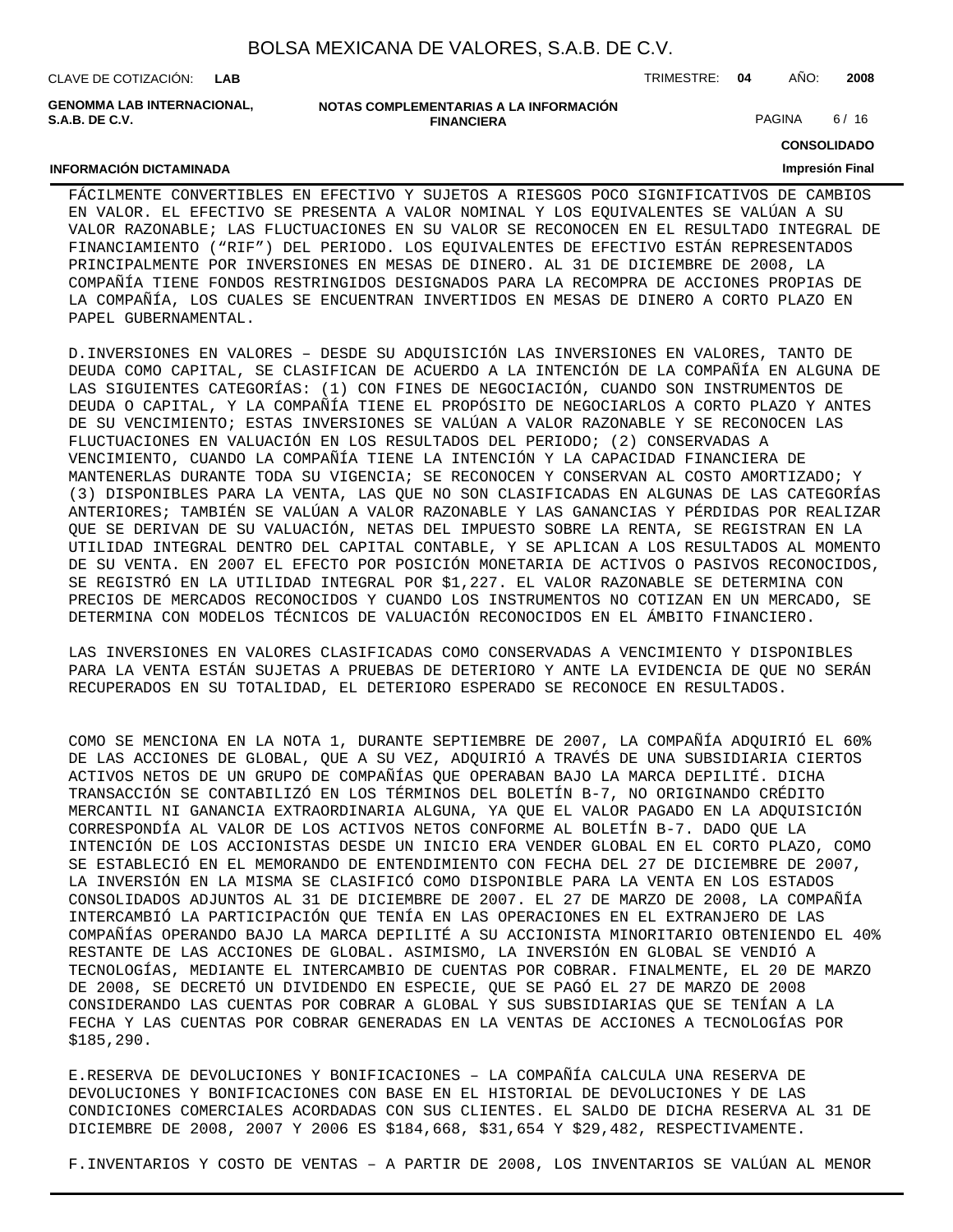FÁCILMENTE CONVERTIBLES EN EFECTIVO Y SUJETOS A RIESGOS POCO SIGNIFICATIVOS DE CAMBIOS EN VALOR. EL EFECTIVO SE PRESENTA A VALOR NOMINAL Y LOS EQUIVALENTES SE VALÚAN A SU VALOR RAZONABLE; LAS FLUCTUACIONES EN SU VALOR SE RECONOCEN EN EL RESULTADO INTEGRAL DE FINANCIAMIENTO (“RIF”) DEL PERIODO. LOS EQUIVALENTES DE EFECTIVO ESTÁN REPRESENTADOS PRINCIPALMENTE POR INVERSIONES EN MESAS DE DINERO. AL 31 DE DICIEMBRE DE 2008, LA COMPAÑÍA TIENE FONDOS RESTRINGIDOS DESIGNADOS PARA LA RECOMPRA DE ACCIONES PROPIAS DE LA COMPAÑÍA, LOS CUALES SE ENCUENTRAN INVERTIDOS EN MESAS DE DINERO A CORTO PLAZO EN PAPEL GUBERNAMENTAL.

D.INVERSIONES EN VALORES – DESDE SU ADQUISICIÓN LAS INVERSIONES EN VALORES, TANTO DE DEUDA COMO CAPITAL, SE CLASIFICAN DE ACUERDO A LA INTENCIÓN DE LA COMPAÑÍA EN ALGUNA DE LAS SIGUIENTES CATEGORÍAS: (1) CON FINES DE NEGOCIACIÓN, CUANDO SON INSTRUMENTOS DE DEUDA O CAPITAL, Y LA COMPAÑÍA TIENE EL PROPÓSITO DE NEGOCIARLOS A CORTO PLAZO Y ANTES DE SU VENCIMIENTO; ESTAS INVERSIONES SE VALÚAN A VALOR RAZONABLE Y SE RECONOCEN LAS FLUCTUACIONES EN VALUACIÓN EN LOS RESULTADOS DEL PERIODO; (2) CONSERVADAS A VENCIMIENTO, CUANDO LA COMPAÑÍA TIENE LA INTENCIÓN Y LA CAPACIDAD FINANCIERA DE MANTENERLAS DURANTE TODA SU VIGENCIA; SE RECONOCEN Y CONSERVAN AL COSTO AMORTIZADO; Y (3) DISPONIBLES PARA LA VENTA, LAS QUE NO SON CLASIFICADAS EN ALGUNAS DE LAS CATEGORÍAS ANTERIORES; TAMBIÉN SE VALÚAN A VALOR RAZONABLE Y LAS GANANCIAS Y PÉRDIDAS POR REALIZAR QUE SE DERIVAN DE SU VALUACIÓN, NETAS DEL IMPUESTO SOBRE LA RENTA, SE REGISTRAN EN LA UTILIDAD INTEGRAL DENTRO DEL CAPITAL CONTABLE, Y SE APLICAN A LOS RESULTADOS AL MOMENTO DE SU VENTA. EN 2007 EL EFECTO POR POSICIÓN MONETARIA DE ACTIVOS O PASIVOS RECONOCIDOS, SE REGISTRÓ EN LA UTILIDAD INTEGRAL POR $1,227. EL VALOR RAZONABLE SE DETERMINA CON PRECIOS DE MERCADOS RECONOCIDOS Y CUANDO LOS INSTRUMENTOS NO COTIZAN EN UN MERCADO, SE DETERMINA CON MODELOS TÉCNICOS DE VALUACIÓN RECONOCIDOS EN EL ÁMBITO FINANCIERO.

LAS INVERSIONES EN VALORES CLASIFICADAS COMO CONSERVADAS A VENCIMIENTO Y DISPONIBLES PARA LA VENTA ESTÁN SUJETAS A PRUEBAS DE DETERIORO Y ANTE LA EVIDENCIA DE QUE NO SERÁN RECUPERADOS EN SU TOTALIDAD, EL DETERIORO ESPERADO SE RECONOCE EN RESULTADOS.

COMO SE MENCIONA EN LA NOTA 1, DURANTE SEPTIEMBRE DE 2007, LA COMPAÑÍA ADQUIRIÓ EL 60% DE LAS ACCIONES DE GLOBAL, QUE A SU VEZ, ADQUIRIÓ A TRAVÉS DE UNA SUBSIDIARIA CIERTOS ACTIVOS NETOS DE UN GRUPO DE COMPAÑÍAS QUE OPERABAN BAJO LA MARCA DEPILITÉ. DICHA TRANSACCIÓN SE CONTABILIZÓ EN LOS TÉRMINOS DEL BOLETÍN B-7, NO ORIGINANDO CRÉDITO MERCANTIL NI GANANCIA EXTRAORDINARIA ALGUNA, YA QUE EL VALOR PAGADO EN LA ADQUISICIÓN CORRESPONDÍA AL VALOR DE LOS ACTIVOS NETOS CONFORME AL BOLETÍN B-7. DADO QUE LA INTENCIÓN DE LOS ACCIONISTAS DESDE UN INICIO ERA VENDER GLOBAL EN EL CORTO PLAZO, COMO SE ESTABLECIÓ EN EL MEMORANDO DE ENTENDIMIENTO CON FECHA DEL 27 DE DICIEMBRE DE 2007, LA INVERSIÓN EN LA MISMA SE CLASIFICÓ COMO DISPONIBLE PARA LA VENTA EN LOS ESTADOS CONSOLIDADOS ADJUNTOS AL 31 DE DICIEMBRE DE 2007. EL 27 DE MARZO DE 2008, LA COMPAÑÍA INTERCAMBIÓ LA PARTICIPACIÓN QUE TENÍA EN LAS OPERACIONES EN EL EXTRANJERO DE LAS COMPAÑÍAS OPERANDO BAJO LA MARCA DEPILITÉ A SU ACCIONISTA MINORITARIO OBTENIENDO EL 40% RESTANTE DE LAS ACCIONES DE GLOBAL. ASIMISMO, LA INVERSIÓN EN GLOBAL SE VENDIÓ A TECNOLOGÍAS, MEDIANTE EL INTERCAMBIO DE CUENTAS POR COBRAR. FINALMENTE, EL 20 DE MARZO DE 2008, SE DECRETÓ UN DIVIDENDO EN ESPECIE, QUE SE PAGÓ EL 27 DE MARZO DE 2008 CONSIDERANDO LAS CUENTAS POR COBRAR A GLOBAL Y SUS SUBSIDIARIAS QUE SE TENÍAN A LA FECHA Y LAS CUENTAS POR COBRAR GENERADAS EN LA VENTAS DE ACCIONES A TECNOLOGÍAS POR $185,290.

E.RESERVA DE DEVOLUCIONES Y BONIFICACIONES – LA COMPAÑÍA CALCULA UNA RESERVA DE DEVOLUCIONES Y BONIFICACIONES CON BASE EN EL HISTORIAL DE DEVOLUCIONES Y DE LAS CONDICIONES COMERCIALES ACORDADAS CON SUS CLIENTES. EL SALDO DE DICHA RESERVA AL 31 DE DICIEMBRE DE 2008, 2007 Y 2006 ES $184,668, $31,654 Y $29,482, RESPECTIVAMENTE.

F.INVENTARIOS Y COSTO DE VENTAS – A PARTIR DE 2008, LOS INVENTARIOS SE VALÚAN AL MENOR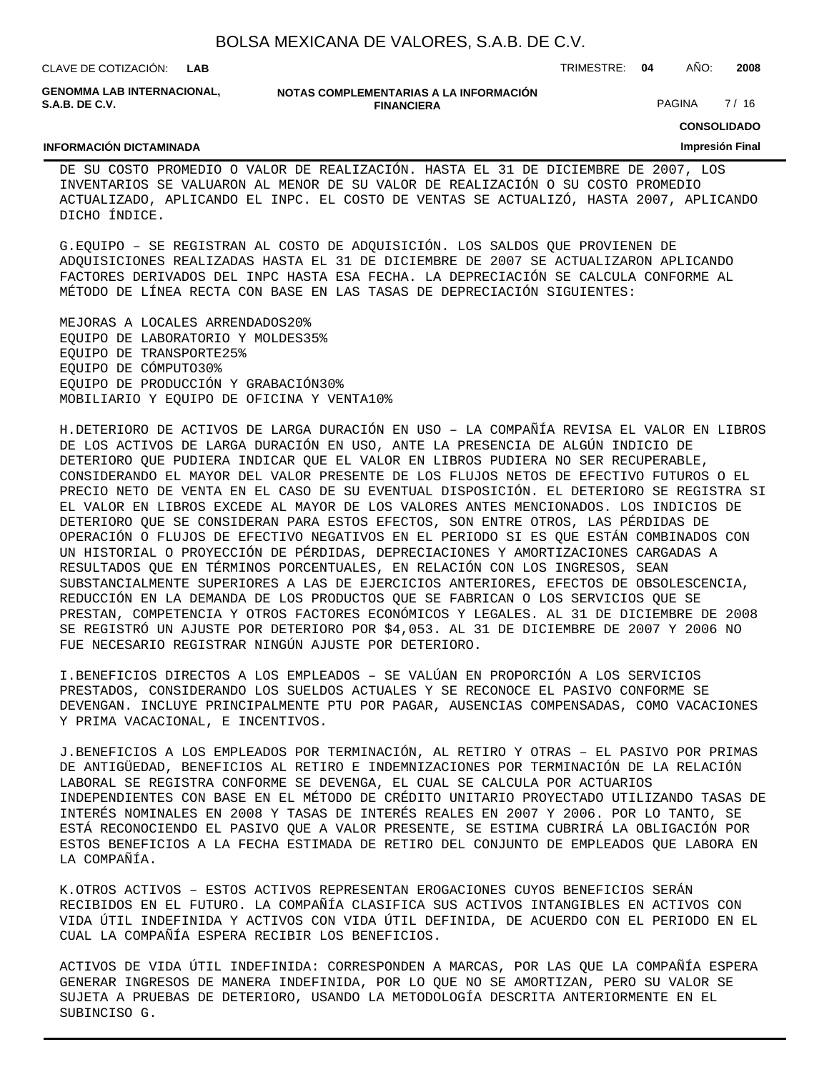DE SU COSTO PROMEDIO O VALOR DE REALIZACIÓN. HASTA EL 31 DE DICIEMBRE DE 2007, LOS INVENTARIOS SE VALUARON AL MENOR DE SU VALOR DE REALIZACIÓN O SU COSTO PROMEDIO ACTUALIZADO, APLICANDO EL INPC. EL COSTO DE VENTAS SE ACTUALIZÓ, HASTA 2007, APLICANDO DICHO ÍNDICE.

G.EQUIPO – SE REGISTRAN AL COSTO DE ADQUISICIÓN. LOS SALDOS QUE PROVIENEN DE ADQUISICIONES REALIZADAS HASTA EL 31 DE DICIEMBRE DE 2007 SE ACTUALIZARON APLICANDO FACTORES DERIVADOS DEL INPC HASTA ESA FECHA. LA DEPRECIACIÓN SE CALCULA CONFORME AL MÉTODO DE LÍNEA RECTA CON BASE EN LAS TASAS DE DEPRECIACIÓN SIGUIENTES:

MEJORAS A LOCALES ARRENDADOS20%
EQUIPO DE LABORATORIO Y MOLDES35%
EQUIPO DE TRANSPORTE25%
EQUIPO DE CÓMPUTO30%
EQUIPO DE PRODUCCIÓN Y GRABACIÓN30%
MOBILIARIO Y EQUIPO DE OFICINA Y VENTA10%

H.DETERIORO DE ACTIVOS DE LARGA DURACIÓN EN USO – LA COMPAÑÍA REVISA EL VALOR EN LIBROS DE LOS ACTIVOS DE LARGA DURACIÓN EN USO, ANTE LA PRESENCIA DE ALGÚN INDICIO DE DETERIORO QUE PUDIERA INDICAR QUE EL VALOR EN LIBROS PUDIERA NO SER RECUPERABLE, CONSIDERANDO EL MAYOR DEL VALOR PRESENTE DE LOS FLUJOS NETOS DE EFECTIVO FUTUROS O EL PRECIO NETO DE VENTA EN EL CASO DE SU EVENTUAL DISPOSICIÓN. EL DETERIORO SE REGISTRA SI EL VALOR EN LIBROS EXCEDE AL MAYOR DE LOS VALORES ANTES MENCIONADOS. LOS INDICIOS DE DETERIORO QUE SE CONSIDERAN PARA ESTOS EFECTOS, SON ENTRE OTROS, LAS PÉRDIDAS DE OPERACIÓN O FLUJOS DE EFECTIVO NEGATIVOS EN EL PERIODO SI ES QUE ESTÁN COMBINADOS CON UN HISTORIAL O PROYECCIÓN DE PÉRDIDAS, DEPRECIACIONES Y AMORTIZACIONES CARGADAS A RESULTADOS QUE EN TÉRMINOS PORCENTUALES, EN RELACIÓN CON LOS INGRESOS, SEAN SUBSTANCIALMENTE SUPERIORES A LAS DE EJERCICIOS ANTERIORES, EFECTOS DE OBSOLESCENCIA, REDUCCIÓN EN LA DEMANDA DE LOS PRODUCTOS QUE SE FABRICAN O LOS SERVICIOS QUE SE PRESTAN, COMPETENCIA Y OTROS FACTORES ECONÓMICOS Y LEGALES. AL 31 DE DICIEMBRE DE 2008 SE REGISTRÓ UN AJUSTE POR DETERIORO POR $4,053. AL 31 DE DICIEMBRE DE 2007 Y 2006 NO FUE NECESARIO REGISTRAR NINGÚN AJUSTE POR DETERIORO.

I.BENEFICIOS DIRECTOS A LOS EMPLEADOS – SE VALÚAN EN PROPORCIÓN A LOS SERVICIOS PRESTADOS, CONSIDERANDO LOS SUELDOS ACTUALES Y SE RECONOCE EL PASIVO CONFORME SE DEVENGAN. INCLUYE PRINCIPALMENTE PTU POR PAGAR, AUSENCIAS COMPENSADAS, COMO VACACIONES Y PRIMA VACACIONAL, E INCENTIVOS.

J.BENEFICIOS A LOS EMPLEADOS POR TERMINACIÓN, AL RETIRO Y OTRAS – EL PASIVO POR PRIMAS DE ANTIGÜEDAD, BENEFICIOS AL RETIRO E INDEMNIZACIONES POR TERMINACIÓN DE LA RELACIÓN LABORAL SE REGISTRA CONFORME SE DEVENGA, EL CUAL SE CALCULA POR ACTUARIOS INDEPENDIENTES CON BASE EN EL MÉTODO DE CRÉDITO UNITARIO PROYECTADO UTILIZANDO TASAS DE INTERÉS NOMINALES EN 2008 Y TASAS DE INTERÉS REALES EN 2007 Y 2006. POR LO TANTO, SE ESTÁ RECONOCIENDO EL PASIVO QUE A VALOR PRESENTE, SE ESTIMA CUBRIRÁ LA OBLIGACIÓN POR ESTOS BENEFICIOS A LA FECHA ESTIMADA DE RETIRO DEL CONJUNTO DE EMPLEADOS QUE LABORA EN LA COMPAÑÍA.

K.OTROS ACTIVOS – ESTOS ACTIVOS REPRESENTAN EROGACIONES CUYOS BENEFICIOS SERÁN RECIBIDOS EN EL FUTURO. LA COMPAÑÍA CLASIFICA SUS ACTIVOS INTANGIBLES EN ACTIVOS CON VIDA ÚTIL INDEFINIDA Y ACTIVOS CON VIDA ÚTIL DEFINIDA, DE ACUERDO CON EL PERIODO EN EL CUAL LA COMPAÑÍA ESPERA RECIBIR LOS BENEFICIOS.

ACTIVOS DE VIDA ÚTIL INDEFINIDA: CORRESPONDEN A MARCAS, POR LAS QUE LA COMPAÑÍA ESPERA GENERAR INGRESOS DE MANERA INDEFINIDA, POR LO QUE NO SE AMORTIZAN, PERO SU VALOR SE SUJETA A PRUEBAS DE DETERIORO, USANDO LA METODOLOGÍA DESCRITA ANTERIORMENTE EN EL SUBINCISO G.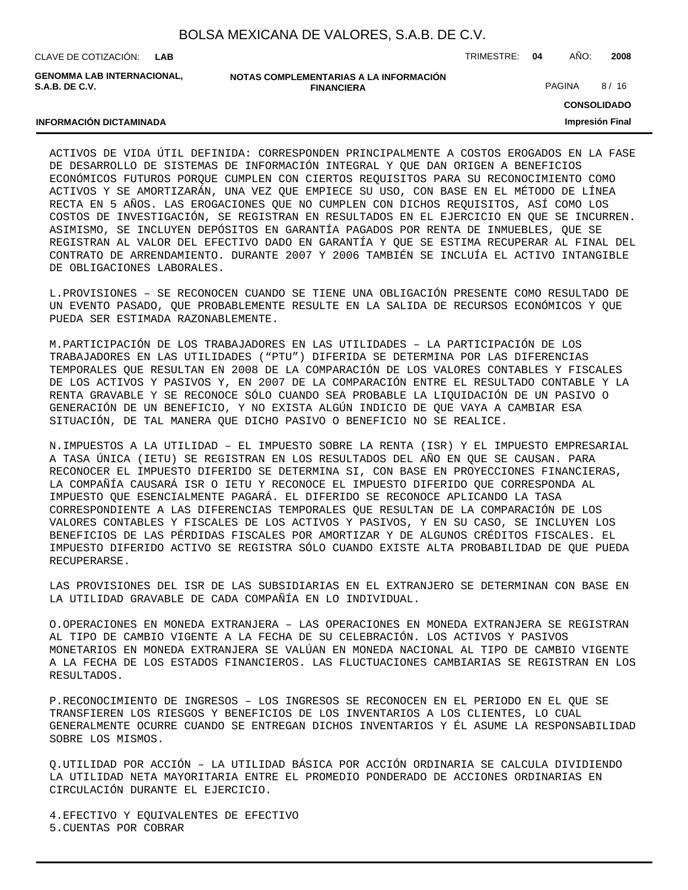ACTIVOS DE VIDA ÚTIL DEFINIDA: CORRESPONDEN PRINCIPALMENTE A COSTOS EROGADOS EN LA FASE DE DESARROLLO DE SISTEMAS DE INFORMACIÓN INTEGRAL Y QUE DAN ORIGEN A BENEFICIOS ECONÓMICOS FUTUROS PORQUE CUMPLEN CON CIERTOS REQUISITOS PARA SU RECONOCIMIENTO COMO ACTIVOS Y SE AMORTIZARÁN, UNA VEZ QUE EMPIECE SU USO, CON BASE EN EL MÉTODO DE LÍNEA RECTA EN 5 AÑOS. LAS EROGACIONES QUE NO CUMPLEN CON DICHOS REQUISITOS, ASÍ COMO LOS COSTOS DE INVESTIGACIÓN, SE REGISTRAN EN RESULTADOS EN EL EJERCICIO EN QUE SE INCURREN. ASIMISMO, SE INCLUYEN DEPÓSITOS EN GARANTÍA PAGADOS POR RENTA DE INMUEBLES, QUE SE REGISTRAN AL VALOR DEL EFECTIVO DADO EN GARANTÍA Y QUE SE ESTIMA RECUPERAR AL FINAL DEL CONTRATO DE ARRENDAMIENTO. DURANTE 2007 Y 2006 TAMBIÉN SE INCLUÍA EL ACTIVO INTANGIBLE DE OBLIGACIONES LABORALES.

L.PROVISIONES – SE RECONOCEN CUANDO SE TIENE UNA OBLIGACIÓN PRESENTE COMO RESULTADO DE UN EVENTO PASADO, QUE PROBABLEMENTE RESULTE EN LA SALIDA DE RECURSOS ECONÓMICOS Y QUE PUEDA SER ESTIMADA RAZONABLEMENTE.

M.PARTICIPACIÓN DE LOS TRABAJADORES EN LAS UTILIDADES – LA PARTICIPACIÓN DE LOS TRABAJADORES EN LAS UTILIDADES ("PTU") DIFERIDA SE DETERMINA POR LAS DIFERENCIAS TEMPORALES QUE RESULTAN EN 2008 DE LA COMPARACIÓN DE LOS VALORES CONTABLES Y FISCALES DE LOS ACTIVOS Y PASIVOS Y, EN 2007 DE LA COMPARACIÓN ENTRE EL RESULTADO CONTABLE Y LA RENTA GRAVABLE Y SE RECONOCE SÓLO CUANDO SEA PROBABLE LA LIQUIDACIÓN DE UN PASIVO O GENERACIÓN DE UN BENEFICIO, Y NO EXISTA ALGÚN INDICIO DE QUE VAYA A CAMBIAR ESA SITUACIÓN, DE TAL MANERA QUE DICHO PASIVO O BENEFICIO NO SE REALICE.

N.IMPUESTOS A LA UTILIDAD – EL IMPUESTO SOBRE LA RENTA (ISR) Y EL IMPUESTO EMPRESARIAL A TASA ÚNICA (IETU) SE REGISTRAN EN LOS RESULTADOS DEL AÑO EN QUE SE CAUSAN. PARA RECONOCER EL IMPUESTO DIFERIDO SE DETERMINA SI, CON BASE EN PROYECCIONES FINANCIERAS, LA COMPAÑÍA CAUSARÁ ISR O IETU Y RECONOCE EL IMPUESTO DIFERIDO QUE CORRESPONDA AL IMPUESTO QUE ESENCIALMENTE PAGARÁ. EL DIFERIDO SE RECONOCE APLICANDO LA TASA CORRESPONDIENTE A LAS DIFERENCIAS TEMPORALES QUE RESULTAN DE LA COMPARACIÓN DE LOS VALORES CONTABLES Y FISCALES DE LOS ACTIVOS Y PASIVOS, Y EN SU CASO, SE INCLUYEN LOS BENEFICIOS DE LAS PÉRDIDAS FISCALES POR AMORTIZAR Y DE ALGUNOS CRÉDITOS FISCALES. EL IMPUESTO DIFERIDO ACTIVO SE REGISTRA SÓLO CUANDO EXISTE ALTA PROBABILIDAD DE QUE PUEDA RECUPERARSE.

LAS PROVISIONES DEL ISR DE LAS SUBSIDIARIAS EN EL EXTRANJERO SE DETERMINAN CON BASE EN LA UTILIDAD GRAVABLE DE CADA COMPAÑÍA EN LO INDIVIDUAL.

O.OPERACIONES EN MONEDA EXTRANJERA – LAS OPERACIONES EN MONEDA EXTRANJERA SE REGISTRAN AL TIPO DE CAMBIO VIGENTE A LA FECHA DE SU CELEBRACIÓN. LOS ACTIVOS Y PASIVOS MONETARIOS EN MONEDA EXTRANJERA SE VALÚAN EN MONEDA NACIONAL AL TIPO DE CAMBIO VIGENTE A LA FECHA DE LOS ESTADOS FINANCIEROS. LAS FLUCTUACIONES CAMBIARIAS SE REGISTRAN EN LOS RESULTADOS.

P.RECONOCIMIENTO DE INGRESOS – LOS INGRESOS SE RECONOCEN EN EL PERIODO EN EL QUE SE TRANSFIEREN LOS RIESGOS Y BENEFICIOS DE LOS INVENTARIOS A LOS CLIENTES, LO CUAL GENERALMENTE OCURRE CUANDO SE ENTREGAN DICHOS INVENTARIOS Y ÉL ASUME LA RESPONSABILIDAD SOBRE LOS MISMOS.

Q.UTILIDAD POR ACCIÓN – LA UTILIDAD BÁSICA POR ACCIÓN ORDINARIA SE CALCULA DIVIDIENDO LA UTILIDAD NETA MAYORITARIA ENTRE EL PROMEDIO PONDERADO DE ACCIONES ORDINARIAS EN CIRCULACIÓN DURANTE EL EJERCICIO.

4.EFECTIVO Y EQUIVALENTES DE EFECTIVO
5.CUENTAS POR COBRAR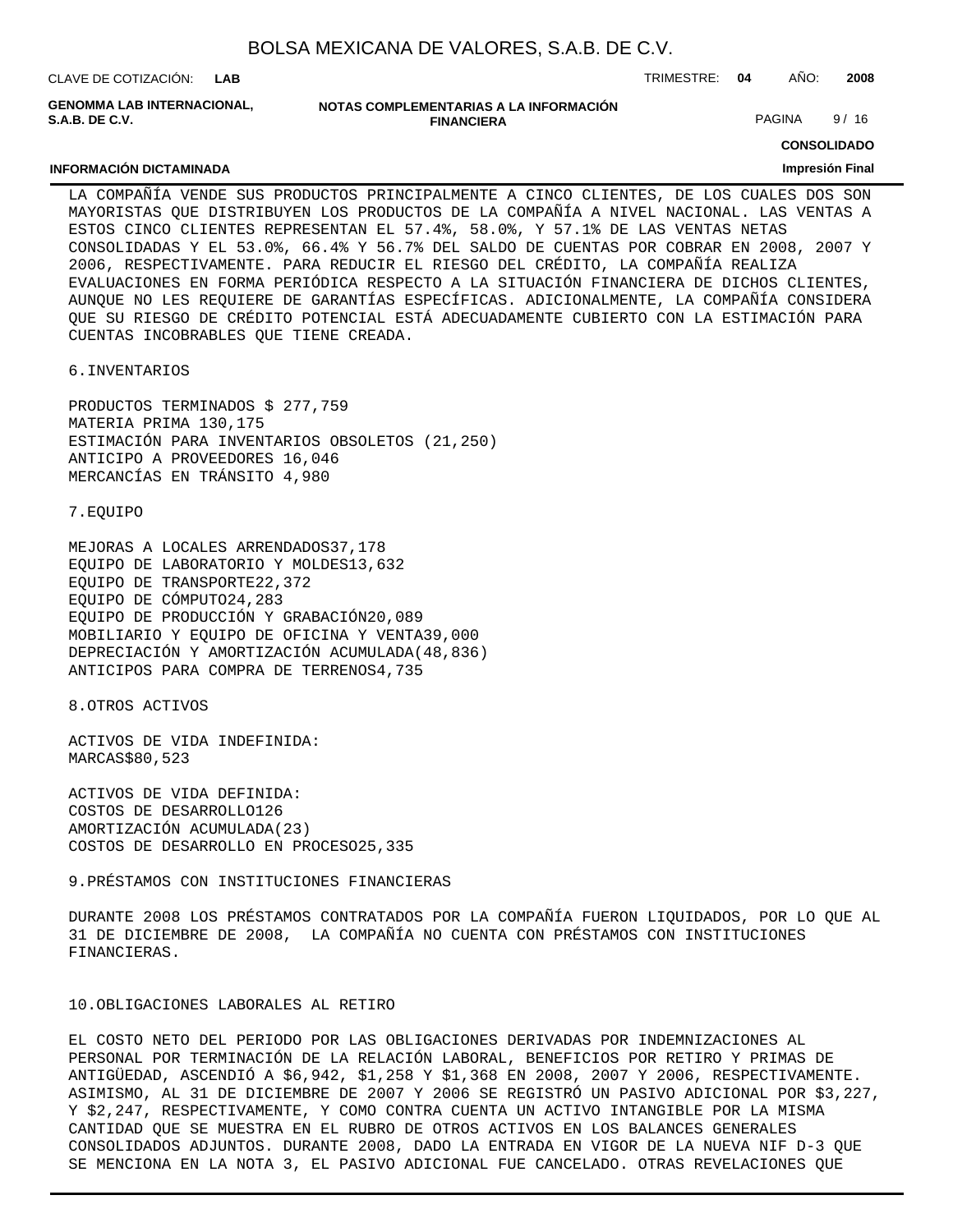LA COMPAÑÍA VENDE SUS PRODUCTOS PRINCIPALMENTE A CINCO CLIENTES, DE LOS CUALES DOS SON MAYORISTAS QUE DISTRIBUYEN LOS PRODUCTOS DE LA COMPAÑÍA A NIVEL NACIONAL. LAS VENTAS A ESTOS CINCO CLIENTES REPRESENTAN EL 57.4%, 58.0%, Y 57.1% DE LAS VENTAS NETAS CONSOLIDADAS Y EL 53.0%, 66.4% Y 56.7% DEL SALDO DE CUENTAS POR COBRAR EN 2008, 2007 Y 2006, RESPECTIVAMENTE. PARA REDUCIR EL RIESGO DEL CRÉDITO, LA COMPAÑÍA REALIZA EVALUACIONES EN FORMA PERIÓDICA RESPECTO A LA SITUACIÓN FINANCIERA DE DICHOS CLIENTES, AUNQUE NO LES REQUIERE DE GARANTÍAS ESPECÍFICAS. ADICIONALMENTE, LA COMPAÑÍA CONSIDERA QUE SU RIESGO DE CRÉDITO POTENCIAL ESTÁ ADECUADAMENTE CUBIERTO CON LA ESTIMACIÓN PARA CUENTAS INCOBRABLES QUE TIENE CREADA.

6.INVENTARIOS

PRODUCTOS TERMINADOS $ 277,759
MATERIA PRIMA 130,175
ESTIMACIÓN PARA INVENTARIOS OBSOLETOS (21,250)
ANTICIPO A PROVEEDORES 16,046
MERCANCÍAS EN TRÁNSITO 4,980

7.EQUIPO

MEJORAS A LOCALES ARRENDADOS37,178
EQUIPO DE LABORATORIO Y MOLDES13,632
EQUIPO DE TRANSPORTE22,372
EQUIPO DE CÓMPUTO24,283
EQUIPO DE PRODUCCIÓN Y GRABACIÓN20,089
MOBILIARIO Y EQUIPO DE OFICINA Y VENTA39,000
DEPRECIACIÓN Y AMORTIZACIÓN ACUMULADA(48,836)
ANTICIPOS PARA COMPRA DE TERRENOS4,735

8.OTROS ACTIVOS

ACTIVOS DE VIDA INDEFINIDA:
MARCAS$80,523

ACTIVOS DE VIDA DEFINIDA:
COSTOS DE DESARROLLO126
AMORTIZACIÓN ACUMULADA(23)
COSTOS DE DESARROLLO EN PROCESO25,335

9.PRÉSTAMOS CON INSTITUCIONES FINANCIERAS

DURANTE 2008 LOS PRÉSTAMOS CONTRATADOS POR LA COMPAÑÍA FUERON LIQUIDADOS, POR LO QUE AL 31 DE DICIEMBRE DE 2008, LA COMPAÑÍA NO CUENTA CON PRÉSTAMOS CON INSTITUCIONES FINANCIERAS.

10.OBLIGACIONES LABORALES AL RETIRO

EL COSTO NETO DEL PERIODO POR LAS OBLIGACIONES DERIVADAS POR INDEMNIZACIONES AL PERSONAL POR TERMINACIÓN DE LA RELACIÓN LABORAL, BENEFICIOS POR RETIRO Y PRIMAS DE ANTIGÜEDAD, ASCENDIÓ A $6,942, $1,258 Y $1,368 EN 2008, 2007 Y 2006, RESPECTIVAMENTE. ASIMISMO, AL 31 DE DICIEMBRE DE 2007 Y 2006 SE REGISTRÓ UN PASIVO ADICIONAL POR $3,227, Y $2,247, RESPECTIVAMENTE, Y COMO CONTRA CUENTA UN ACTIVO INTANGIBLE POR LA MISMA CANTIDAD QUE SE MUESTRA EN EL RUBRO DE OTROS ACTIVOS EN LOS BALANCES GENERALES CONSOLIDADOS ADJUNTOS. DURANTE 2008, DADO LA ENTRADA EN VIGOR DE LA NUEVA NIF D-3 QUE SE MENCIONA EN LA NOTA 3, EL PASIVO ADICIONAL FUE CANCELADO. OTRAS REVELACIONES QUE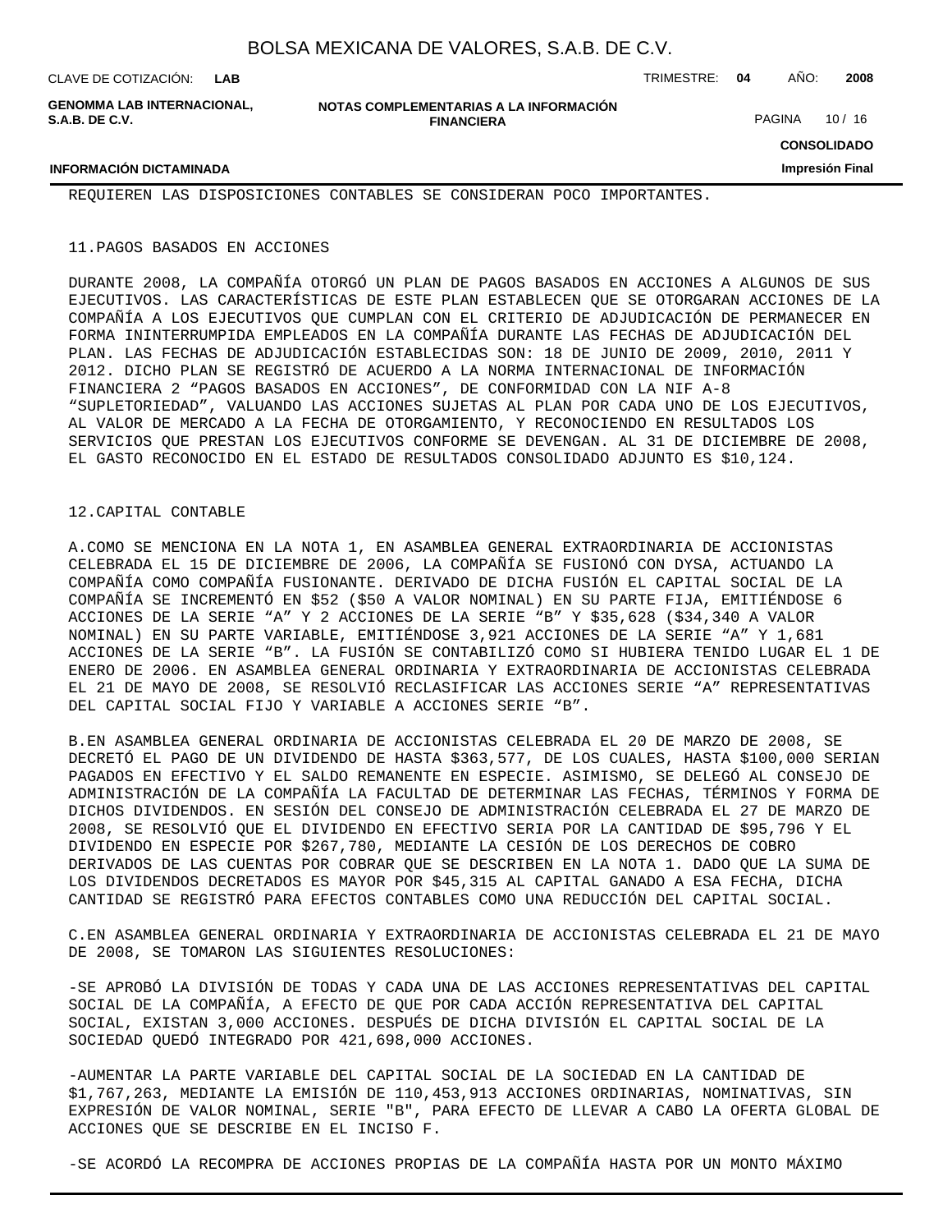REQUIEREN LAS DISPOSICIONES CONTABLES SE CONSIDERAN POCO IMPORTANTES.

## 11.PAGOS BASADOS EN ACCIONES

DURANTE 2008, LA COMPAÑÍA OTORGÓ UN PLAN DE PAGOS BASADOS EN ACCIONES A ALGUNOS DE SUS EJECUTIVOS. LAS CARACTERÍSTICAS DE ESTE PLAN ESTABLECEN QUE SE OTORGARAN ACCIONES DE LA COMPAÑÍA A LOS EJECUTIVOS QUE CUMPLAN CON EL CRITERIO DE ADJUDICACIÓN DE PERMANECER EN FORMA ININTERRUMPIDA EMPLEADOS EN LA COMPAÑÍA DURANTE LAS FECHAS DE ADJUDICACIÓN DEL PLAN. LAS FECHAS DE ADJUDICACIÓN ESTABLECIDAS SON: 18 DE JUNIO DE 2009, 2010, 2011 Y 2012. DICHO PLAN SE REGISTRÓ DE ACUERDO A LA NORMA INTERNACIONAL DE INFORMACIÓN FINANCIERA 2 “PAGOS BASADOS EN ACCIONES”, DE CONFORMIDAD CON LA NIF A-8 “SUPLETORIEDAD”, VALUANDO LAS ACCIONES SUJETAS AL PLAN POR CADA UNO DE LOS EJECUTIVOS, AL VALOR DE MERCADO A LA FECHA DE OTORGAMIENTO, Y RECONOCIENDO EN RESULTADOS LOS SERVICIOS QUE PRESTAN LOS EJECUTIVOS CONFORME SE DEVENGAN. AL 31 DE DICIEMBRE DE 2008, EL GASTO RECONOCIDO EN EL ESTADO DE RESULTADOS CONSOLIDADO ADJUNTO ES $10,124.

## 12.CAPITAL CONTABLE

A.COMO SE MENCIONA EN LA NOTA 1, EN ASAMBLEA GENERAL EXTRAORDINARIA DE ACCIONISTAS CELEBRADA EL 15 DE DICIEMBRE DE 2006, LA COMPAÑÍA SE FUSIONÓ CON DYSA, ACTUANDO LA COMPAÑÍA COMO COMPAÑÍA FUSIONANTE. DERIVADO DE DICHA FUSIÓN EL CAPITAL SOCIAL DE LA COMPAÑÍA SE INCREMENTÓ EN $52 ($50 A VALOR NOMINAL) EN SU PARTE FIJA, EMITIÉNDOSE 6 ACCIONES DE LA SERIE “A” Y 2 ACCIONES DE LA SERIE “B” Y $35,628 ($34,340 A VALOR NOMINAL) EN SU PARTE VARIABLE, EMITIÉNDOSE 3,921 ACCIONES DE LA SERIE “A” Y 1,681 ACCIONES DE LA SERIE “B”. LA FUSIÓN SE CONTABILIZÓ COMO SI HUBIERA TENIDO LUGAR EL 1 DE ENERO DE 2006. EN ASAMBLEA GENERAL ORDINARIA Y EXTRAORDINARIA DE ACCIONISTAS CELEBRADA EL 21 DE MAYO DE 2008, SE RESOLVIÓ RECLASIFICAR LAS ACCIONES SERIE “A” REPRESENTATIVAS DEL CAPITAL SOCIAL FIJO Y VARIABLE A ACCIONES SERIE “B”.

B.EN ASAMBLEA GENERAL ORDINARIA DE ACCIONISTAS CELEBRADA EL 20 DE MARZO DE 2008, SE DECRETÓ EL PAGO DE UN DIVIDENDO DE HASTA $363,577, DE LOS CUALES, HASTA $100,000 SERIAN PAGADOS EN EFECTIVO Y EL SALDO REMANENTE EN ESPECIE. ASIMISMO, SE DELEGÓ AL CONSEJO DE ADMINISTRACIÓN DE LA COMPAÑÍA LA FACULTAD DE DETERMINAR LAS FECHAS, TÉRMINOS Y FORMA DE DICHOS DIVIDENDOS. EN SESIÓN DEL CONSEJO DE ADMINISTRACIÓN CELEBRADA EL 27 DE MARZO DE 2008, SE RESOLVIÓ QUE EL DIVIDENDO EN EFECTIVO SERIA POR LA CANTIDAD DE $95,796 Y EL DIVIDENDO EN ESPECIE POR $267,780, MEDIANTE LA CESIÓN DE LOS DERECHOS DE COBRO DERIVADOS DE LAS CUENTAS POR COBRAR QUE SE DESCRIBEN EN LA NOTA 1. DADO QUE LA SUMA DE LOS DIVIDENDOS DECRETADOS ES MAYOR POR $45,315 AL CAPITAL GANADO A ESA FECHA, DICHA CANTIDAD SE REGISTRÓ PARA EFECTOS CONTABLES COMO UNA REDUCCIÓN DEL CAPITAL SOCIAL.

C.EN ASAMBLEA GENERAL ORDINARIA Y EXTRAORDINARIA DE ACCIONISTAS CELEBRADA EL 21 DE MAYO DE 2008, SE TOMARON LAS SIGUIENTES RESOLUCIONES:

-SE APROBÓ LA DIVISIÓN DE TODAS Y CADA UNA DE LAS ACCIONES REPRESENTATIVAS DEL CAPITAL SOCIAL DE LA COMPAÑÍA, A EFECTO DE QUE POR CADA ACCIÓN REPRESENTATIVA DEL CAPITAL SOCIAL, EXISTAN 3,000 ACCIONES. DESPUÉS DE DICHA DIVISIÓN EL CAPITAL SOCIAL DE LA SOCIEDAD QUEDÓ INTEGRADO POR 421,698,000 ACCIONES.

-AUMENTAR LA PARTE VARIABLE DEL CAPITAL SOCIAL DE LA SOCIEDAD EN LA CANTIDAD DE $1,767,263, MEDIANTE LA EMISIÓN DE 110,453,913 ACCIONES ORDINARIAS, NOMINATIVAS, SIN EXPRESIÓN DE VALOR NOMINAL, SERIE "B", PARA EFECTO DE LLEVAR A CABO LA OFERTA GLOBAL DE ACCIONES QUE SE DESCRIBE EN EL INCISO F.

-SE ACORDÓ LA RECOMPRA DE ACCIONES PROPIAS DE LA COMPAÑÍA HASTA POR UN MONTO MÁXIMO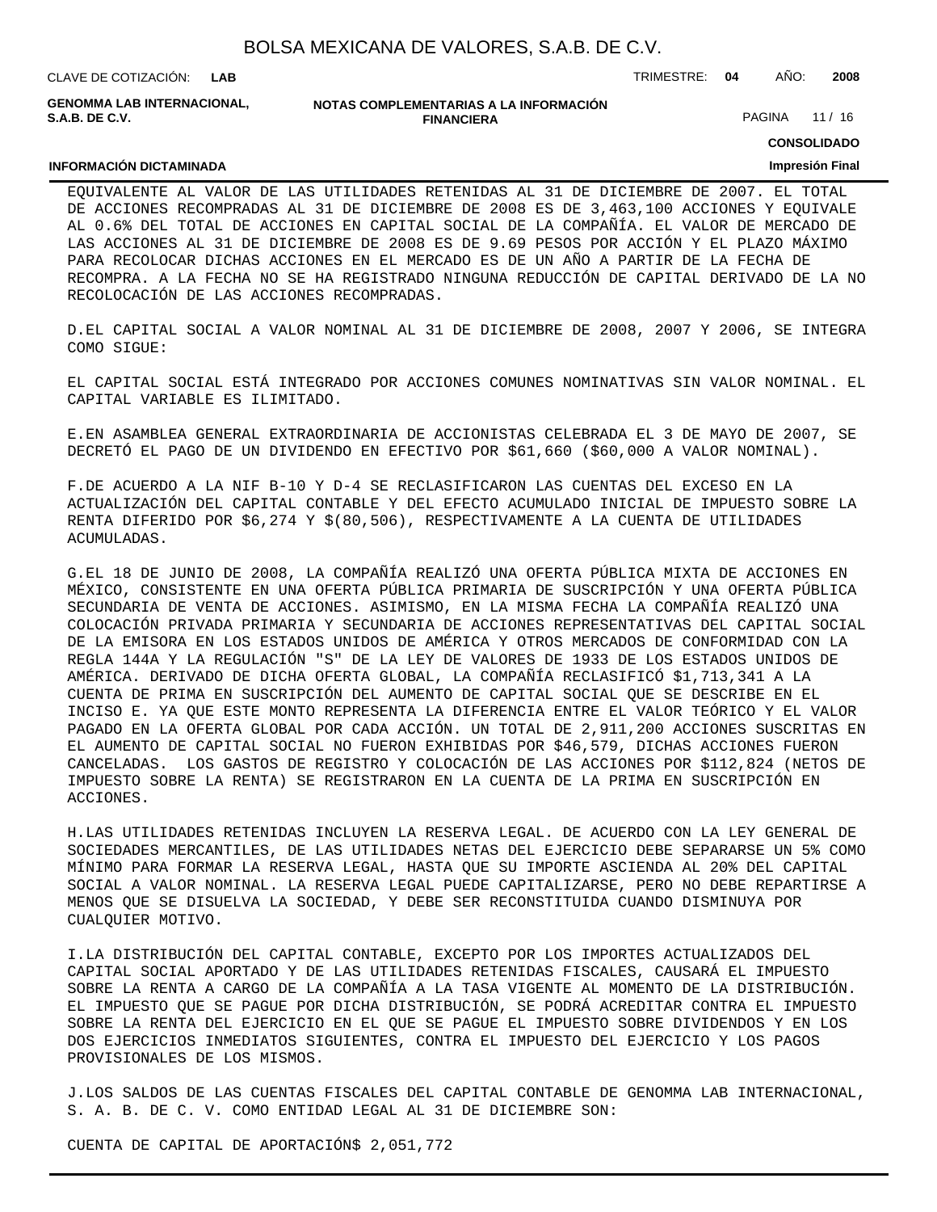EQUIVALENTE AL VALOR DE LAS UTILIDADES RETENIDAS AL 31 DE DICIEMBRE DE 2007. EL TOTAL DE ACCIONES RECOMPRADAS AL 31 DE DICIEMBRE DE 2008 ES DE 3,463,100 ACCIONES Y EQUIVALE AL 0.6% DEL TOTAL DE ACCIONES EN CAPITAL SOCIAL DE LA COMPAÑÍA. EL VALOR DE MERCADO DE LAS ACCIONES AL 31 DE DICIEMBRE DE 2008 ES DE 9.69 PESOS POR ACCIÓN Y EL PLAZO MÁXIMO PARA RECOLOCAR DICHAS ACCIONES EN EL MERCADO ES DE UN AÑO A PARTIR DE LA FECHA DE RECOMPRA. A LA FECHA NO SE HA REGISTRADO NINGUNA REDUCCIÓN DE CAPITAL DERIVADO DE LA NO RECOLOCACIÓN DE LAS ACCIONES RECOMPRADAS.

D.EL CAPITAL SOCIAL A VALOR NOMINAL AL 31 DE DICIEMBRE DE 2008, 2007 Y 2006, SE INTEGRA COMO SIGUE:

EL CAPITAL SOCIAL ESTÁ INTEGRADO POR ACCIONES COMUNES NOMINATIVAS SIN VALOR NOMINAL. EL CAPITAL VARIABLE ES ILIMITADO.

E.EN ASAMBLEA GENERAL EXTRAORDINARIA DE ACCIONISTAS CELEBRADA EL 3 DE MAYO DE 2007, SE DECRETÓ EL PAGO DE UN DIVIDENDO EN EFECTIVO POR $61,660 ($60,000 A VALOR NOMINAL).

F.DE ACUERDO A LA NIF B-10 Y D-4 SE RECLASIFICARON LAS CUENTAS DEL EXCESO EN LA ACTUALIZACIÓN DEL CAPITAL CONTABLE Y DEL EFECTO ACUMULADO INICIAL DE IMPUESTO SOBRE LA RENTA DIFERIDO POR $6,274 Y $(80,506), RESPECTIVAMENTE A LA CUENTA DE UTILIDADES ACUMULADAS.

G.EL 18 DE JUNIO DE 2008, LA COMPAÑÍA REALIZÓ UNA OFERTA PÚBLICA MIXTA DE ACCIONES EN MÉXICO, CONSISTENTE EN UNA OFERTA PÚBLICA PRIMARIA DE SUSCRIPCIÓN Y UNA OFERTA PÚBLICA SECUNDARIA DE VENTA DE ACCIONES. ASIMISMO, EN LA MISMA FECHA LA COMPAÑÍA REALIZÓ UNA COLOCACIÓN PRIVADA PRIMARIA Y SECUNDARIA DE ACCIONES REPRESENTATIVAS DEL CAPITAL SOCIAL DE LA EMISORA EN LOS ESTADOS UNIDOS DE AMÉRICA Y OTROS MERCADOS DE CONFORMIDAD CON LA REGLA 144A Y LA REGULACIÓN "S" DE LA LEY DE VALORES DE 1933 DE LOS ESTADOS UNIDOS DE AMÉRICA. DERIVADO DE DICHA OFERTA GLOBAL, LA COMPAÑÍA RECLASIFICÓ $1,713,341 A LA CUENTA DE PRIMA EN SUSCRIPCIÓN DEL AUMENTO DE CAPITAL SOCIAL QUE SE DESCRIBE EN EL INCISO E. YA QUE ESTE MONTO REPRESENTA LA DIFERENCIA ENTRE EL VALOR TEÓRICO Y EL VALOR PAGADO EN LA OFERTA GLOBAL POR CADA ACCIÓN. UN TOTAL DE 2,911,200 ACCIONES SUSCRITAS EN EL AUMENTO DE CAPITAL SOCIAL NO FUERON EXHIBIDAS POR $46,579, DICHAS ACCIONES FUERON CANCELADAS. LOS GASTOS DE REGISTRO Y COLOCACIÓN DE LAS ACCIONES POR $112,824 (NETOS DE IMPUESTO SOBRE LA RENTA) SE REGISTRARON EN LA CUENTA DE LA PRIMA EN SUSCRIPCIÓN EN ACCIONES.

H.LAS UTILIDADES RETENIDAS INCLUYEN LA RESERVA LEGAL. DE ACUERDO CON LA LEY GENERAL DE SOCIEDADES MERCANTILES, DE LAS UTILIDADES NETAS DEL EJERCICIO DEBE SEPARARSE UN 5% COMO MÍNIMO PARA FORMAR LA RESERVA LEGAL, HASTA QUE SU IMPORTE ASCIENDA AL 20% DEL CAPITAL SOCIAL A VALOR NOMINAL. LA RESERVA LEGAL PUEDE CAPITALIZARSE, PERO NO DEBE REPARTIRSE A MENOS QUE SE DISUELVA LA SOCIEDAD, Y DEBE SER RECONSTITUIDA CUANDO DISMINUYA POR CUALQUIER MOTIVO.

I.LA DISTRIBUCIÓN DEL CAPITAL CONTABLE, EXCEPTO POR LOS IMPORTES ACTUALIZADOS DEL CAPITAL SOCIAL APORTADO Y DE LAS UTILIDADES RETENIDAS FISCALES, CAUSARÁ EL IMPUESTO SOBRE LA RENTA A CARGO DE LA COMPAÑÍA A LA TASA VIGENTE AL MOMENTO DE LA DISTRIBUCIÓN. EL IMPUESTO QUE SE PAGUE POR DICHA DISTRIBUCIÓN, SE PODRÁ ACREDITAR CONTRA EL IMPUESTO SOBRE LA RENTA DEL EJERCICIO EN EL QUE SE PAGUE EL IMPUESTO SOBRE DIVIDENDOS Y EN LOS DOS EJERCICIOS INMEDIATOS SIGUIENTES, CONTRA EL IMPUESTO DEL EJERCICIO Y LOS PAGOS PROVISIONALES DE LOS MISMOS.

J.LOS SALDOS DE LAS CUENTAS FISCALES DEL CAPITAL CONTABLE DE GENOMMA LAB INTERNACIONAL, S. A. B. DE C. V. COMO ENTIDAD LEGAL AL 31 DE DICIEMBRE SON:

CUENTA DE CAPITAL DE APORTACIÓN$ 2,051,772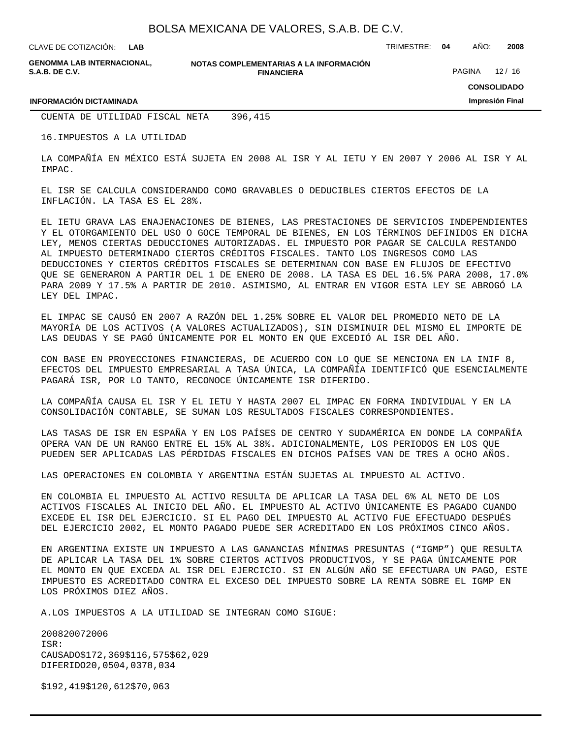CUENTA DE UTILIDAD FISCAL NETA 396,415

16.IMPUESTOS A LA UTILIDAD

LA COMPAÑÍA EN MÉXICO ESTÁ SUJETA EN 2008 AL ISR Y AL IETU Y EN 2007 Y 2006 AL ISR Y AL IMPAC.

EL ISR SE CALCULA CONSIDERANDO COMO GRAVABLES O DEDUCIBLES CIERTOS EFECTOS DE LA INFLACIÓN. LA TASA ES EL 28%.

EL IETU GRAVA LAS ENAJENACIONES DE BIENES, LAS PRESTACIONES DE SERVICIOS INDEPENDIENTES Y EL OTORGAMIENTO DEL USO O GOCE TEMPORAL DE BIENES, EN LOS TÉRMINOS DEFINIDOS EN DICHA LEY, MENOS CIERTAS DEDUCCIONES AUTORIZADAS. EL IMPUESTO POR PAGAR SE CALCULA RESTANDO AL IMPUESTO DETERMINADO CIERTOS CRÉDITOS FISCALES. TANTO LOS INGRESOS COMO LAS DEDUCCIONES Y CIERTOS CRÉDITOS FISCALES SE DETERMINAN CON BASE EN FLUJOS DE EFECTIVO QUE SE GENERARON A PARTIR DEL 1 DE ENERO DE 2008. LA TASA ES DEL 16.5% PARA 2008, 17.0% PARA 2009 Y 17.5% A PARTIR DE 2010. ASIMISMO, AL ENTRAR EN VIGOR ESTA LEY SE ABROGÓ LA LEY DEL IMPAC.

EL IMPAC SE CAUSÓ EN 2007 A RAZÓN DEL 1.25% SOBRE EL VALOR DEL PROMEDIO NETO DE LA MAYORÍA DE LOS ACTIVOS (A VALORES ACTUALIZADOS), SIN DISMINUIR DEL MISMO EL IMPORTE DE LAS DEUDAS Y SE PAGÓ ÚNICAMENTE POR EL MONTO EN QUE EXCEDIÓ AL ISR DEL AÑO.

CON BASE EN PROYECCIONES FINANCIERAS, DE ACUERDO CON LO QUE SE MENCIONA EN LA INIF 8, EFECTOS DEL IMPUESTO EMPRESARIAL A TASA ÚNICA, LA COMPAÑÍA IDENTIFICÓ QUE ESENCIALMENTE PAGARÁ ISR, POR LO TANTO, RECONOCE ÚNICAMENTE ISR DIFERIDO.

LA COMPAÑÍA CAUSA EL ISR Y EL IETU Y HASTA 2007 EL IMPAC EN FORMA INDIVIDUAL Y EN LA CONSOLIDACIÓN CONTABLE, SE SUMAN LOS RESULTADOS FISCALES CORRESPONDIENTES.

LAS TASAS DE ISR EN ESPAÑA Y EN LOS PAÍSES DE CENTRO Y SUDAMÉRICA EN DONDE LA COMPAÑÍA OPERA VAN DE UN RANGO ENTRE EL 15% AL 38%. ADICIONALMENTE, LOS PERIODOS EN LOS QUE PUEDEN SER APLICADAS LAS PÉRDIDAS FISCALES EN DICHOS PAÍSES VAN DE TRES A OCHO AÑOS.

LAS OPERACIONES EN COLOMBIA Y ARGENTINA ESTÁN SUJETAS AL IMPUESTO AL ACTIVO.

EN COLOMBIA EL IMPUESTO AL ACTIVO RESULTA DE APLICAR LA TASA DEL 6% AL NETO DE LOS ACTIVOS FISCALES AL INICIO DEL AÑO. EL IMPUESTO AL ACTIVO ÚNICAMENTE ES PAGADO CUANDO EXCEDE EL ISR DEL EJERCICIO. SI EL PAGO DEL IMPUESTO AL ACTIVO FUE EFECTUADO DESPUÉS DEL EJERCICIO 2002, EL MONTO PAGADO PUEDE SER ACREDITADO EN LOS PRÓXIMOS CINCO AÑOS.

EN ARGENTINA EXISTE UN IMPUESTO A LAS GANANCIAS MÍNIMAS PRESUNTAS ("IGMP") QUE RESULTA DE APLICAR LA TASA DEL 1% SOBRE CIERTOS ACTIVOS PRODUCTIVOS, Y SE PAGA ÚNICAMENTE POR EL MONTO EN QUE EXCEDA AL ISR DEL EJERCICIO. SI EN ALGÚN AÑO SE EFECTUARA UN PAGO, ESTE IMPUESTO ES ACREDITADO CONTRA EL EXCESO DEL IMPUESTO SOBRE LA RENTA SOBRE EL IGMP EN LOS PRÓXIMOS DIEZ AÑOS.

A.LOS IMPUESTOS A LA UTILIDAD SE INTEGRAN COMO SIGUE:

| | 2008 | 2007 | 2006 |
|---|---|---|---|
| ISR: | | | |
| CAUSADO | $172,369 | $116,575 | $62,029 |
| DIFERIDO | 20,050 | 4,037 | 8,034 |
| | $192,419 | $120,612 | $70,063 |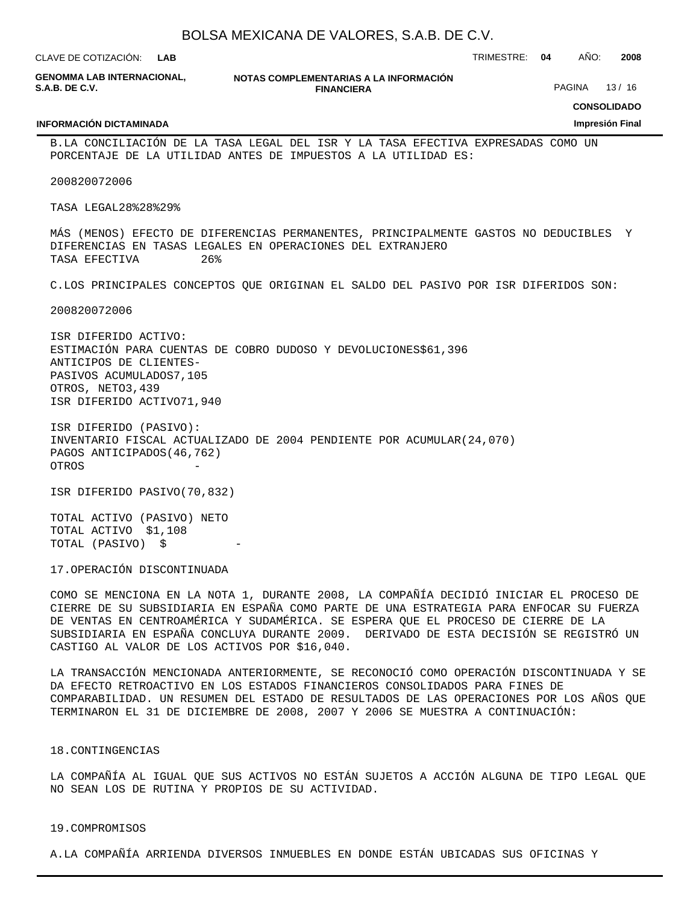B.LA CONCILIACIÓN DE LA TASA LEGAL DEL ISR Y LA TASA EFECTIVA EXPRESADAS COMO UN PORCENTAJE DE LA UTILIDAD ANTES DE IMPUESTOS A LA UTILIDAD ES:

| | 2008 | 2007 | 2006 |
|---|---|---|---|
| TASA LEGAL | 28% | 28% | 29% |
| MÁS (MENOS) EFECTO DE DIFERENCIAS PERMANENTES, PRINCIPALMENTE GASTOS NO DEDUCIBLES Y DIFERENCIAS EN TASAS LEGALES EN OPERACIONES DEL EXTRANJERO | | | |
| TASA EFECTIVA | 26% | | |

C.LOS PRINCIPALES CONCEPTOS QUE ORIGINAN EL SALDO DEL PASIVO POR ISR DIFERIDOS SON:

| | 2008 | 2007 | 2006 |
|---|---|---|---|
| ISR DIFERIDO ACTIVO: | | | |
| ESTIMACIÓN PARA CUENTAS DE COBRO DUDOSO Y DEVOLUCIONES | $61,396 | | |
| ANTICIPOS DE CLIENTES | - | | |
| PASIVOS ACUMULADOS | 7,105 | | |
| OTROS, NETO | 3,439 | | |
| ISR DIFERIDO ACTIVO | 71,940 | | |
| ISR DIFERIDO (PASIVO): | | | |
| INVENTARIO FISCAL ACTUALIZADO DE 2004 PENDIENTE POR ACUMULAR | (24,070) | | |
| PAGOS ANTICIPADOS | (46,762) | | |
| OTROS | - | | |
| ISR DIFERIDO PASIVO | (70,832) | | |
| TOTAL ACTIVO (PASIVO) NETO | | | |
| TOTAL ACTIVO | $1,108 | | |
| TOTAL (PASIVO) | $ - | | |

17.OPERACIÓN DISCONTINUADA

COMO SE MENCIONA EN LA NOTA 1, DURANTE 2008, LA COMPAÑÍA DECIDIÓ INICIAR EL PROCESO DE CIERRE DE SU SUBSIDIARIA EN ESPAÑA COMO PARTE DE UNA ESTRATEGIA PARA ENFOCAR SU FUERZA DE VENTAS EN CENTROAMÉRICA Y SUDAMÉRICA. SE ESPERA QUE EL PROCESO DE CIERRE DE LA SUBSIDIARIA EN ESPAÑA CONCLUYA DURANTE 2009. DERIVADO DE ESTA DECISIÓN SE REGISTRÓ UN CASTIGO AL VALOR DE LOS ACTIVOS POR $16,040.

LA TRANSACCIÓN MENCIONADA ANTERIORMENTE, SE RECONOCIÓ COMO OPERACIÓN DISCONTINUADA Y SE DA EFECTO RETROACTIVO EN LOS ESTADOS FINANCIEROS CONSOLIDADOS PARA FINES DE COMPARABILIDAD. UN RESUMEN DEL ESTADO DE RESULTADOS DE LAS OPERACIONES POR LOS AÑOS QUE TERMINARON EL 31 DE DICIEMBRE DE 2008, 2007 Y 2006 SE MUESTRA A CONTINUACIÓN:

18.CONTINGENCIAS

LA COMPAÑÍA AL IGUAL QUE SUS ACTIVOS NO ESTÁN SUJETOS A ACCIÓN ALGUNA DE TIPO LEGAL QUE NO SEAN LOS DE RUTINA Y PROPIOS DE SU ACTIVIDAD.

19.COMPROMISOS

A.LA COMPAÑÍA ARRIENDA DIVERSOS INMUEBLES EN DONDE ESTÁN UBICADAS SUS OFICINAS Y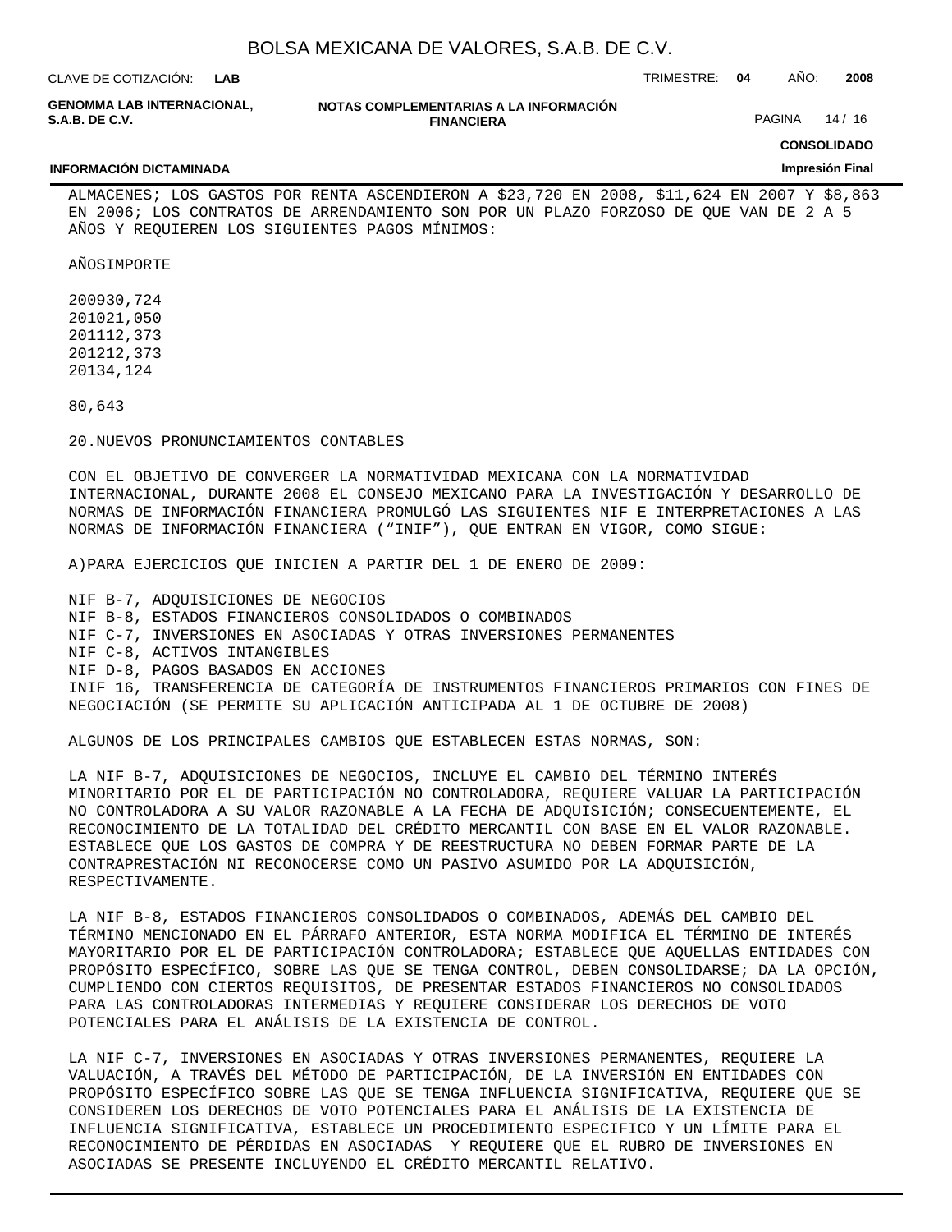ALMACENES; LOS GASTOS POR RENTA ASCENDIERON A $23,720 EN 2008, $11,624 EN 2007 Y $8,863 EN 2006; LOS CONTRATOS DE ARRENDAMIENTO SON POR UN PLAZO FORZOSO DE QUE VAN DE 2 A 5 AÑOS Y REQUIEREN LOS SIGUIENTES PAGOS MÍNIMOS:

| AÑOS | IMPORTE |
| --- | --- |
| 2009 | 30,724 |
| 2010 | 21,050 |
| 2011 | 12,373 |
| 2012 | 12,373 |
| 2013 | 4,124 |
| | 80,643 |

## 20. NUEVOS PRONUNCIAMIENTOS CONTABLES

CON EL OBJETIVO DE CONVERGER LA NORMATIVIDAD MEXICANA CON LA NORMATIVIDAD INTERNACIONAL, DURANTE 2008 EL CONSEJO MEXICANO PARA LA INVESTIGACIÓN Y DESARROLLO DE NORMAS DE INFORMACIÓN FINANCIERA PROMULGÓ LAS SIGUIENTES NIF E INTERPRETACIONES A LAS NORMAS DE INFORMACIÓN FINANCIERA (“INIF”), QUE ENTRAN EN VIGOR, COMO SIGUE:

A) PARA EJERCICIOS QUE INICIEN A PARTIR DEL 1 DE ENERO DE 2009:

NIF B-7, ADQUISICIONES DE NEGOCIOS
NIF B-8, ESTADOS FINANCIEROS CONSOLIDADOS O COMBINADOS
NIF C-7, INVERSIONES EN ASOCIADAS Y OTRAS INVERSIONES PERMANENTES
NIF C-8, ACTIVOS INTANGIBLES
NIF D-8, PAGOS BASADOS EN ACCIONES
INIF 16, TRANSFERENCIA DE CATEGORÍA DE INSTRUMENTOS FINANCIEROS PRIMARIOS CON FINES DE NEGOCIACIÓN (SE PERMITE SU APLICACIÓN ANTICIPADA AL 1 DE OCTUBRE DE 2008)

ALGUNOS DE LOS PRINCIPALES CAMBIOS QUE ESTABLECEN ESTAS NORMAS, SON:

LA NIF B-7, ADQUISICIONES DE NEGOCIOS, INCLUYE EL CAMBIO DEL TÉRMINO INTERÉS MINORITARIO POR EL DE PARTICIPACIÓN NO CONTROLADORA, REQUIERE VALUAR LA PARTICIPACIÓN NO CONTROLADORA A SU VALOR RAZONABLE A LA FECHA DE ADQUISICIÓN; CONSECUENTEMENTE, EL RECONOCIMIENTO DE LA TOTALIDAD DEL CRÉDITO MERCANTIL CON BASE EN EL VALOR RAZONABLE. ESTABLECE QUE LOS GASTOS DE COMPRA Y DE REESTRUCTURA NO DEBEN FORMAR PARTE DE LA CONTRAPRESTACIÓN NI RECONOCERSE COMO UN PASIVO ASUMIDO POR LA ADQUISICIÓN, RESPECTIVAMENTE.

LA NIF B-8, ESTADOS FINANCIEROS CONSOLIDADOS O COMBINADOS, ADEMÁS DEL CAMBIO DEL TÉRMINO MENCIONADO EN EL PÁRRAFO ANTERIOR, ESTA NORMA MODIFICA EL TÉRMINO DE INTERÉS MAYORITARIO POR EL DE PARTICIPACIÓN CONTROLADORA; ESTABLECE QUE AQUELLAS ENTIDADES CON PROPÓSITO ESPECÍFICO, SOBRE LAS QUE SE TENGA CONTROL, DEBEN CONSOLIDARSE; DA LA OPCIÓN, CUMPLIENDO CON CIERTOS REQUISITOS, DE PRESENTAR ESTADOS FINANCIEROS NO CONSOLIDADOS PARA LAS CONTROLADORAS INTERMEDIAS Y REQUIERE CONSIDERAR LOS DERECHOS DE VOTO POTENCIALES PARA EL ANÁLISIS DE LA EXISTENCIA DE CONTROL.

LA NIF C-7, INVERSIONES EN ASOCIADAS Y OTRAS INVERSIONES PERMANENTES, REQUIERE LA VALUACIÓN, A TRAVÉS DEL MÉTODO DE PARTICIPACIÓN, DE LA INVERSIÓN EN ENTIDADES CON PROPÓSITO ESPECÍFICO SOBRE LAS QUE SE TENGA INFLUENCIA SIGNIFICATIVA, REQUIERE QUE SE CONSIDEREN LOS DERECHOS DE VOTO POTENCIALES PARA EL ANÁLISIS DE LA EXISTENCIA DE INFLUENCIA SIGNIFICATIVA, ESTABLECE UN PROCEDIMIENTO ESPECIFICO Y UN LÍMITE PARA EL RECONOCIMIENTO DE PÉRDIDAS EN ASOCIADAS Y REQUIERE QUE EL RUBRO DE INVERSIONES EN ASOCIADAS SE PRESENTE INCLUYENDO EL CRÉDITO MERCANTIL RELATIVO.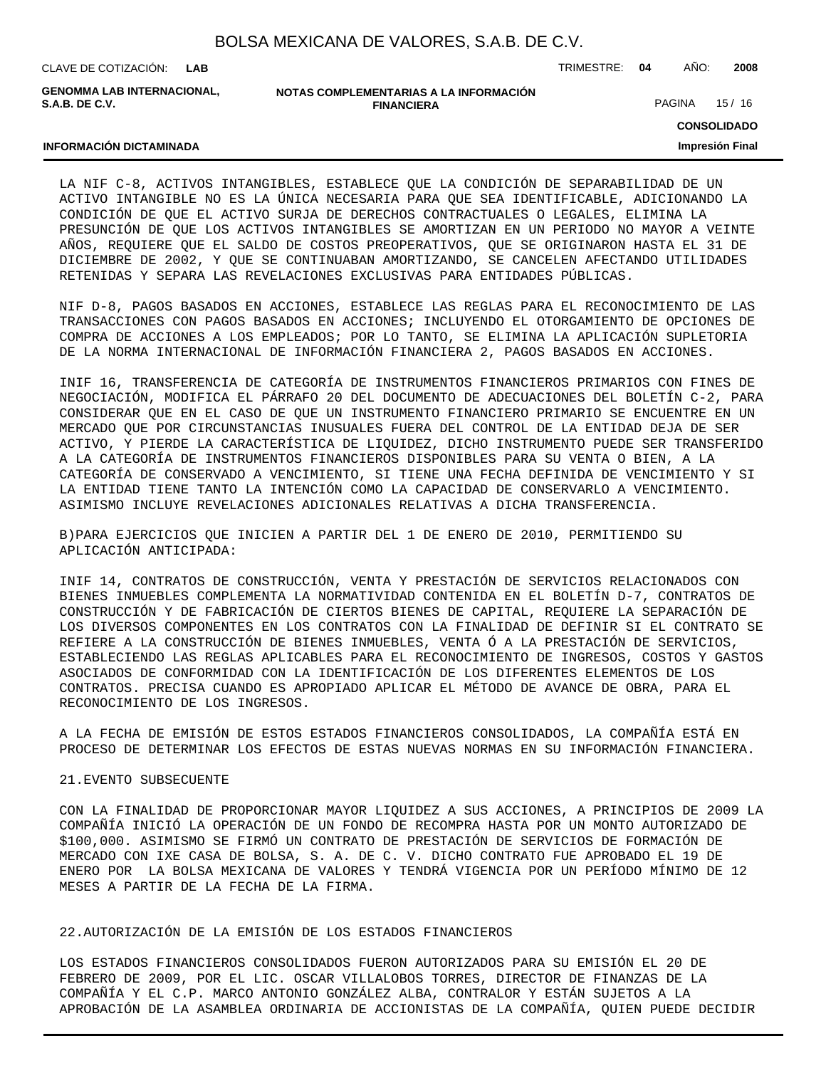LA NIF C-8, ACTIVOS INTANGIBLES, ESTABLECE QUE LA CONDICIÓN DE SEPARABILIDAD DE UN ACTIVO INTANGIBLE NO ES LA ÚNICA NECESARIA PARA QUE SEA IDENTIFICABLE, ADICIONANDO LA CONDICIÓN DE QUE EL ACTIVO SURJA DE DERECHOS CONTRACTUALES O LEGALES, ELIMINA LA PRESUNCIÓN DE QUE LOS ACTIVOS INTANGIBLES SE AMORTIZAN EN UN PERIODO NO MAYOR A VEINTE AÑOS, REQUIERE QUE EL SALDO DE COSTOS PREOPERATIVOS, QUE SE ORIGINARON HASTA EL 31 DE DICIEMBRE DE 2002, Y QUE SE CONTINUABAN AMORTIZANDO, SE CANCELEN AFECTANDO UTILIDADES RETENIDAS Y SEPARA LAS REVELACIONES EXCLUSIVAS PARA ENTIDADES PÚBLICAS.

NIF D-8, PAGOS BASADOS EN ACCIONES, ESTABLECE LAS REGLAS PARA EL RECONOCIMIENTO DE LAS TRANSACCIONES CON PAGOS BASADOS EN ACCIONES; INCLUYENDO EL OTORGAMIENTO DE OPCIONES DE COMPRA DE ACCIONES A LOS EMPLEADOS; POR LO TANTO, SE ELIMINA LA APLICACIÓN SUPLETORIA DE LA NORMA INTERNACIONAL DE INFORMACIÓN FINANCIERA 2, PAGOS BASADOS EN ACCIONES.

INIF 16, TRANSFERENCIA DE CATEGORÍA DE INSTRUMENTOS FINANCIEROS PRIMARIOS CON FINES DE NEGOCIACIÓN, MODIFICA EL PÁRRAFO 20 DEL DOCUMENTO DE ADECUACIONES DEL BOLETÍN C-2, PARA CONSIDERAR QUE EN EL CASO DE QUE UN INSTRUMENTO FINANCIERO PRIMARIO SE ENCUENTRE EN UN MERCADO QUE POR CIRCUNSTANCIAS INUSUALES FUERA DEL CONTROL DE LA ENTIDAD DEJA DE SER ACTIVO, Y PIERDE LA CARACTERÍSTICA DE LIQUIDEZ, DICHO INSTRUMENTO PUEDE SER TRANSFERIDO A LA CATEGORÍA DE INSTRUMENTOS FINANCIEROS DISPONIBLES PARA SU VENTA O BIEN, A LA CATEGORÍA DE CONSERVADO A VENCIMIENTO, SI TIENE UNA FECHA DEFINIDA DE VENCIMIENTO Y SI LA ENTIDAD TIENE TANTO LA INTENCIÓN COMO LA CAPACIDAD DE CONSERVARLO A VENCIMIENTO. ASIMISMO INCLUYE REVELACIONES ADICIONALES RELATIVAS A DICHA TRANSFERENCIA.

B)PARA EJERCICIOS QUE INICIEN A PARTIR DEL 1 DE ENERO DE 2010, PERMITIENDO SU APLICACIÓN ANTICIPADA:

INIF 14, CONTRATOS DE CONSTRUCCIÓN, VENTA Y PRESTACIÓN DE SERVICIOS RELACIONADOS CON BIENES INMUEBLES COMPLEMENTA LA NORMATIVIDAD CONTENIDA EN EL BOLETÍN D-7, CONTRATOS DE CONSTRUCCIÓN Y DE FABRICACIÓN DE CIERTOS BIENES DE CAPITAL, REQUIERE LA SEPARACIÓN DE LOS DIVERSOS COMPONENTES EN LOS CONTRATOS CON LA FINALIDAD DE DEFINIR SI EL CONTRATO SE REFIERE A LA CONSTRUCCIÓN DE BIENES INMUEBLES, VENTA Ó A LA PRESTACIÓN DE SERVICIOS, ESTABLECIENDO LAS REGLAS APLICABLES PARA EL RECONOCIMIENTO DE INGRESOS, COSTOS Y GASTOS ASOCIADOS DE CONFORMIDAD CON LA IDENTIFICACIÓN DE LOS DIFERENTES ELEMENTOS DE LOS CONTRATOS. PRECISA CUANDO ES APROPIADO APLICAR EL MÉTODO DE AVANCE DE OBRA, PARA EL RECONOCIMIENTO DE LOS INGRESOS.

A LA FECHA DE EMISIÓN DE ESTOS ESTADOS FINANCIEROS CONSOLIDADOS, LA COMPAÑÍA ESTÁ EN PROCESO DE DETERMINAR LOS EFECTOS DE ESTAS NUEVAS NORMAS EN SU INFORMACIÓN FINANCIERA.

21.EVENTO SUBSECUENTE

CON LA FINALIDAD DE PROPORCIONAR MAYOR LIQUIDEZ A SUS ACCIONES, A PRINCIPIOS DE 2009 LA COMPAÑÍA INICIÓ LA OPERACIÓN DE UN FONDO DE RECOMPRA HASTA POR UN MONTO AUTORIZADO DE $100,000. ASIMISMO SE FIRMÓ UN CONTRATO DE PRESTACIÓN DE SERVICIOS DE FORMACIÓN DE MERCADO CON IXE CASA DE BOLSA, S. A. DE C. V. DICHO CONTRATO FUE APROBADO EL 19 DE ENERO POR LA BOLSA MEXICANA DE VALORES Y TENDRÁ VIGENCIA POR UN PERÍODO MÍNIMO DE 12 MESES A PARTIR DE LA FECHA DE LA FIRMA.

22.AUTORIZACIÓN DE LA EMISIÓN DE LOS ESTADOS FINANCIEROS

LOS ESTADOS FINANCIEROS CONSOLIDADOS FUERON AUTORIZADOS PARA SU EMISIÓN EL 20 DE FEBRERO DE 2009, POR EL LIC. OSCAR VILLALOBOS TORRES, DIRECTOR DE FINANZAS DE LA COMPAÑÍA Y EL C.P. MARCO ANTONIO GONZÁLEZ ALBA, CONTRALOR Y ESTÁN SUJETOS A LA APROBACIÓN DE LA ASAMBLEA ORDINARIA DE ACCIONISTAS DE LA COMPAÑÍA, QUIEN PUEDE DECIDIR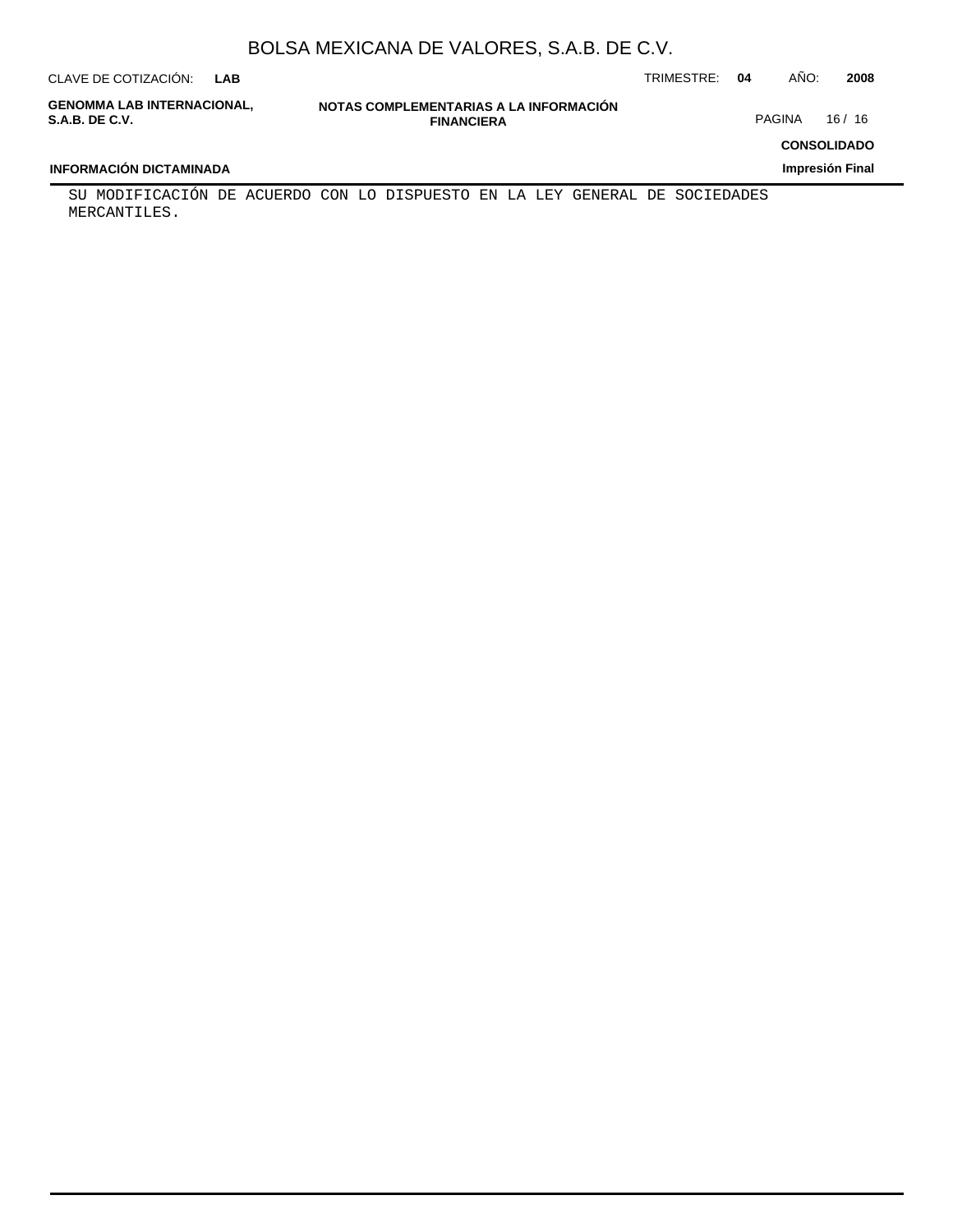SU MODIFICACIÓN DE ACUERDO CON LO DISPUESTO EN LA LEY GENERAL DE SOCIEDADES MERCANTILES.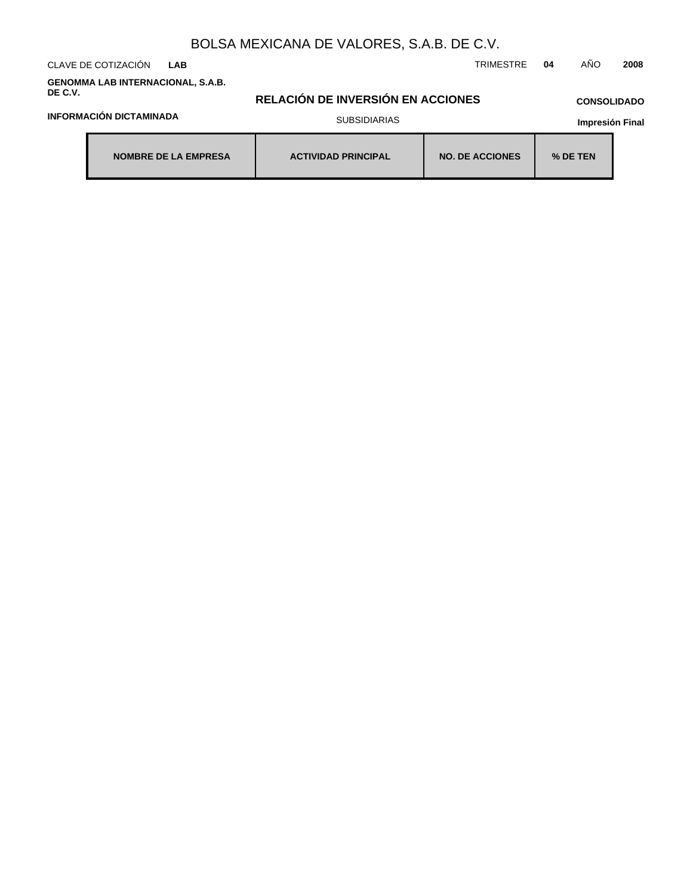BOLSA MEXICANA DE VALORES, S.A.B. DE C.V.

CLAVE DE COTIZACIÓN **LAB** TRIMESTRE **04** AÑO **2008**

**GENOMMA LAB INTERNACIONAL, S.A.B. DE C.V.**

## RELACIÓN DE INVERSIÓN EN ACCIONES

**CONSOLIDADO**

**INFORMACIÓN DICTAMINADA**

SUBSIDIARIAS

**Impresión Final**

| NOMBRE DE LA EMPRESA | ACTIVIDAD PRINCIPAL | NO. DE ACCIONES | % DE TEN |
| --- | --- | --- | --- |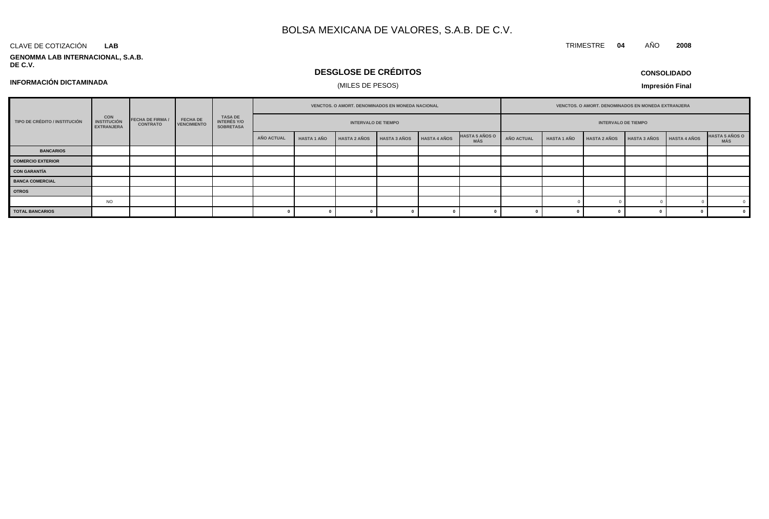# BOLSA MEXICANA DE VALORES, S.A.B. DE C.V.

CLAVE DE COTIZACIÓN **LAB**

TRIMESTRE **04** AÑO **2008**

**GENOMMA LAB INTERNACIONAL, S.A.B. DE C.V.**

## DESGLOSE DE CRÉDITOS

(MILES DE PESOS)

**CONSOLIDADO**

**INFORMACIÓN DICTAMINADA**

**Impresión Final**

| TIPO DE CRÉDITO / INSTITUCIÓN | CON INSTITUCIÓN EXTRANJERA | FECHA DE FIRMA / CONTRATO | FECHA DE VENCIMIENTO | TASA DE INTERÉS Y/O SOBRETASA | VENCTOS. O AMORT. DENOMINADOS EN MONEDA NACIONAL | | | | | | VENCTOS. O AMORT. DENOMINADOS EN MONEDA EXTRANJERA | | | | | |
|---|---|---|---|---|---|---|---|---|---|---|---|---|---|---|---|---|
| | | | | | INTERVALO DE TIEMPO | | | | | | INTERVALO DE TIEMPO | | | | | |
| | | | | | AÑO ACTUAL | HASTA 1 AÑO | HASTA 2 AÑOS | HASTA 3 AÑOS | HASTA 4 AÑOS | HASTA 5 AÑOS O MÁS | AÑO ACTUAL | HASTA 1 AÑO | HASTA 2 AÑOS | HASTA 3 AÑOS | HASTA 4 AÑOS | HASTA 5 AÑOS O MÁS |
| **BANCARIOS** | | | | | | | | | | | | | | | | |
| **COMERCIO EXTERIOR** | | | | | | | | | | | | | | | | |
| **CON GARANTÍA** | | | | | | | | | | | | | | | | |
| **BANCA COMERCIAL** | | | | | | | | | | | | | | | | |
| **OTROS** | | | | | | | | | | | | | | | | |
| | NO | | | | | | | | | | | 0 | 0 | 0 | 0 | 0 |
| **TOTAL BANCARIOS** | | | | | 0 | 0 | 0 | 0 | 0 | 0 | 0 | 0 | 0 | 0 | 0 | 0 |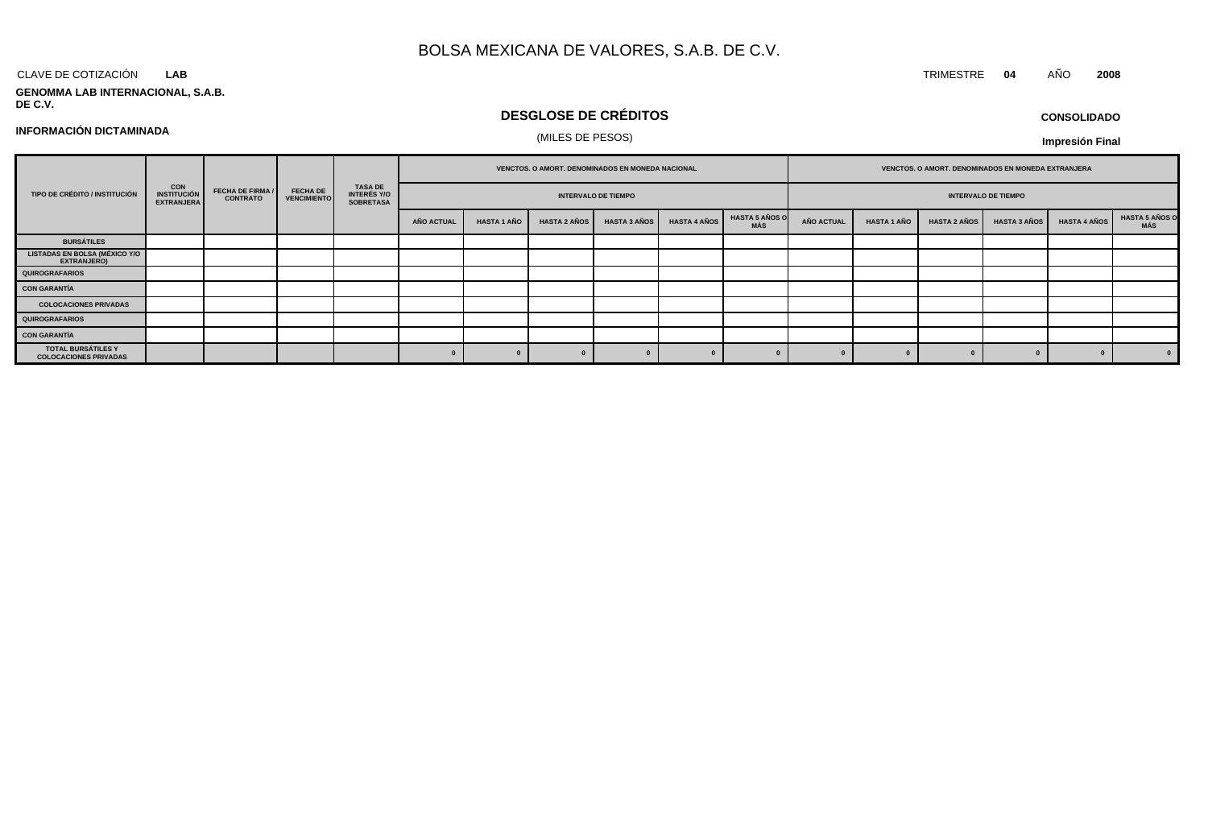# BOLSA MEXICANA DE VALORES, S.A.B. DE C.V.

CLAVE DE COTIZACIÓN **LAB**

TRIMESTRE **04** AÑO **2008**

**GENOMMA LAB INTERNACIONAL, S.A.B. DE C.V.**

## DESGLOSE DE CRÉDITOS

(MILES DE PESOS)

**INFORMACIÓN DICTAMINADA**

**CONSOLIDADO**

**Impresión Final**

| TIPO DE CRÉDITO / INSTITUCIÓN | CON INSTITUCIÓN EXTRANJERA | FECHA DE FIRMA / CONTRATO | FECHA DE VENCIMIENTO | TASA DE INTERÉS Y/O SOBRETASA | VENCTOS. O AMORT. DENOMINADOS EN MONEDA NACIONAL | | | | | | VENCTOS. O AMORT. DENOMINADOS EN MONEDA EXTRANJERA | | | | | |
|---|---|---|---|---|---|---|---|---|---|---|---|---|---|---|---|---|
| | | | | | INTERVALO DE TIEMPO | | | | | | INTERVALO DE TIEMPO | | | | | |
| | | | | | AÑO ACTUAL | HASTA 1 AÑO | HASTA 2 AÑOS | HASTA 3 AÑOS | HASTA 4 AÑOS | HASTA 5 AÑOS O MÁS | AÑO ACTUAL | HASTA 1 AÑO | HASTA 2 AÑOS | HASTA 3 AÑOS | HASTA 4 AÑOS | HASTA 5 AÑOS O MÁS |
| BURSÁTILES | | | | | | | | | | | | | | | | |
| LISTADAS EN BOLSA (MÉXICO Y/O EXTRANJERO) | | | | | | | | | | | | | | | | |
| QUIROGRAFARIOS | | | | | | | | | | | | | | | | |
| CON GARANTÍA | | | | | | | | | | | | | | | | |
| COLOCACIONES PRIVADAS | | | | | | | | | | | | | | | | |
| QUIROGRAFARIOS | | | | | | | | | | | | | | | | |
| CON GARANTÍA | | | | | | | | | | | | | | | | |
| TOTAL BURSÁTILES Y COLOCACIONES PRIVADAS | | | | | 0 | 0 | 0 | 0 | 0 | 0 | 0 | 0 | 0 | 0 | 0 | 0 |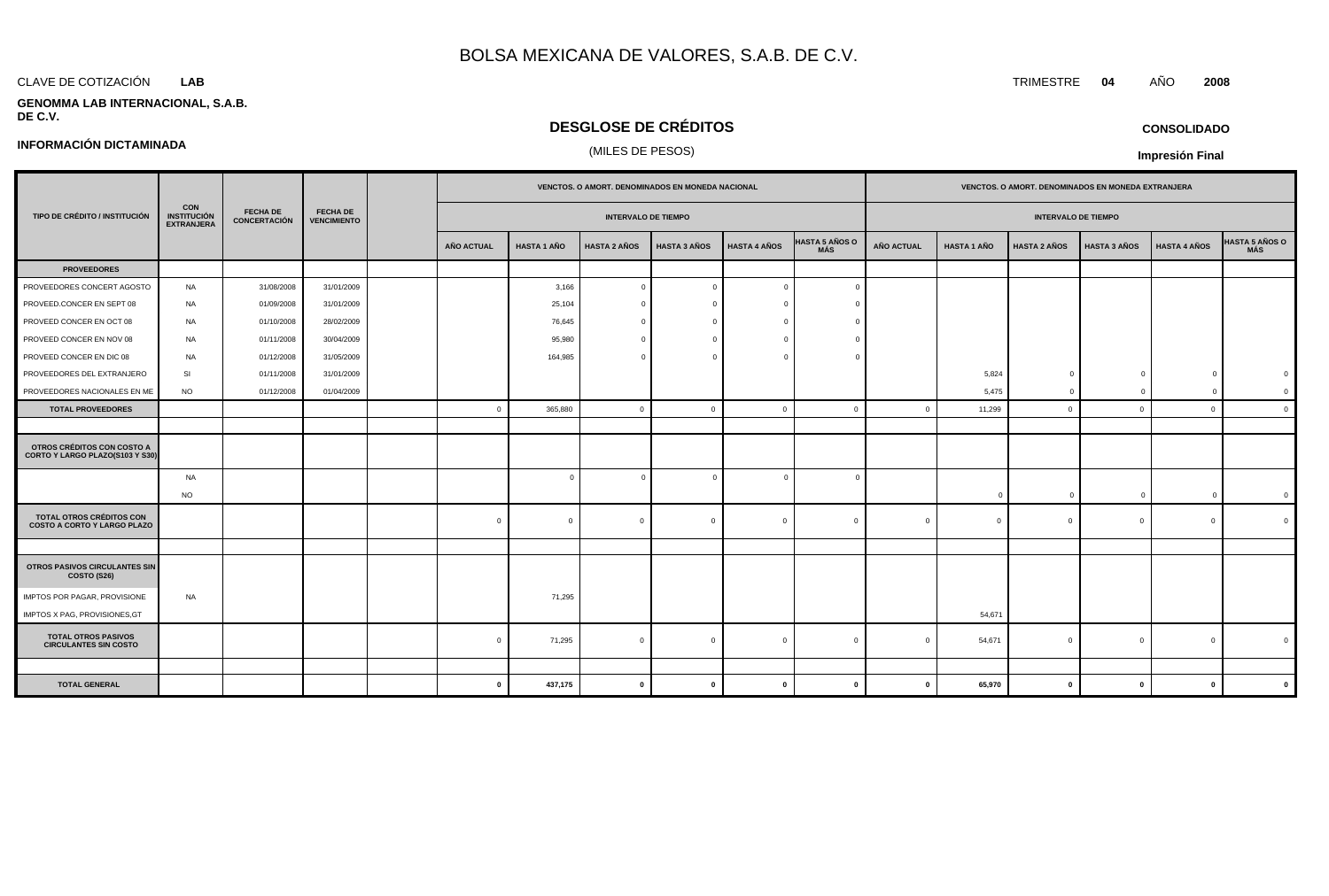# BOLSA MEXICANA DE VALORES, S.A.B. DE C.V.

CLAVE DE COTIZACIÓN **LAB**

TRIMESTRE **04** AÑO **2008**

**GENOMMA LAB INTERNACIONAL, S.A.B. DE C.V.**

## DESGLOSE DE CRÉDITOS

(MILES DE PESOS)

**CONSOLIDADO**

**INFORMACIÓN DICTAMINADA**

**Impresión Final**

| TIPO DE CRÉDITO / INSTITUCIÓN | CON INSTITUCIÓN EXTRANJERA | FECHA DE CONCERTACIÓN | FECHA DE VENCIMIENTO | | VENCTOS. O AMORT. DENOMINADOS EN MONEDA NACIONAL | | | | | | VENCTOS. O AMORT. DENOMINADOS EN MONEDA EXTRANJERA | | | | | |
|---|---|---|---|---|---|---|---|---|---|---|---|---|---|---|---|---|
| | | | | | INTERVALO DE TIEMPO | | | | | | INTERVALO DE TIEMPO | | | | | |
| | | | | | AÑO ACTUAL | HASTA 1 AÑO | HASTA 2 AÑOS | HASTA 3 AÑOS | HASTA 4 AÑOS | HASTA 5 AÑOS O MÁS | AÑO ACTUAL | HASTA 1 AÑO | HASTA 2 AÑOS | HASTA 3 AÑOS | HASTA 4 AÑOS | HASTA 5 AÑOS O MÁS |
| **PROVEEDORES** | | | | | | | | | | | | | | | | |
| PROVEEDORES CONCERT AGOSTO | NA | 31/08/2008 | 31/01/2009 | | | 3,166 | 0 | 0 | 0 | 0 | | | | | | |
| PROVEED.CONCER EN SEPT 08 | NA | 01/09/2008 | 31/01/2009 | | | 25,104 | 0 | 0 | 0 | 0 | | | | | | |
| PROVEED CONCER EN OCT 08 | NA | 01/10/2008 | 28/02/2009 | | | 76,645 | 0 | 0 | 0 | 0 | | | | | | |
| PROVEED CONCER EN NOV 08 | NA | 01/11/2008 | 30/04/2009 | | | 95,980 | 0 | 0 | 0 | 0 | | | | | | |
| PROVEED CONCER EN DIC 08 | NA | 01/12/2008 | 31/05/2009 | | | 164,985 | 0 | 0 | 0 | 0 | | | | | | |
| PROVEEDORES DEL EXTRANJERO | SI | 01/11/2008 | 31/01/2009 | | | | | | | | | 5,824 | 0 | 0 | 0 | 0 |
| PROVEEDORES NACIONALES EN ME | NO | 01/12/2008 | 01/04/2009 | | | | | | | | | 5,475 | 0 | 0 | 0 | 0 |
| **TOTAL PROVEEDORES** | | | | | 0 | 365,880 | 0 | 0 | 0 | 0 | 0 | 11,299 | 0 | 0 | 0 | 0 |
| | | | | | | | | | | | | | | | | |
| **OTROS CRÉDITOS CON COSTO A CORTO Y LARGO PLAZO(S103 Y S30)** | | | | | | | | | | | | | | | | |
| | NA | | | | | 0 | 0 | 0 | 0 | 0 | | | | | | |
| | NO | | | | | | | | | | | 0 | 0 | 0 | 0 | 0 |
| **TOTAL OTROS CRÉDITOS CON COSTO A CORTO Y LARGO PLAZO** | | | | | 0 | 0 | 0 | 0 | 0 | 0 | 0 | 0 | 0 | 0 | 0 | 0 |
| | | | | | | | | | | | | | | | | |
| **OTROS PASIVOS CIRCULANTES SIN COSTO (S26)** | | | | | | | | | | | | | | | | |
| IMPTOS POR PAGAR, PROVISIONE | NA | | | | | 71,295 | | | | | | | | | | |
| IMPTOS X PAG, PROVISIONES,GT | | | | | | | | | | | | 54,671 | | | | |
| **TOTAL OTROS PASIVOS CIRCULANTES SIN COSTO** | | | | | 0 | 71,295 | 0 | 0 | 0 | 0 | 0 | 54,671 | 0 | 0 | 0 | 0 |
| | | | | | | | | | | | | | | | | |
| **TOTAL GENERAL** | | | | | **0** | **437,175** | **0** | **0** | **0** | **0** | **0** | **65,970** | **0** | **0** | **0** | **0** |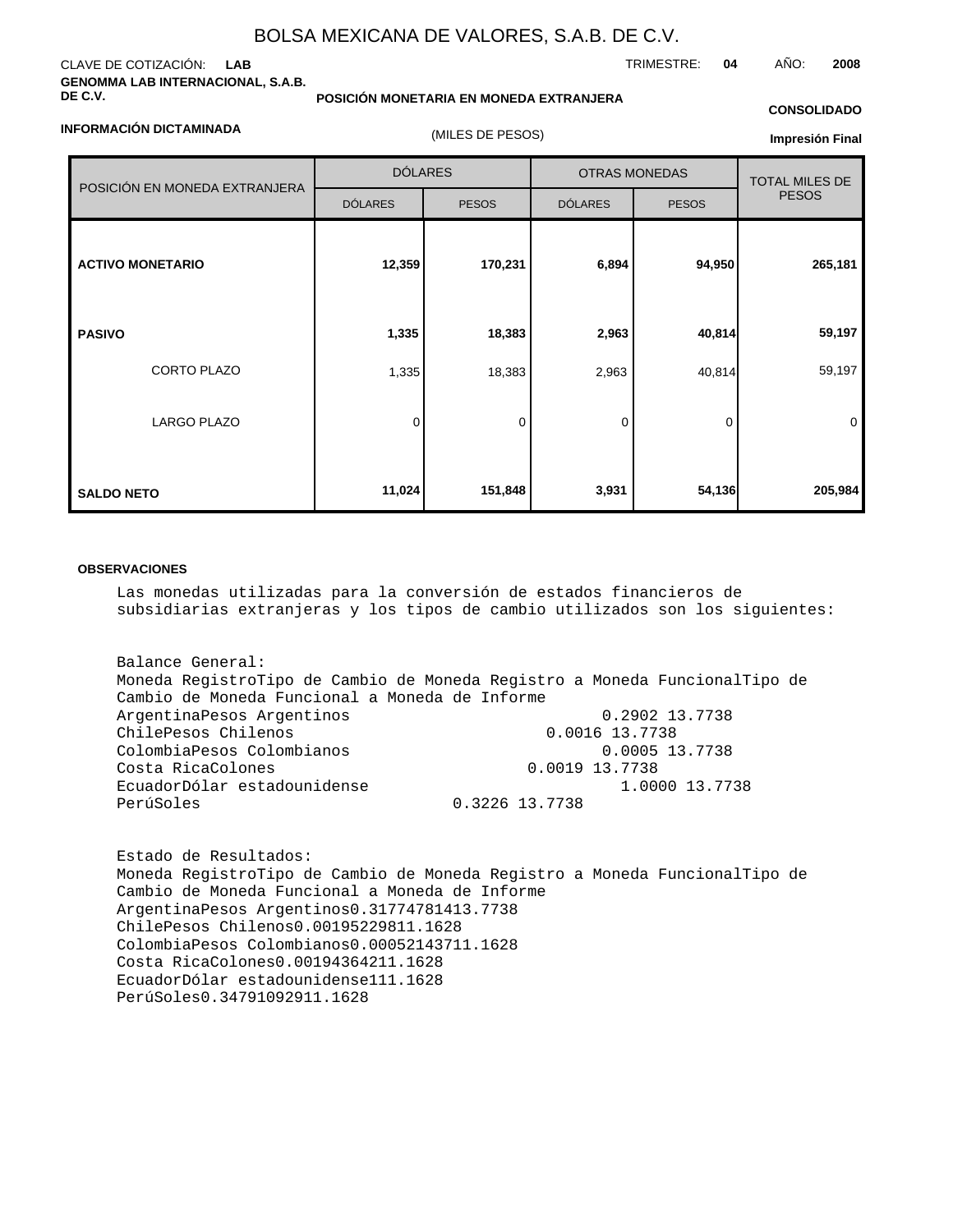# BOLSA MEXICANA DE VALORES, S.A.B. DE C.V.

CLAVE DE COTIZACIÓN: **LAB**

TRIMESTRE: **04** AÑO: **2008**

**GENOMMA LAB INTERNACIONAL, S.A.B. DE C.V.**

**POSICIÓN MONETARIA EN MONEDA EXTRANJERA**

**CONSOLIDADO**

**INFORMACIÓN DICTAMINADA**

(MILES DE PESOS)

**Impresión Final**

| POSICIÓN EN MONEDA EXTRANJERA | DÓLARES | | OTRAS MONEDAS | | TOTAL MILES DE PESOS |
|---|---|---|---|---|---|
| | DÓLARES | PESOS | DÓLARES | PESOS | |
| **ACTIVO MONETARIO** | **12,359** | **170,231** | **6,894** | **94,950** | **265,181** |
| **PASIVO** | **1,335** | **18,383** | **2,963** | **40,814** | **59,197** |
| CORTO PLAZO | 1,335 | 18,383 | 2,963 | 40,814 | 59,197 |
| LARGO PLAZO | 0 | 0 | 0 | 0 | 0 |
| **SALDO NETO** | **11,024** | **151,848** | **3,931** | **54,136** | **205,984** |

**OBSERVACIONES**

Las monedas utilizadas para la conversión de estados financieros de subsidiarias extranjeras y los tipos de cambio utilizados son los siguientes:

Balance General:
Moneda RegistroTipo de Cambio de Moneda Registro a Moneda FuncionalTipo de Cambio de Moneda Funcional a Moneda de Informe
ArgentinaPesos Argentinos 0.2902 13.7738
ChilePesos Chilenos 0.0016 13.7738
ColombiaPesos Colombianos 0.0005 13.7738
Costa RicaColones 0.0019 13.7738
EcuadorDólar estadounidense 1.0000 13.7738
PerúSoles 0.3226 13.7738

Estado de Resultados:
Moneda RegistroTipo de Cambio de Moneda Registro a Moneda FuncionalTipo de Cambio de Moneda Funcional a Moneda de Informe
ArgentinaPesos Argentinos0.31774781413.7738
ChilePesos Chilenos0.00195229811.1628
ColombiaPesos Colombianos0.00052143711.1628
Costa RicaColones0.00194364211.1628
EcuadorDólar estadounidense111.1628
PerúSoles0.34791092911.1628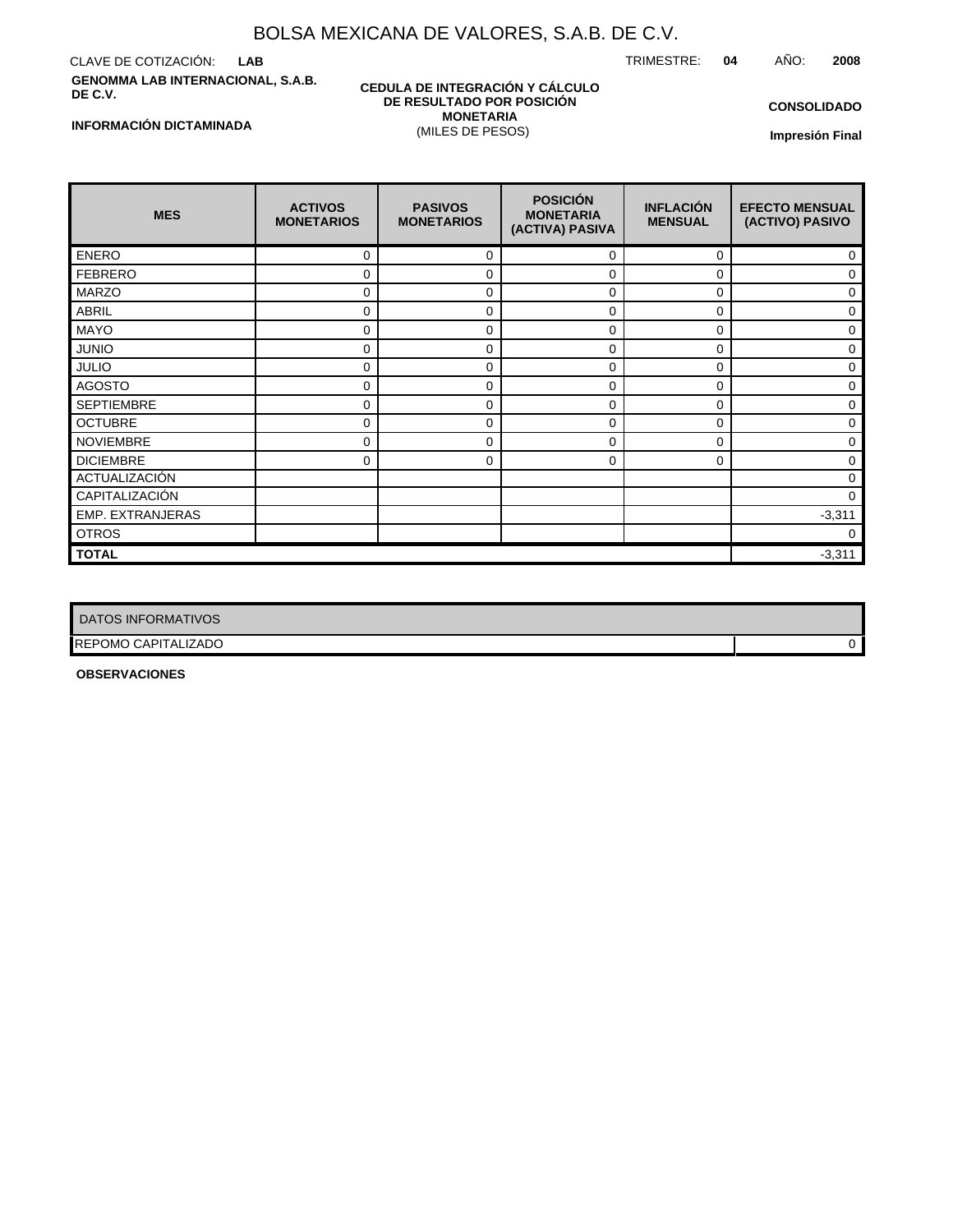# BOLSA MEXICANA DE VALORES, S.A.B. DE C.V.

CLAVE DE COTIZACIÓN: **LAB**

TRIMESTRE: **04** AÑO: **2008**

**GENOMMA LAB INTERNACIONAL, S.A.B. DE C.V.**

**CEDULA DE INTEGRACIÓN Y CÁLCULO DE RESULTADO POR POSICIÓN MONETARIA**
(MILES DE PESOS)

**CONSOLIDADO**

**INFORMACIÓN DICTAMINADA**

**Impresión Final**

| MES | ACTIVOS MONETARIOS | PASIVOS MONETARIOS | POSICIÓN MONETARIA (ACTIVA) PASIVA | INFLACIÓN MENSUAL | EFECTO MENSUAL (ACTIVO) PASIVO |
|---|---|---|---|---|---|
| ENERO | 0 | 0 | 0 | 0 | 0 |
| FEBRERO | 0 | 0 | 0 | 0 | 0 |
| MARZO | 0 | 0 | 0 | 0 | 0 |
| ABRIL | 0 | 0 | 0 | 0 | 0 |
| MAYO | 0 | 0 | 0 | 0 | 0 |
| JUNIO | 0 | 0 | 0 | 0 | 0 |
| JULIO | 0 | 0 | 0 | 0 | 0 |
| AGOSTO | 0 | 0 | 0 | 0 | 0 |
| SEPTIEMBRE | 0 | 0 | 0 | 0 | 0 |
| OCTUBRE | 0 | 0 | 0 | 0 | 0 |
| NOVIEMBRE | 0 | 0 | 0 | 0 | 0 |
| DICIEMBRE | 0 | 0 | 0 | 0 | 0 |
| ACTUALIZACIÓN | | | | | 0 |
| CAPITALIZACIÓN | | | | | 0 |
| EMP. EXTRANJERAS | | | | | -3,311 |
| OTROS | | | | | 0 |
| **TOTAL** | | | | | -3,311 |

| DATOS INFORMATIVOS | |
|---|---|
| REPOMO CAPITALIZADO | 0 |

**OBSERVACIONES**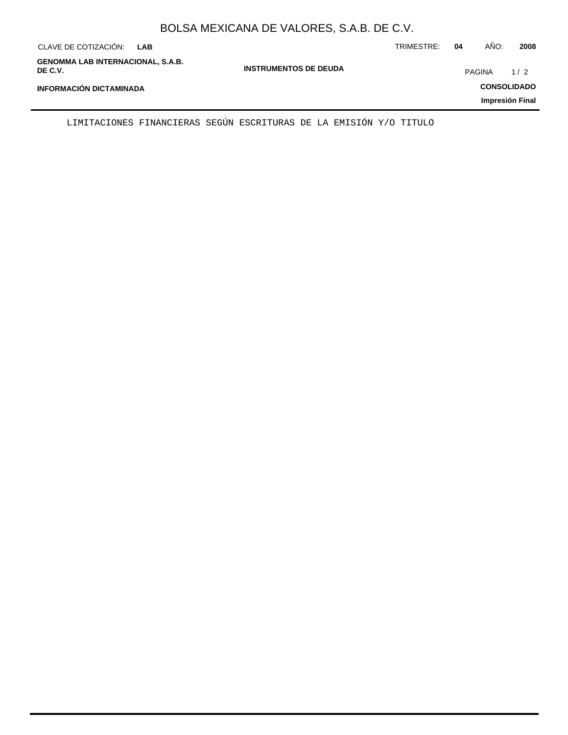# BOLSA MEXICANA DE VALORES, S.A.B. DE C.V.

CLAVE DE COTIZACIÓN: **LAB**

TRIMESTRE: **04** AÑO: **2008**

**GENOMMA LAB INTERNACIONAL, S.A.B. DE C.V.**

**INSTRUMENTOS DE DEUDA**

**INFORMACIÓN DICTAMINADA**

**CONSOLIDADO**

**Impresión Final**

LIMITACIONES FINANCIERAS SEGÚN ESCRITURAS DE LA EMISIÓN Y/O TITULO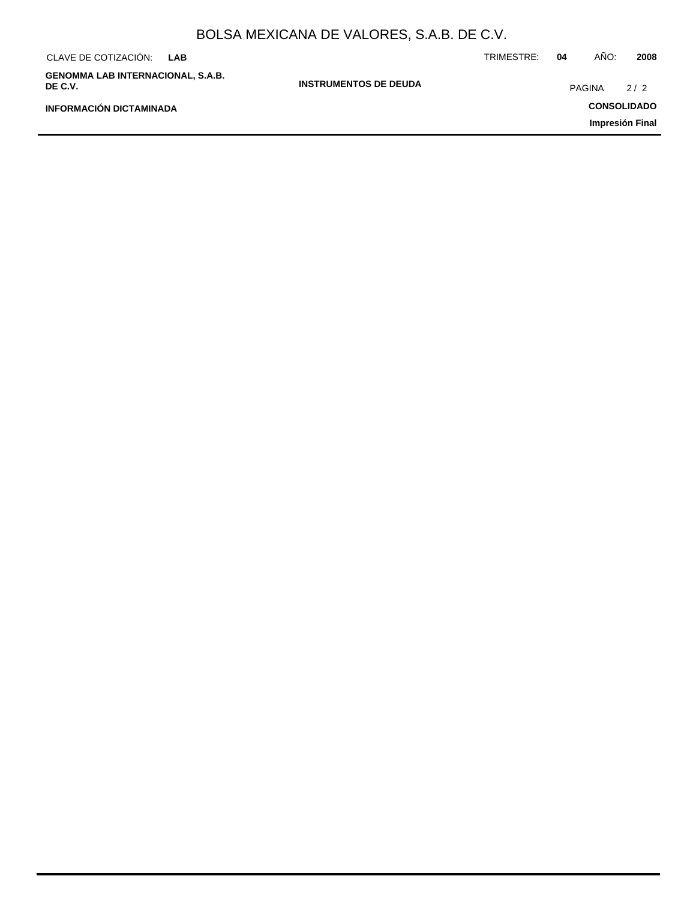# INSTRUMENTOS DE DEUDA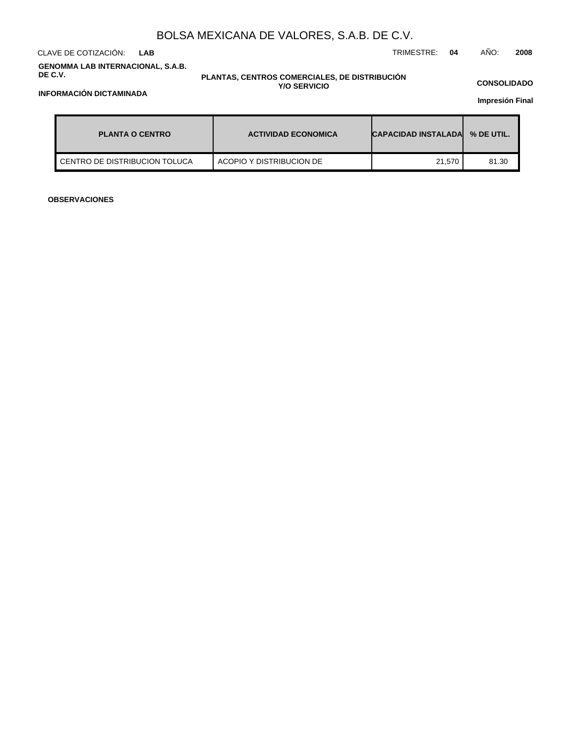# BOLSA MEXICANA DE VALORES, S.A.B. DE C.V.

CLAVE DE COTIZACIÓN: **LAB** TRIMESTRE: **04** AÑO: **2008**

**GENOMMA LAB INTERNACIONAL, S.A.B. DE C.V.**

**PLANTAS, CENTROS COMERCIALES, DE DISTRIBUCIÓN Y/O SERVICIO**

**CONSOLIDADO**

**INFORMACIÓN DICTAMINADA**

**Impresión Final**

| PLANTA O CENTRO | ACTIVIDAD ECONOMICA | CAPACIDAD INSTALADA | % DE UTIL. |
|---|---|---|---|
| CENTRO DE DISTRIBUCION TOLUCA | ACOPIO Y DISTRIBUCION DE | 21,570 | 81.30 |

**OBSERVACIONES**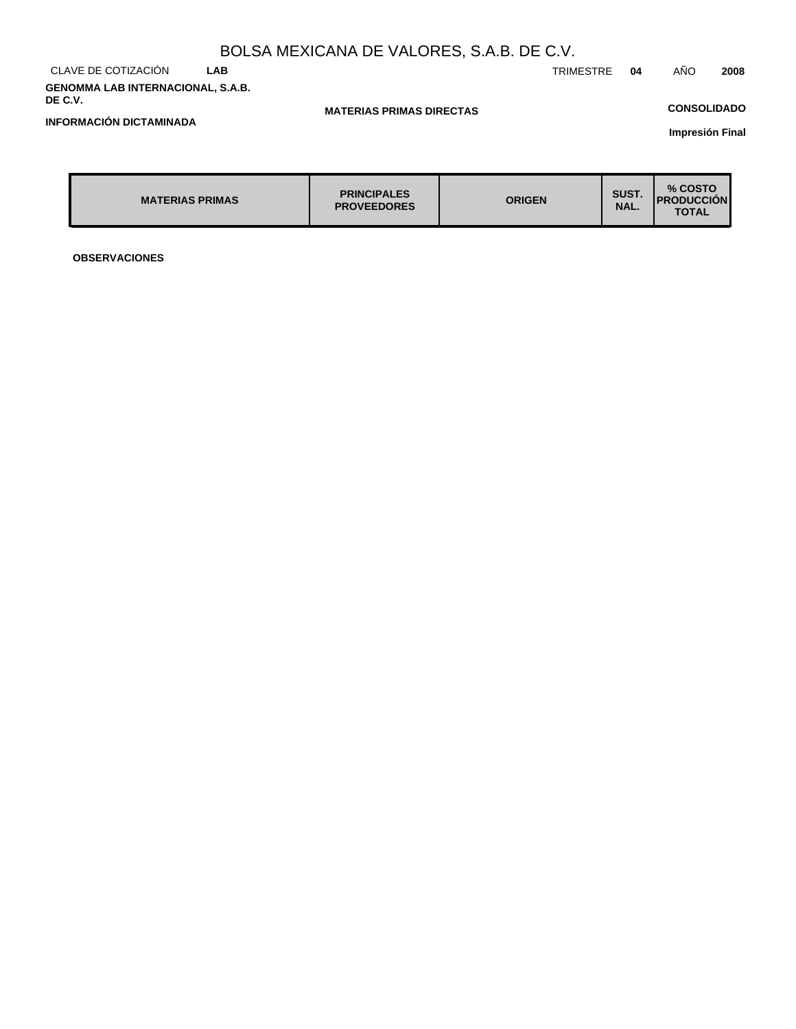BOLSA MEXICANA DE VALORES, S.A.B. DE C.V.

CLAVE DE COTIZACIÓN **LAB**

TRIMESTRE **04** AÑO **2008**

**GENOMMA LAB INTERNACIONAL, S.A.B. DE C.V.**

**MATERIAS PRIMAS DIRECTAS**

**CONSOLIDADO**

**INFORMACIÓN DICTAMINADA**

**Impresión Final**

| MATERIAS PRIMAS | PRINCIPALES PROVEEDORES | ORIGEN | SUST. NAL. | % COSTO PRODUCCIÓN TOTAL |
|---|---|---|---|---|

**OBSERVACIONES**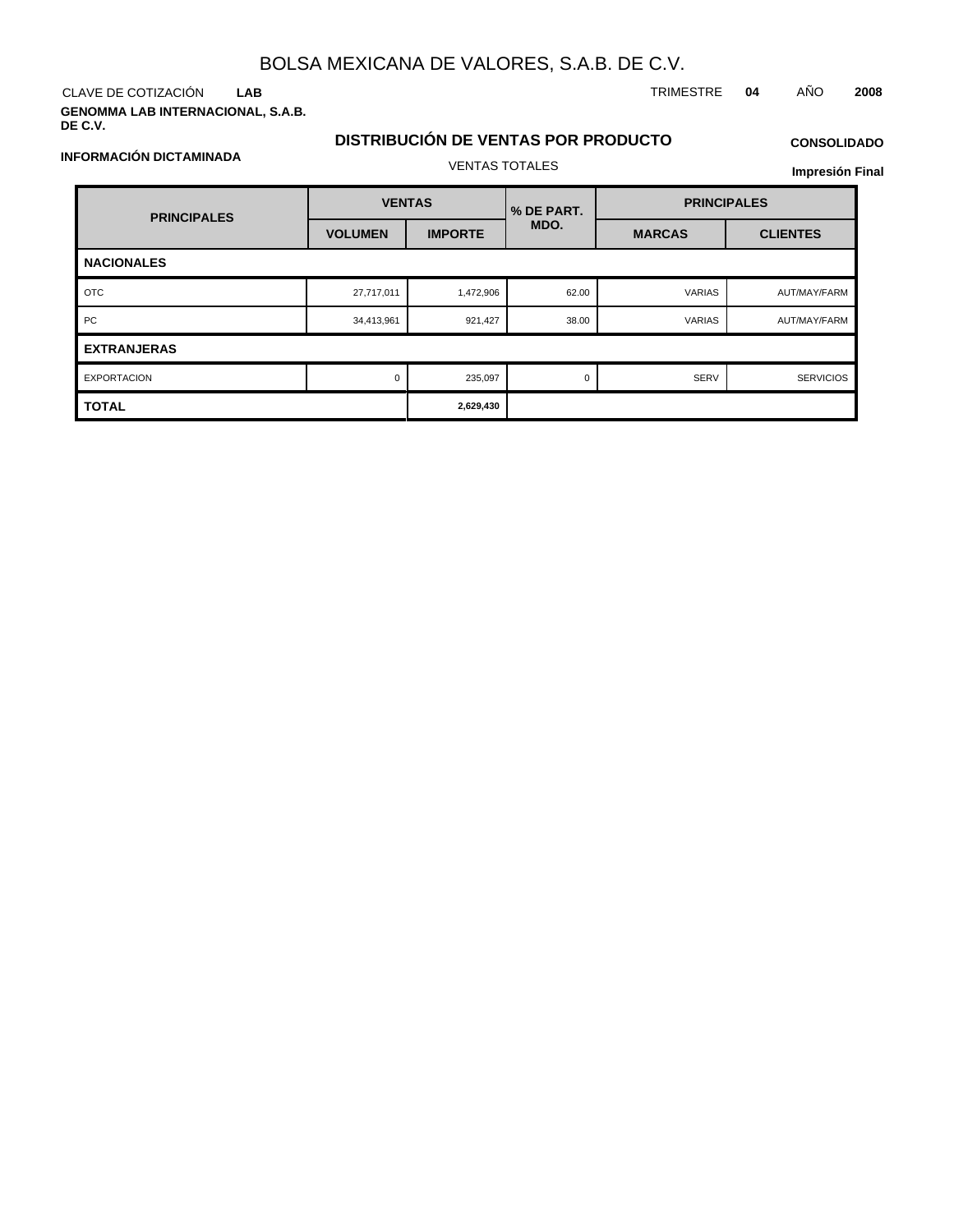# BOLSA MEXICANA DE VALORES, S.A.B. DE C.V.

CLAVE DE COTIZACIÓN **LAB**

TRIMESTRE **04** AÑO **2008**

**GENOMMA LAB INTERNACIONAL, S.A.B. DE C.V.**

**INFORMACIÓN DICTAMINADA**

## DISTRIBUCIÓN DE VENTAS POR PRODUCTO

VENTAS TOTALES

**CONSOLIDADO**

**Impresión Final**

| PRINCIPALES | VENTAS | | % DE PART. MDO. | PRINCIPALES | |
|---|---|---|---|---|---|
| | VOLUMEN | IMPORTE | | MARCAS | CLIENTES |
| **NACIONALES** | | | | | |
| OTC | 27,717,011 | 1,472,906 | 62.00 | VARIAS | AUT/MAY/FARM |
| PC | 34,413,961 | 921,427 | 38.00 | VARIAS | AUT/MAY/FARM |
| **EXTRANJERAS** | | | | | |
| EXPORTACION | 0 | 235,097 | 0 | SERV | SERVICIOS |
| **TOTAL** | | **2,629,430** | | | |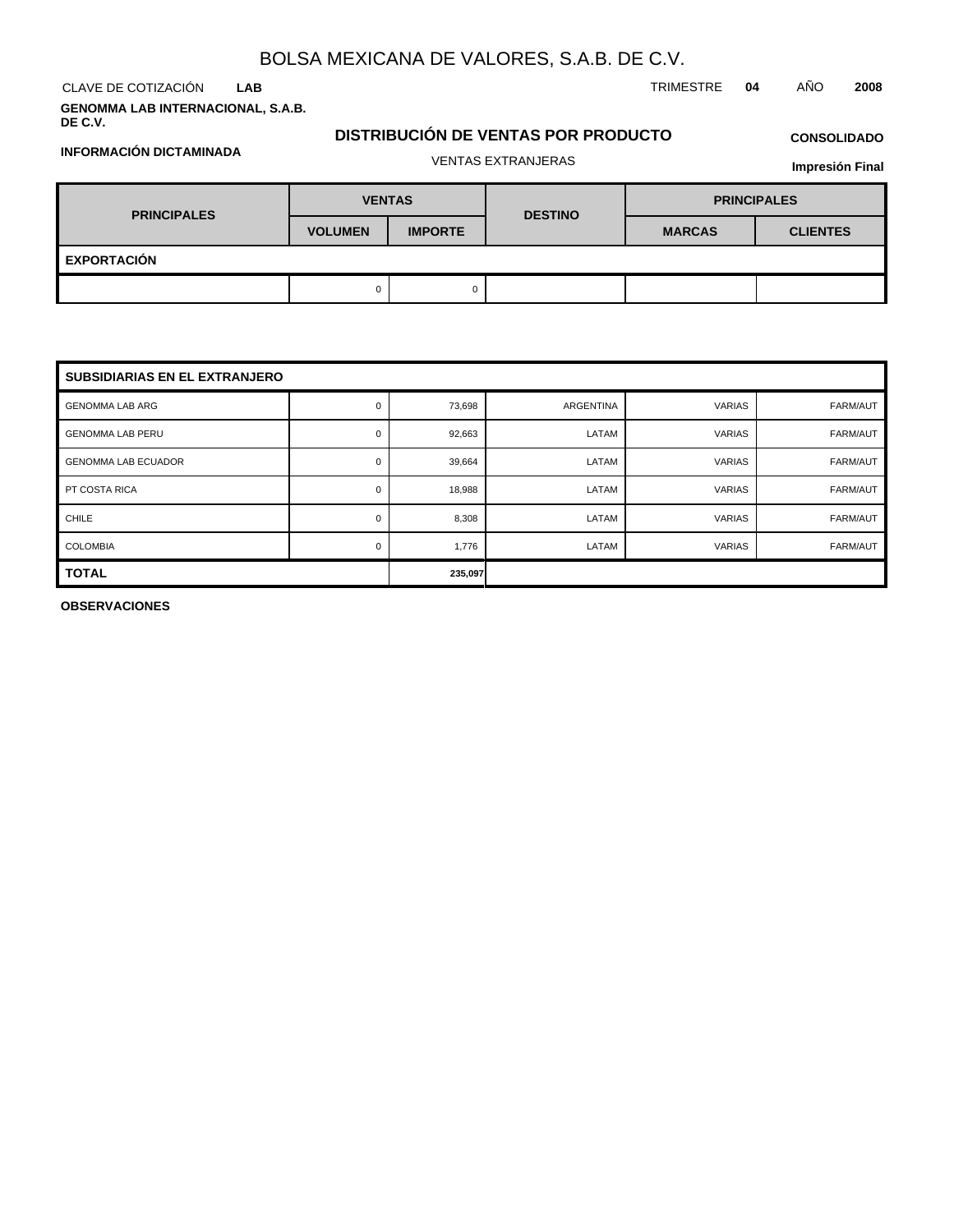# BOLSA MEXICANA DE VALORES, S.A.B. DE C.V.

CLAVE DE COTIZACIÓN **LAB**

TRIMESTRE **04** AÑO **2008**

**GENOMMA LAB INTERNACIONAL, S.A.B. DE C.V.**

**INFORMACIÓN DICTAMINADA**

## DISTRIBUCIÓN DE VENTAS POR PRODUCTO

VENTAS EXTRANJERAS

**CONSOLIDADO**

**Impresión Final**

| PRINCIPALES | VENTAS | | DESTINO | PRINCIPALES | |
|---|---|---|---|---|---|
| | VOLUMEN | IMPORTE | | MARCAS | CLIENTES |
| **EXPORTACIÓN** | | | | | |
| | 0 | 0 | | | |

| SUBSIDIARIAS EN EL EXTRANJERO | | | | | |
|---|---|---|---|---|---|
| GENOMMA LAB ARG | 0 | 73,698 | ARGENTINA | VARIAS | FARM/AUT |
| GENOMMA LAB PERU | 0 | 92,663 | LATAM | VARIAS | FARM/AUT |
| GENOMMA LAB ECUADOR | 0 | 39,664 | LATAM | VARIAS | FARM/AUT |
| PT COSTA RICA | 0 | 18,988 | LATAM | VARIAS | FARM/AUT |
| CHILE | 0 | 8,308 | LATAM | VARIAS | FARM/AUT |
| COLOMBIA | 0 | 1,776 | LATAM | VARIAS | FARM/AUT |
| **TOTAL** | | **235,097** | | | |

**OBSERVACIONES**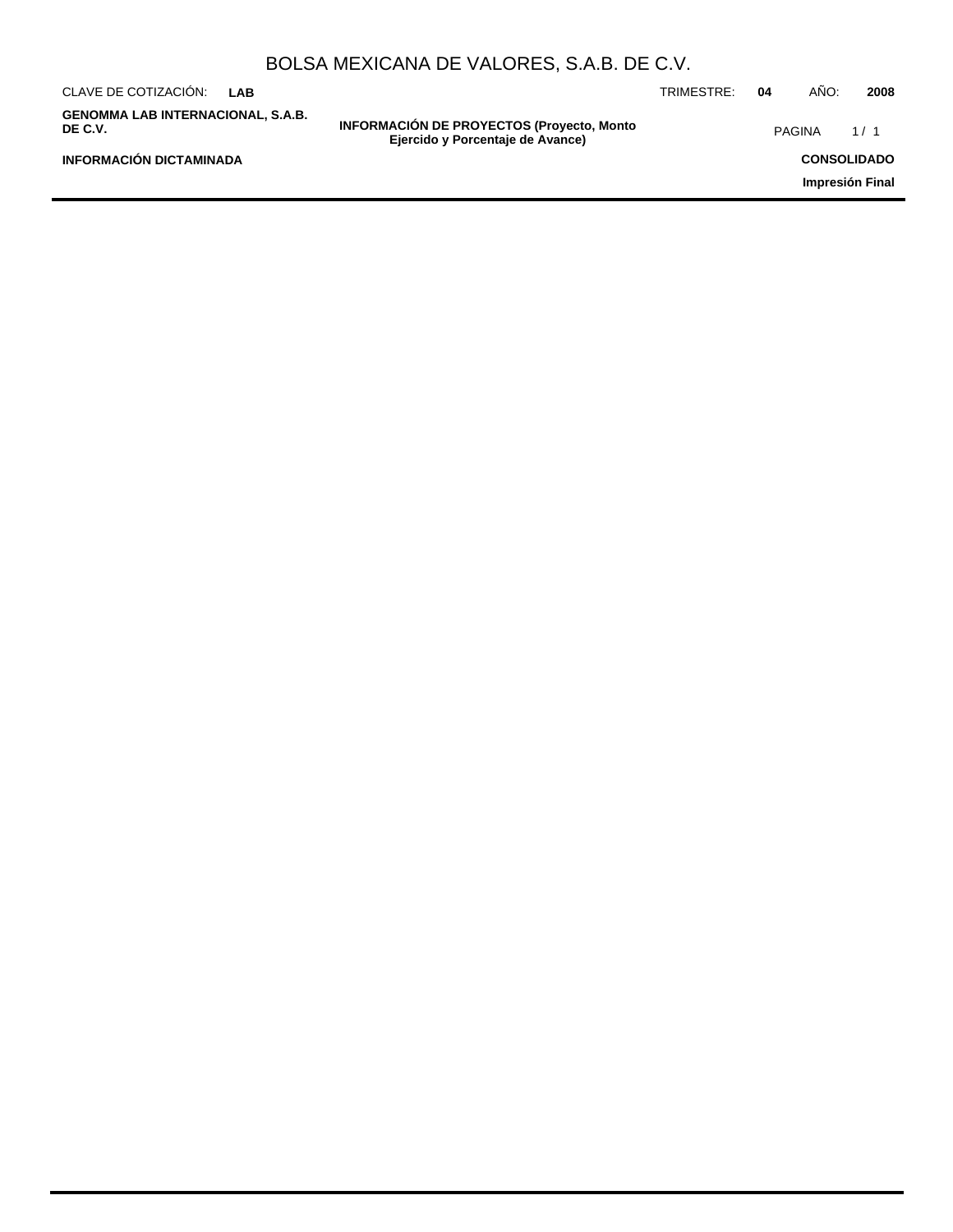# INFORMACIÓN DE PROYECTOS (Proyecto, Monto Ejercido y Porcentaje de Avance)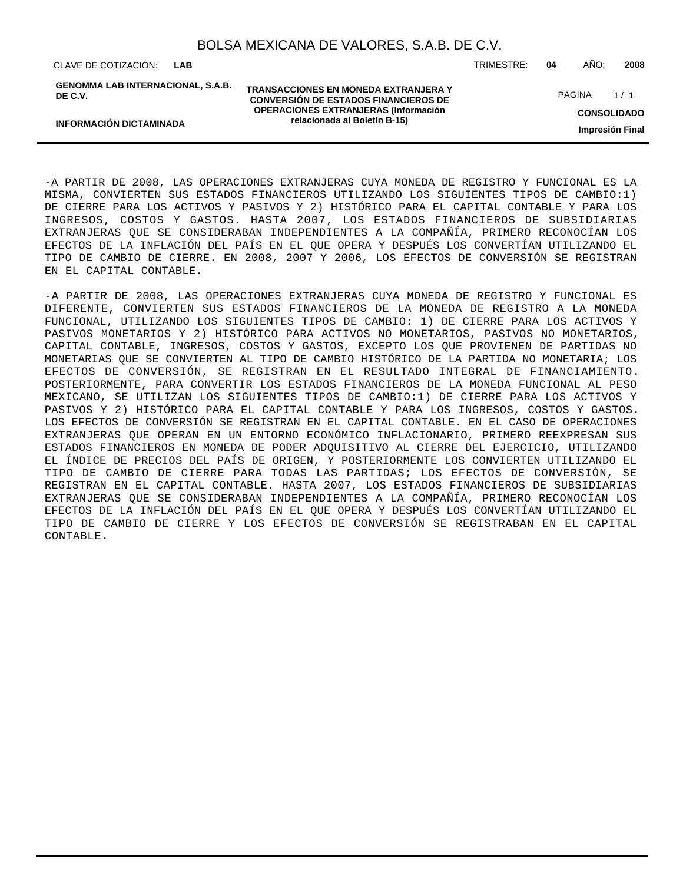-A PARTIR DE 2008, LAS OPERACIONES EXTRANJERAS CUYA MONEDA DE REGISTRO Y FUNCIONAL ES LA MISMA, CONVIERTEN SUS ESTADOS FINANCIEROS UTILIZANDO LOS SIGUIENTES TIPOS DE CAMBIO:1) DE CIERRE PARA LOS ACTIVOS Y PASIVOS Y 2) HISTÓRICO PARA EL CAPITAL CONTABLE Y PARA LOS INGRESOS, COSTOS Y GASTOS. HASTA 2007, LOS ESTADOS FINANCIEROS DE SUBSIDIARIAS EXTRANJERAS QUE SE CONSIDERABAN INDEPENDIENTES A LA COMPAÑÍA, PRIMERO RECONOCÍAN LOS EFECTOS DE LA INFLACIÓN DEL PAÍS EN EL QUE OPERA Y DESPUÉS LOS CONVERTÍAN UTILIZANDO EL TIPO DE CAMBIO DE CIERRE. EN 2008, 2007 Y 2006, LOS EFECTOS DE CONVERSIÓN SE REGISTRAN EN EL CAPITAL CONTABLE.

-A PARTIR DE 2008, LAS OPERACIONES EXTRANJERAS CUYA MONEDA DE REGISTRO Y FUNCIONAL ES DIFERENTE, CONVIERTEN SUS ESTADOS FINANCIEROS DE LA MONEDA DE REGISTRO A LA MONEDA FUNCIONAL, UTILIZANDO LOS SIGUIENTES TIPOS DE CAMBIO: 1) DE CIERRE PARA LOS ACTIVOS Y PASIVOS MONETARIOS Y 2) HISTÓRICO PARA ACTIVOS NO MONETARIOS, PASIVOS NO MONETARIOS, CAPITAL CONTABLE, INGRESOS, COSTOS Y GASTOS, EXCEPTO LOS QUE PROVIENEN DE PARTIDAS NO MONETARIAS QUE SE CONVIERTEN AL TIPO DE CAMBIO HISTÓRICO DE LA PARTIDA NO MONETARIA; LOS EFECTOS DE CONVERSIÓN, SE REGISTRAN EN EL RESULTADO INTEGRAL DE FINANCIAMIENTO. POSTERIORMENTE, PARA CONVERTIR LOS ESTADOS FINANCIEROS DE LA MONEDA FUNCIONAL AL PESO MEXICANO, SE UTILIZAN LOS SIGUIENTES TIPOS DE CAMBIO:1) DE CIERRE PARA LOS ACTIVOS Y PASIVOS Y 2) HISTÓRICO PARA EL CAPITAL CONTABLE Y PARA LOS INGRESOS, COSTOS Y GASTOS. LOS EFECTOS DE CONVERSIÓN SE REGISTRAN EN EL CAPITAL CONTABLE. EN EL CASO DE OPERACIONES EXTRANJERAS QUE OPERAN EN UN ENTORNO ECONÓMICO INFLACIONARIO, PRIMERO REEXPRESAN SUS ESTADOS FINANCIEROS EN MONEDA DE PODER ADQUISITIVO AL CIERRE DEL EJERCICIO, UTILIZANDO EL ÍNDICE DE PRECIOS DEL PAÍS DE ORIGEN, Y POSTERIORMENTE LOS CONVIERTEN UTILIZANDO EL TIPO DE CAMBIO DE CIERRE PARA TODAS LAS PARTIDAS; LOS EFECTOS DE CONVERSIÓN, SE REGISTRAN EN EL CAPITAL CONTABLE. HASTA 2007, LOS ESTADOS FINANCIEROS DE SUBSIDIARIAS EXTRANJERAS QUE SE CONSIDERABAN INDEPENDIENTES A LA COMPAÑÍA, PRIMERO RECONOCÍAN LOS EFECTOS DE LA INFLACIÓN DEL PAÍS EN EL QUE OPERA Y DESPUÉS LOS CONVERTÍAN UTILIZANDO EL TIPO DE CAMBIO DE CIERRE Y LOS EFECTOS DE CONVERSIÓN SE REGISTRABAN EN EL CAPITAL CONTABLE.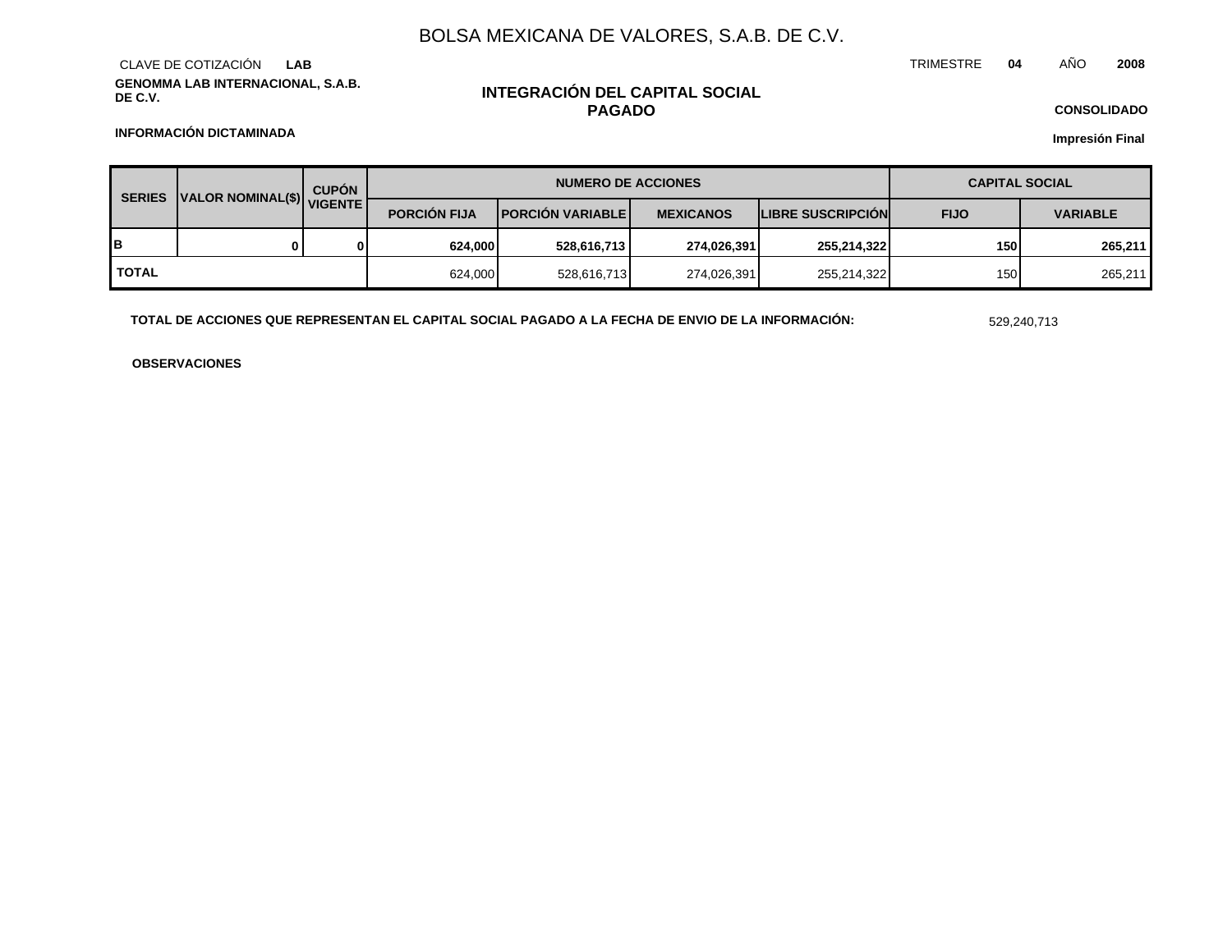# BOLSA MEXICANA DE VALORES, S.A.B. DE C.V.

CLAVE DE COTIZACIÓN **LAB**

TRIMESTRE **04** AÑO **2008**

**GENOMMA LAB INTERNACIONAL, S.A.B. DE C.V.**

## INTEGRACIÓN DEL CAPITAL SOCIAL PAGADO

**CONSOLIDADO**

**INFORMACIÓN DICTAMINADA**

**Impresión Final**

| SERIES | VALOR NOMINAL($) | CUPÓN VIGENTE | NUMERO DE ACCIONES | | | | CAPITAL SOCIAL | |
|---|---|---|---|---|---|---|---|---|
| | | | PORCIÓN FIJA | PORCIÓN VARIABLE | MEXICANOS | LIBRE SUSCRIPCIÓN | FIJO | VARIABLE |
| **B** | **0** | **0** | **624,000** | **528,616,713** | **274,026,391** | **255,214,322** | **150** | **265,211** |
| **TOTAL** | | | 624,000 | 528,616,713 | 274,026,391 | 255,214,322 | 150 | 265,211 |

**TOTAL DE ACCIONES QUE REPRESENTAN EL CAPITAL SOCIAL PAGADO A LA FECHA DE ENVIO DE LA INFORMACIÓN:** 529,240,713

**OBSERVACIONES**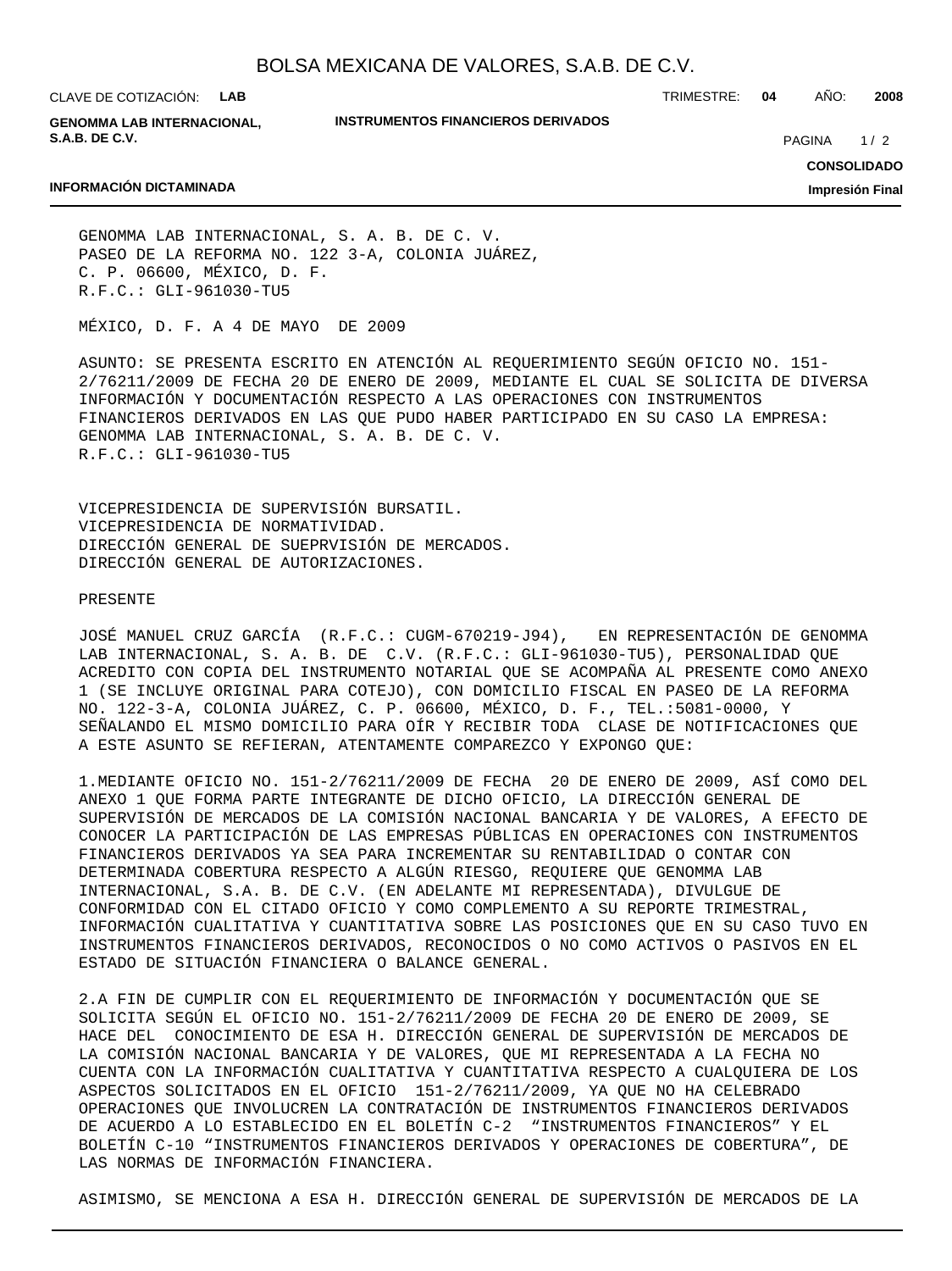GENOMMA LAB INTERNACIONAL, S. A. B. DE C. V.
PASEO DE LA REFORMA NO. 122 3-A, COLONIA JUÁREZ,
C. P. 06600, MÉXICO, D. F.
R.F.C.: GLI-961030-TU5

MÉXICO, D. F. A 4 DE MAYO DE 2009

ASUNTO: SE PRESENTA ESCRITO EN ATENCIÓN AL REQUERIMIENTO SEGÚN OFICIO NO. 151-2/76211/2009 DE FECHA 20 DE ENERO DE 2009, MEDIANTE EL CUAL SE SOLICITA DE DIVERSA INFORMACIÓN Y DOCUMENTACIÓN RESPECTO A LAS OPERACIONES CON INSTRUMENTOS FINANCIEROS DERIVADOS EN LAS QUE PUDO HABER PARTICIPADO EN SU CASO LA EMPRESA: GENOMMA LAB INTERNACIONAL, S. A. B. DE C. V.
R.F.C.: GLI-961030-TU5

VICEPRESIDENCIA DE SUPERVISIÓN BURSATIL.
VICEPRESIDENCIA DE NORMATIVIDAD.
DIRECCIÓN GENERAL DE SUEPRVISIÓN DE MERCADOS.
DIRECCIÓN GENERAL DE AUTORIZACIONES.

PRESENTE

JOSÉ MANUEL CRUZ GARCÍA (R.F.C.: CUGM-670219-J94), EN REPRESENTACIÓN DE GENOMMA LAB INTERNACIONAL, S. A. B. DE C.V. (R.F.C.: GLI-961030-TU5), PERSONALIDAD QUE ACREDITO CON COPIA DEL INSTRUMENTO NOTARIAL QUE SE ACOMPAÑA AL PRESENTE COMO ANEXO 1 (SE INCLUYE ORIGINAL PARA COTEJO), CON DOMICILIO FISCAL EN PASEO DE LA REFORMA NO. 122-3-A, COLONIA JUÁREZ, C. P. 06600, MÉXICO, D. F., TEL.:5081-0000, Y SEÑALANDO EL MISMO DOMICILIO PARA OÍR Y RECIBIR TODA CLASE DE NOTIFICACIONES QUE A ESTE ASUNTO SE REFIERAN, ATENTAMENTE COMPAREZCO Y EXPONGO QUE:

1.MEDIANTE OFICIO NO. 151-2/76211/2009 DE FECHA 20 DE ENERO DE 2009, ASÍ COMO DEL ANEXO 1 QUE FORMA PARTE INTEGRANTE DE DICHO OFICIO, LA DIRECCIÓN GENERAL DE SUPERVISIÓN DE MERCADOS DE LA COMISIÓN NACIONAL BANCARIA Y DE VALORES, A EFECTO DE CONOCER LA PARTICIPACIÓN DE LAS EMPRESAS PÚBLICAS EN OPERACIONES CON INSTRUMENTOS FINANCIEROS DERIVADOS YA SEA PARA INCREMENTAR SU RENTABILIDAD O CONTAR CON DETERMINADA COBERTURA RESPECTO A ALGÚN RIESGO, REQUIERE QUE GENOMMA LAB INTERNACIONAL, S.A. B. DE C.V. (EN ADELANTE MI REPRESENTADA), DIVULGUE DE CONFORMIDAD CON EL CITADO OFICIO Y COMO COMPLEMENTO A SU REPORTE TRIMESTRAL, INFORMACIÓN CUALITATIVA Y CUANTITATIVA SOBRE LAS POSICIONES QUE EN SU CASO TUVO EN INSTRUMENTOS FINANCIEROS DERIVADOS, RECONOCIDOS O NO COMO ACTIVOS O PASIVOS EN EL ESTADO DE SITUACIÓN FINANCIERA O BALANCE GENERAL.

2.A FIN DE CUMPLIR CON EL REQUERIMIENTO DE INFORMACIÓN Y DOCUMENTACIÓN QUE SE SOLICITA SEGÚN EL OFICIO NO. 151-2/76211/2009 DE FECHA 20 DE ENERO DE 2009, SE HACE DEL CONOCIMIENTO DE ESA H. DIRECCIÓN GENERAL DE SUPERVISIÓN DE MERCADOS DE LA COMISIÓN NACIONAL BANCARIA Y DE VALORES, QUE MI REPRESENTADA A LA FECHA NO CUENTA CON LA INFORMACIÓN CUALITATIVA Y CUANTITATIVA RESPECTO A CUALQUIERA DE LOS ASPECTOS SOLICITADOS EN EL OFICIO 151-2/76211/2009, YA QUE NO HA CELEBRADO OPERACIONES QUE INVOLUCREN LA CONTRATACIÓN DE INSTRUMENTOS FINANCIEROS DERIVADOS DE ACUERDO A LO ESTABLECIDO EN EL BOLETÍN C-2 "INSTRUMENTOS FINANCIEROS" Y EL BOLETÍN C-10 "INSTRUMENTOS FINANCIEROS DERIVADOS Y OPERACIONES DE COBERTURA", DE LAS NORMAS DE INFORMACIÓN FINANCIERA.

ASIMISMO, SE MENCIONA A ESA H. DIRECCIÓN GENERAL DE SUPERVISIÓN DE MERCADOS DE LA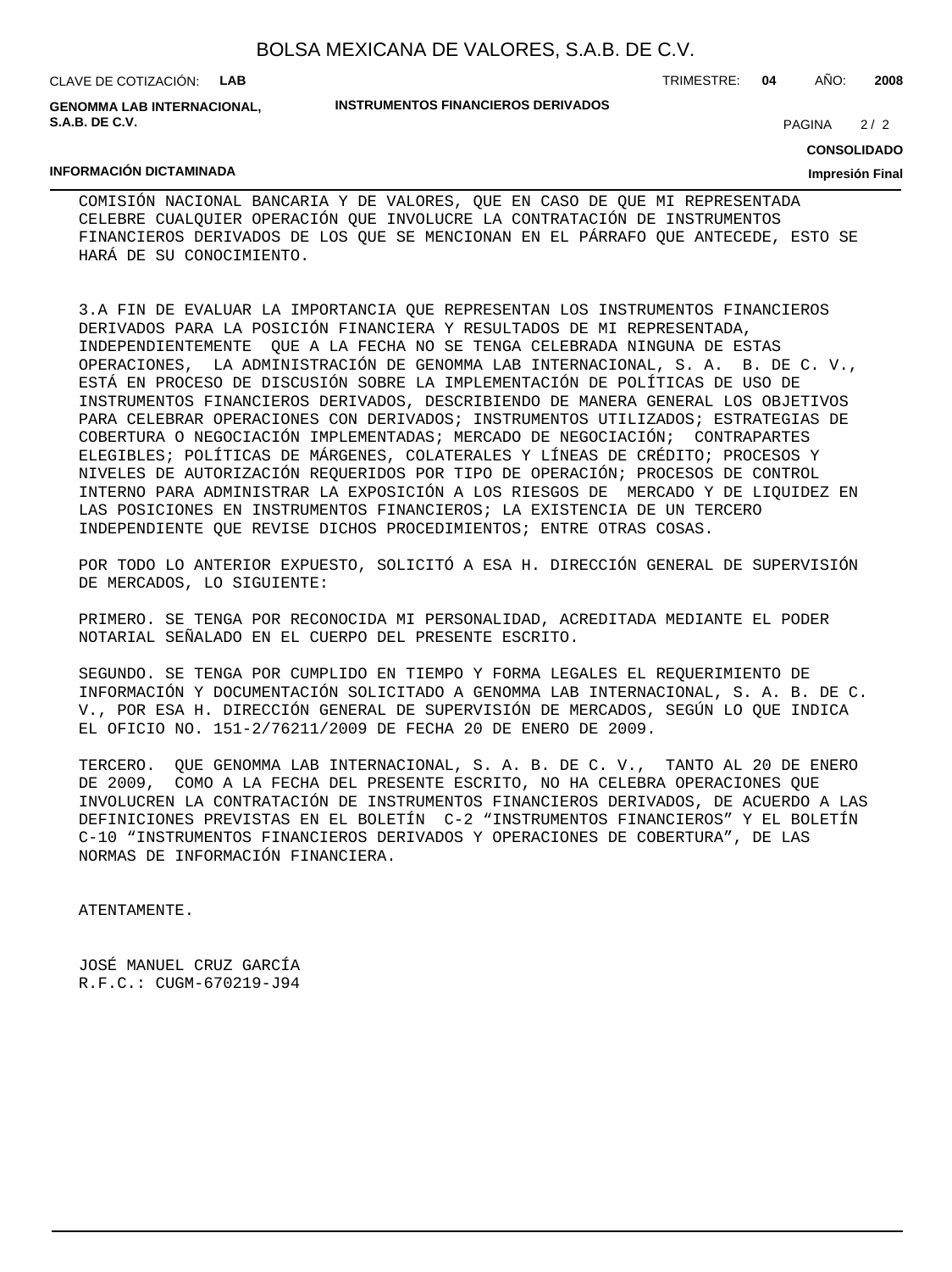COMISIÓN NACIONAL BANCARIA Y DE VALORES, QUE EN CASO DE QUE MI REPRESENTADA CELEBRE CUALQUIER OPERACIÓN QUE INVOLUCRE LA CONTRATACIÓN DE INSTRUMENTOS FINANCIEROS DERIVADOS DE LOS QUE SE MENCIONAN EN EL PÁRRAFO QUE ANTECEDE, ESTO SE HARÁ DE SU CONOCIMIENTO.

3.A FIN DE EVALUAR LA IMPORTANCIA QUE REPRESENTAN LOS INSTRUMENTOS FINANCIEROS DERIVADOS PARA LA POSICIÓN FINANCIERA Y RESULTADOS DE MI REPRESENTADA, INDEPENDIENTEMENTE QUE A LA FECHA NO SE TENGA CELEBRADA NINGUNA DE ESTAS OPERACIONES, LA ADMINISTRACIÓN DE GENOMMA LAB INTERNACIONAL, S. A. B. DE C. V., ESTÁ EN PROCESO DE DISCUSIÓN SOBRE LA IMPLEMENTACIÓN DE POLÍTICAS DE USO DE INSTRUMENTOS FINANCIEROS DERIVADOS, DESCRIBIENDO DE MANERA GENERAL LOS OBJETIVOS PARA CELEBRAR OPERACIONES CON DERIVADOS; INSTRUMENTOS UTILIZADOS; ESTRATEGIAS DE COBERTURA O NEGOCIACIÓN IMPLEMENTADAS; MERCADO DE NEGOCIACIÓN; CONTRAPARTES ELEGIBLES; POLÍTICAS DE MÁRGENES, COLATERALES Y LÍNEAS DE CRÉDITO; PROCESOS Y NIVELES DE AUTORIZACIÓN REQUERIDOS POR TIPO DE OPERACIÓN; PROCESOS DE CONTROL INTERNO PARA ADMINISTRAR LA EXPOSICIÓN A LOS RIESGOS DE MERCADO Y DE LIQUIDEZ EN LAS POSICIONES EN INSTRUMENTOS FINANCIEROS; LA EXISTENCIA DE UN TERCERO INDEPENDIENTE QUE REVISE DICHOS PROCEDIMIENTOS; ENTRE OTRAS COSAS.

POR TODO LO ANTERIOR EXPUESTO, SOLICITÓ A ESA H. DIRECCIÓN GENERAL DE SUPERVISIÓN DE MERCADOS, LO SIGUIENTE:

PRIMERO. SE TENGA POR RECONOCIDA MI PERSONALIDAD, ACREDITADA MEDIANTE EL PODER NOTARIAL SEÑALADO EN EL CUERPO DEL PRESENTE ESCRITO.

SEGUNDO. SE TENGA POR CUMPLIDO EN TIEMPO Y FORMA LEGALES EL REQUERIMIENTO DE INFORMACIÓN Y DOCUMENTACIÓN SOLICITADO A GENOMMA LAB INTERNACIONAL, S. A. B. DE C. V., POR ESA H. DIRECCIÓN GENERAL DE SUPERVISIÓN DE MERCADOS, SEGÚN LO QUE INDICA EL OFICIO NO. 151-2/76211/2009 DE FECHA 20 DE ENERO DE 2009.

TERCERO. QUE GENOMMA LAB INTERNACIONAL, S. A. B. DE C. V., TANTO AL 20 DE ENERO DE 2009, COMO A LA FECHA DEL PRESENTE ESCRITO, NO HA CELEBRA OPERACIONES QUE INVOLUCREN LA CONTRATACIÓN DE INSTRUMENTOS FINANCIEROS DERIVADOS, DE ACUERDO A LAS DEFINICIONES PREVISTAS EN EL BOLETÍN C-2 “INSTRUMENTOS FINANCIEROS” Y EL BOLETÍN C-10 “INSTRUMENTOS FINANCIEROS DERIVADOS Y OPERACIONES DE COBERTURA”, DE LAS NORMAS DE INFORMACIÓN FINANCIERA.

ATENTAMENTE.

JOSÉ MANUEL CRUZ GARCÍA
R.F.C.: CUGM-670219-J94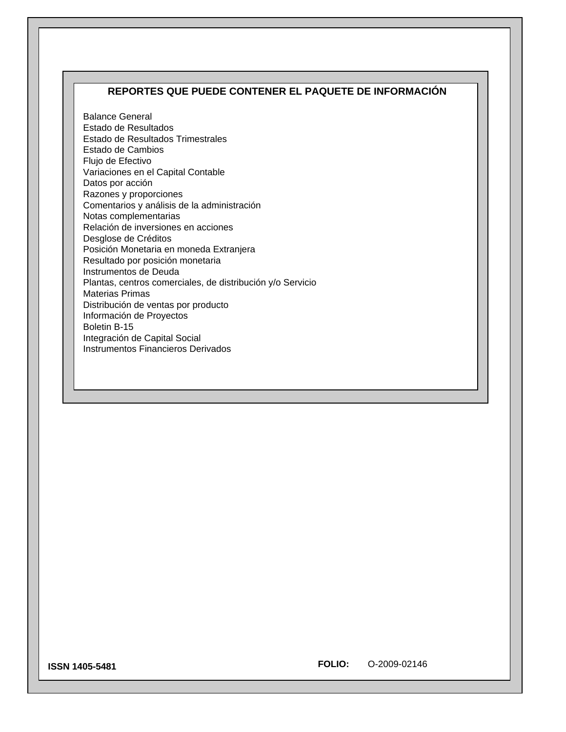## REPORTES QUE PUEDE CONTENER EL PAQUETE DE INFORMACIÓN

Balance General
Estado de Resultados
Estado de Resultados Trimestrales
Estado de Cambios
Flujo de Efectivo
Variaciones en el Capital Contable
Datos por acción
Razones y proporciones
Comentarios y análisis de la administración
Notas complementarias
Relación de inversiones en acciones
Desglose de Créditos
Posición Monetaria en moneda Extranjera
Resultado por posición monetaria
Instrumentos de Deuda
Plantas, centros comerciales, de distribución y/o Servicio
Materias Primas
Distribución de ventas por producto
Información de Proyectos
Boletin B-15
Integración de Capital Social
Instrumentos Financieros Derivados

**ISSN 1405-5481**

**FOLIO:** O-2009-02146